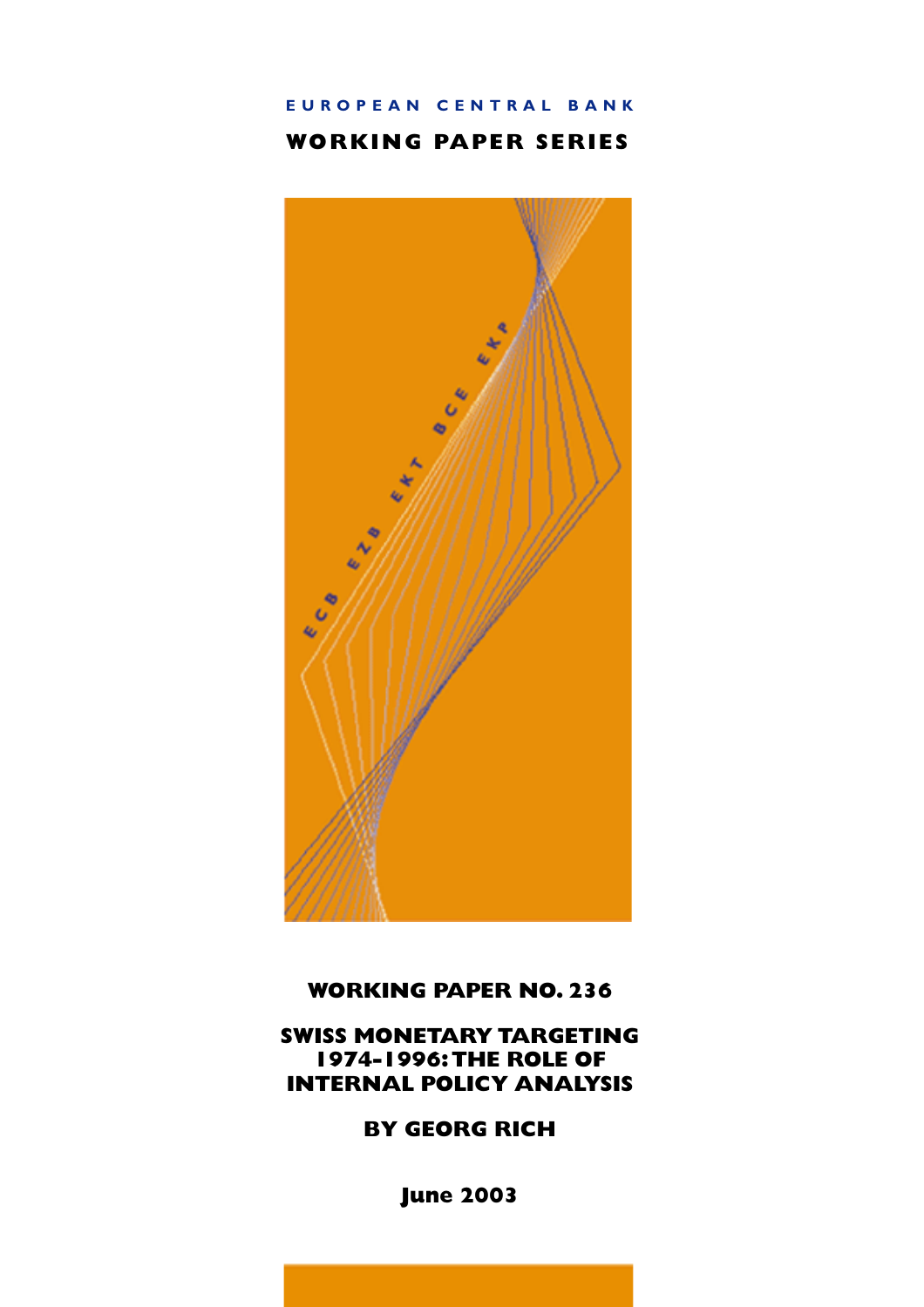EUROPEAN CENTRAL BANK

**WORKING PAPER SERIES**

ECB EZB EKT BCE EKP

**WORKING PAPER NO. 236**

# SWISS MONETARY TARGETING 1974-1996: THE ROLE OF INTERNAL POLICY ANALYSIS

**BY GEORG RICH**

**June 2003**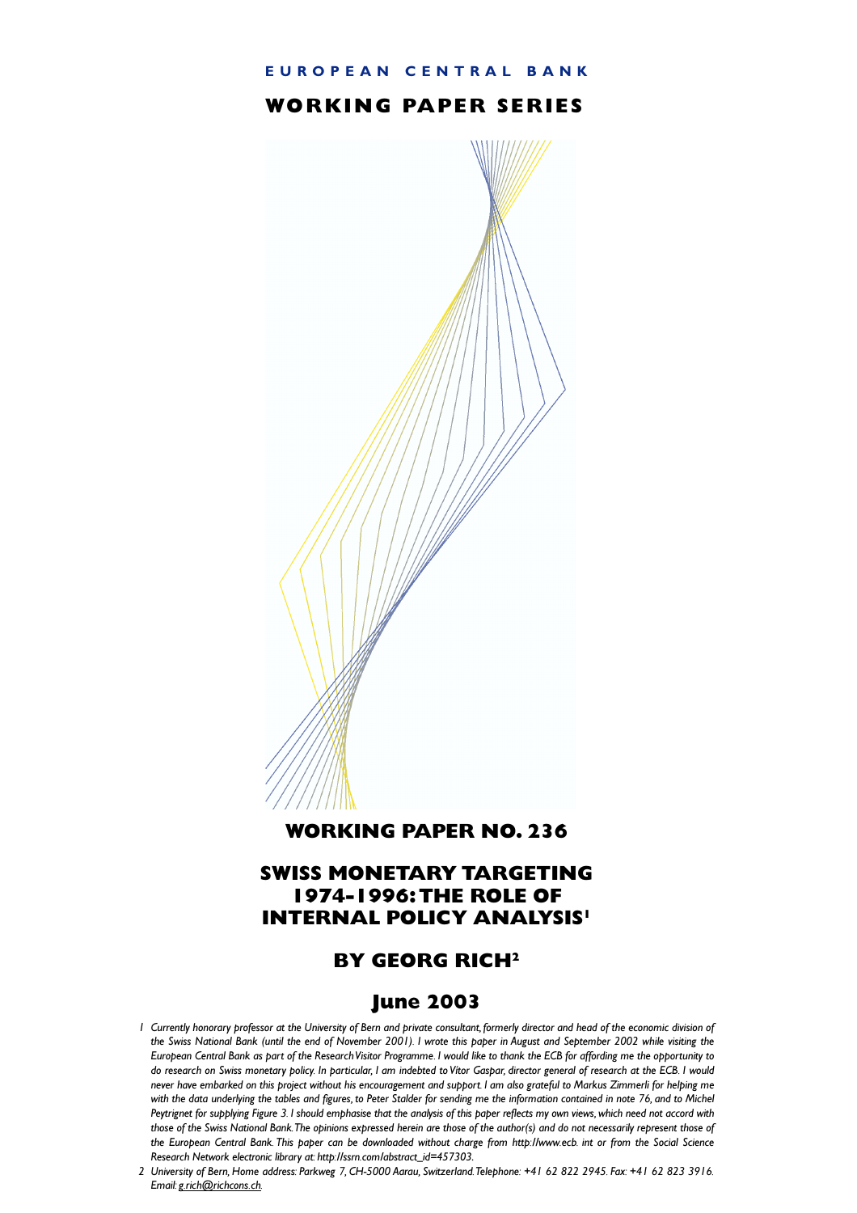**EUROPEAN CENTRAL BANK**

**WORKING PAPER SERIES**

# WORKING PAPER NO. 236

# SWISS MONETARY TARGETING 1974-1996: THE ROLE OF INTERNAL POLICY ANALYSIS[1]

## BY GEORG RICH[2]

## June 2003

*1 Currently honorary professor at the University of Bern and private consultant, formerly director and head of the economic division of the Swiss National Bank (until the end of November 2001). I wrote this paper in August and September 2002 while visiting the European Central Bank as part of the Research Visitor Programme. I would like to thank the ECB for affording me the opportunity to do research on Swiss monetary policy. In particular, I am indebted to Vitor Gaspar, director general of research at the ECB. I would never have embarked on this project without his encouragement and support. I am also grateful to Markus Zimmerli for helping me with the data underlying the tables and figures, to Peter Stalder for sending me the information contained in note 76, and to Michel Peytrignet for supplying Figure 3. I should emphasise that the analysis of this paper reflects my own views, which need not accord with those of the Swiss National Bank. The opinions expressed herein are those of the author(s) and do not necessarily represent those of the European Central Bank. This paper can be downloaded without charge from http://www.ecb.int or from the Social Science Research Network electronic library at: http://ssrn.com/abstract_id=457303.*

*2 University of Bern, Home address: Parkweg 7, CH-5000 Aarau, Switzerland. Telephone: +41 62 822 2945. Fax: +41 62 823 3916. Email: g.rich@richcons.ch.*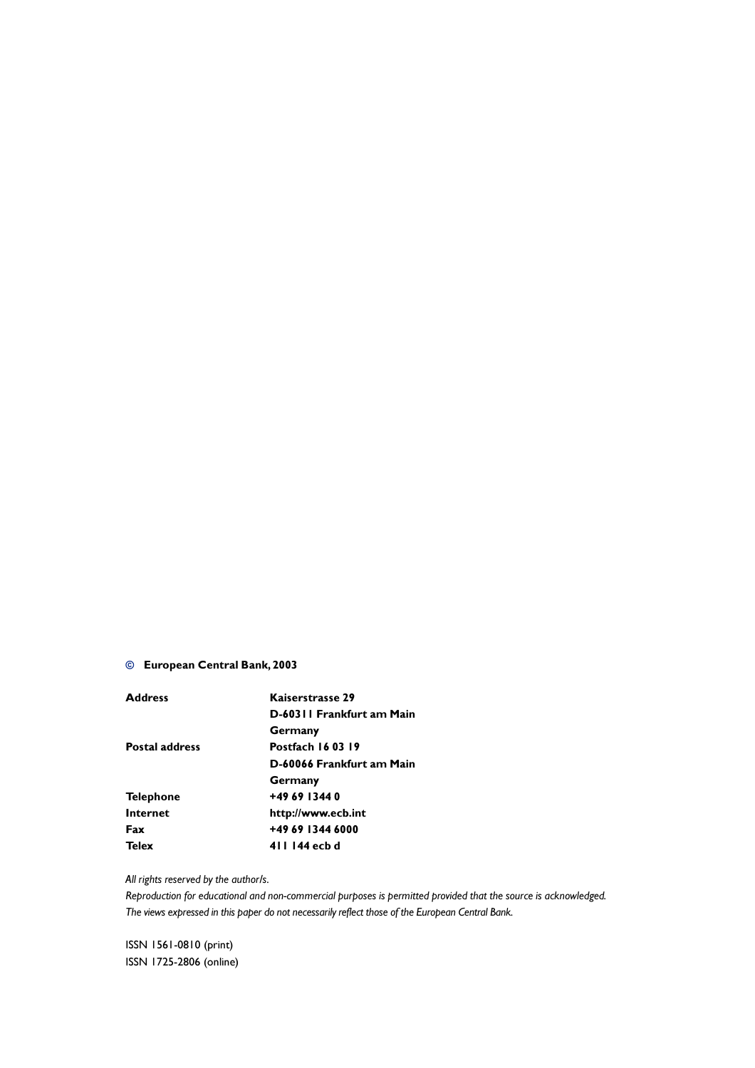© **European Central Bank, 2003**

| | |
|---|---|
| **Address** | **Kaiserstrasse 29** |
| | **D-60311 Frankfurt am Main** |
| | **Germany** |
| **Postal address** | **Postfach 16 03 19** |
| | **D-60066 Frankfurt am Main** |
| | **Germany** |
| **Telephone** | **+49 69 1344 0** |
| **Internet** | **http://www.ecb.int** |
| **Fax** | **+49 69 1344 6000** |
| **Telex** | **411 144 ecb d** |

*All rights reserved by the author/s.*
*Reproduction for educational and non-commercial purposes is permitted provided that the source is acknowledged.*
*The views expressed in this paper do not necessarily reflect those of the European Central Bank.*

ISSN 1561-0810 (print)
ISSN 1725-2806 (online)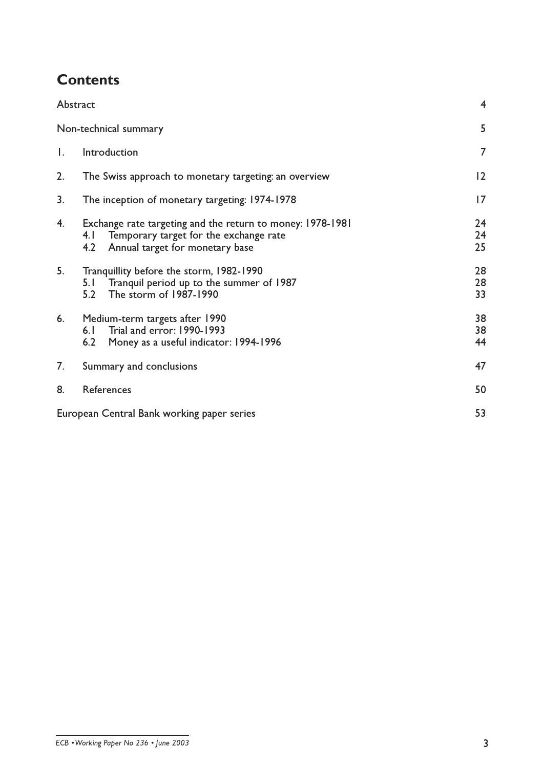# Contents

| | | |
|---|---|---|
| Abstract | | 4 |
| Non-technical summary | | 5 |
| 1. | Introduction | 7 |
| 2. | The Swiss approach to monetary targeting: an overview | 12 |
| 3. | The inception of monetary targeting: 1974-1978 | 17 |
| 4. | Exchange rate targeting and the return to money: 1978-1981 | 24 |
| | 4.1 Temporary target for the exchange rate | 24 |
| | 4.2 Annual target for monetary base | 25 |
| 5. | Tranquillity before the storm, 1982-1990 | 28 |
| | 5.1 Tranquil period up to the summer of 1987 | 28 |
| | 5.2 The storm of 1987-1990 | 33 |
| 6. | Medium-term targets after 1990 | 38 |
| | 6.1 Trial and error: 1990-1993 | 38 |
| | 6.2 Money as a useful indicator: 1994-1996 | 44 |
| 7. | Summary and conclusions | 47 |
| 8. | References | 50 |
| European Central Bank working paper series | | 53 |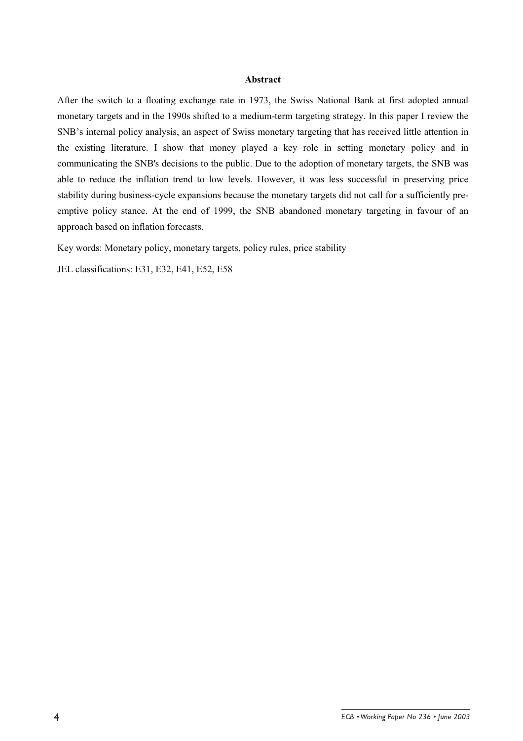## Abstract

After the switch to a floating exchange rate in 1973, the Swiss National Bank at first adopted annual monetary targets and in the 1990s shifted to a medium-term targeting strategy. In this paper I review the SNB's internal policy analysis, an aspect of Swiss monetary targeting that has received little attention in the existing literature. I show that money played a key role in setting monetary policy and in communicating the SNB's decisions to the public. Due to the adoption of monetary targets, the SNB was able to reduce the inflation trend to low levels. However, it was less successful in preserving price stability during business-cycle expansions because the monetary targets did not call for a sufficiently pre-emptive policy stance. At the end of 1999, the SNB abandoned monetary targeting in favour of an approach based on inflation forecasts.

Key words: Monetary policy, monetary targets, policy rules, price stability

JEL classifications: E31, E32, E41, E52, E58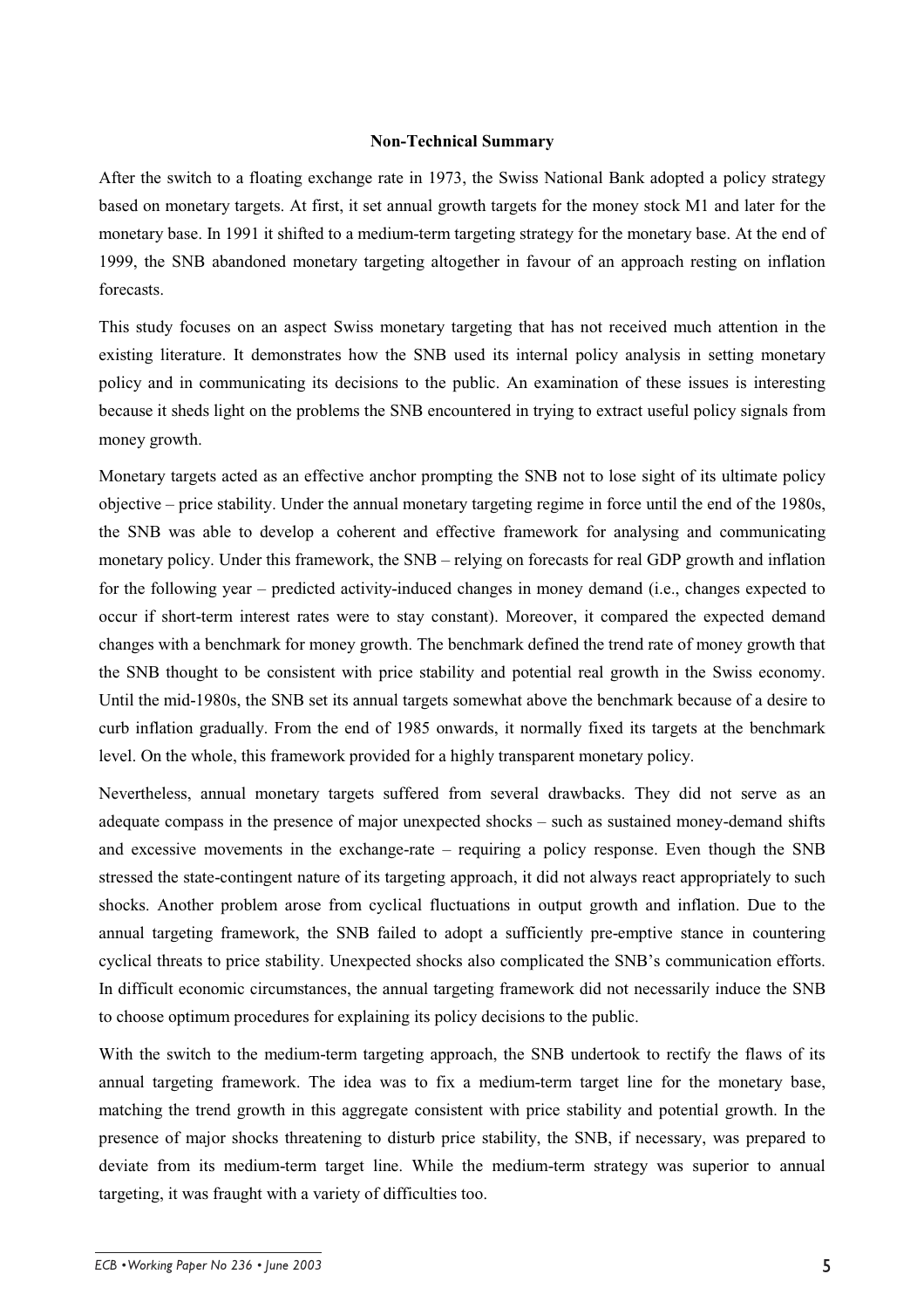## Non-Technical Summary

After the switch to a floating exchange rate in 1973, the Swiss National Bank adopted a policy strategy based on monetary targets. At first, it set annual growth targets for the money stock M1 and later for the monetary base. In 1991 it shifted to a medium-term targeting strategy for the monetary base. At the end of 1999, the SNB abandoned monetary targeting altogether in favour of an approach resting on inflation forecasts.

This study focuses on an aspect Swiss monetary targeting that has not received much attention in the existing literature. It demonstrates how the SNB used its internal policy analysis in setting monetary policy and in communicating its decisions to the public. An examination of these issues is interesting because it sheds light on the problems the SNB encountered in trying to extract useful policy signals from money growth.

Monetary targets acted as an effective anchor prompting the SNB not to lose sight of its ultimate policy objective – price stability. Under the annual monetary targeting regime in force until the end of the 1980s, the SNB was able to develop a coherent and effective framework for analysing and communicating monetary policy. Under this framework, the SNB – relying on forecasts for real GDP growth and inflation for the following year – predicted activity-induced changes in money demand (i.e., changes expected to occur if short-term interest rates were to stay constant). Moreover, it compared the expected demand changes with a benchmark for money growth. The benchmark defined the trend rate of money growth that the SNB thought to be consistent with price stability and potential real growth in the Swiss economy. Until the mid-1980s, the SNB set its annual targets somewhat above the benchmark because of a desire to curb inflation gradually. From the end of 1985 onwards, it normally fixed its targets at the benchmark level. On the whole, this framework provided for a highly transparent monetary policy.

Nevertheless, annual monetary targets suffered from several drawbacks. They did not serve as an adequate compass in the presence of major unexpected shocks – such as sustained money-demand shifts and excessive movements in the exchange-rate – requiring a policy response. Even though the SNB stressed the state-contingent nature of its targeting approach, it did not always react appropriately to such shocks. Another problem arose from cyclical fluctuations in output growth and inflation. Due to the annual targeting framework, the SNB failed to adopt a sufficiently pre-emptive stance in countering cyclical threats to price stability. Unexpected shocks also complicated the SNB's communication efforts. In difficult economic circumstances, the annual targeting framework did not necessarily induce the SNB to choose optimum procedures for explaining its policy decisions to the public.

With the switch to the medium-term targeting approach, the SNB undertook to rectify the flaws of its annual targeting framework. The idea was to fix a medium-term target line for the monetary base, matching the trend growth in this aggregate consistent with price stability and potential growth. In the presence of major shocks threatening to disturb price stability, the SNB, if necessary, was prepared to deviate from its medium-term target line. While the medium-term strategy was superior to annual targeting, it was fraught with a variety of difficulties too.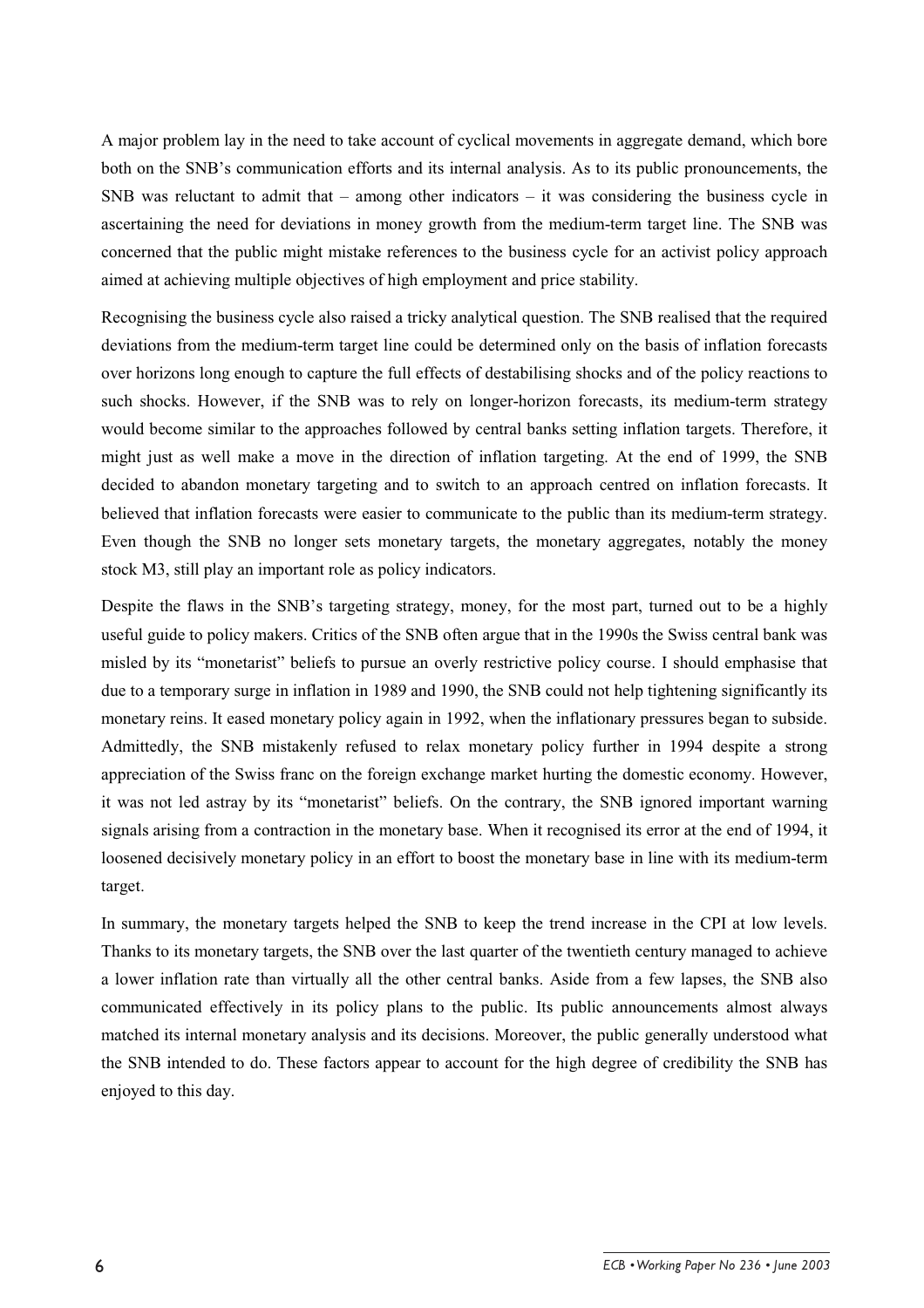A major problem lay in the need to take account of cyclical movements in aggregate demand, which bore both on the SNB's communication efforts and its internal analysis. As to its public pronouncements, the SNB was reluctant to admit that – among other indicators – it was considering the business cycle in ascertaining the need for deviations in money growth from the medium-term target line. The SNB was concerned that the public might mistake references to the business cycle for an activist policy approach aimed at achieving multiple objectives of high employment and price stability.

Recognising the business cycle also raised a tricky analytical question. The SNB realised that the required deviations from the medium-term target line could be determined only on the basis of inflation forecasts over horizons long enough to capture the full effects of destabilising shocks and of the policy reactions to such shocks. However, if the SNB was to rely on longer-horizon forecasts, its medium-term strategy would become similar to the approaches followed by central banks setting inflation targets. Therefore, it might just as well make a move in the direction of inflation targeting. At the end of 1999, the SNB decided to abandon monetary targeting and to switch to an approach centred on inflation forecasts. It believed that inflation forecasts were easier to communicate to the public than its medium-term strategy. Even though the SNB no longer sets monetary targets, the monetary aggregates, notably the money stock M3, still play an important role as policy indicators.

Despite the flaws in the SNB's targeting strategy, money, for the most part, turned out to be a highly useful guide to policy makers. Critics of the SNB often argue that in the 1990s the Swiss central bank was misled by its "monetarist" beliefs to pursue an overly restrictive policy course. I should emphasise that due to a temporary surge in inflation in 1989 and 1990, the SNB could not help tightening significantly its monetary reins. It eased monetary policy again in 1992, when the inflationary pressures began to subside. Admittedly, the SNB mistakenly refused to relax monetary policy further in 1994 despite a strong appreciation of the Swiss franc on the foreign exchange market hurting the domestic economy. However, it was not led astray by its "monetarist" beliefs. On the contrary, the SNB ignored important warning signals arising from a contraction in the monetary base. When it recognised its error at the end of 1994, it loosened decisively monetary policy in an effort to boost the monetary base in line with its medium-term target.

In summary, the monetary targets helped the SNB to keep the trend increase in the CPI at low levels. Thanks to its monetary targets, the SNB over the last quarter of the twentieth century managed to achieve a lower inflation rate than virtually all the other central banks. Aside from a few lapses, the SNB also communicated effectively in its policy plans to the public. Its public announcements almost always matched its internal monetary analysis and its decisions. Moreover, the public generally understood what the SNB intended to do. These factors appear to account for the high degree of credibility the SNB has enjoyed to this day.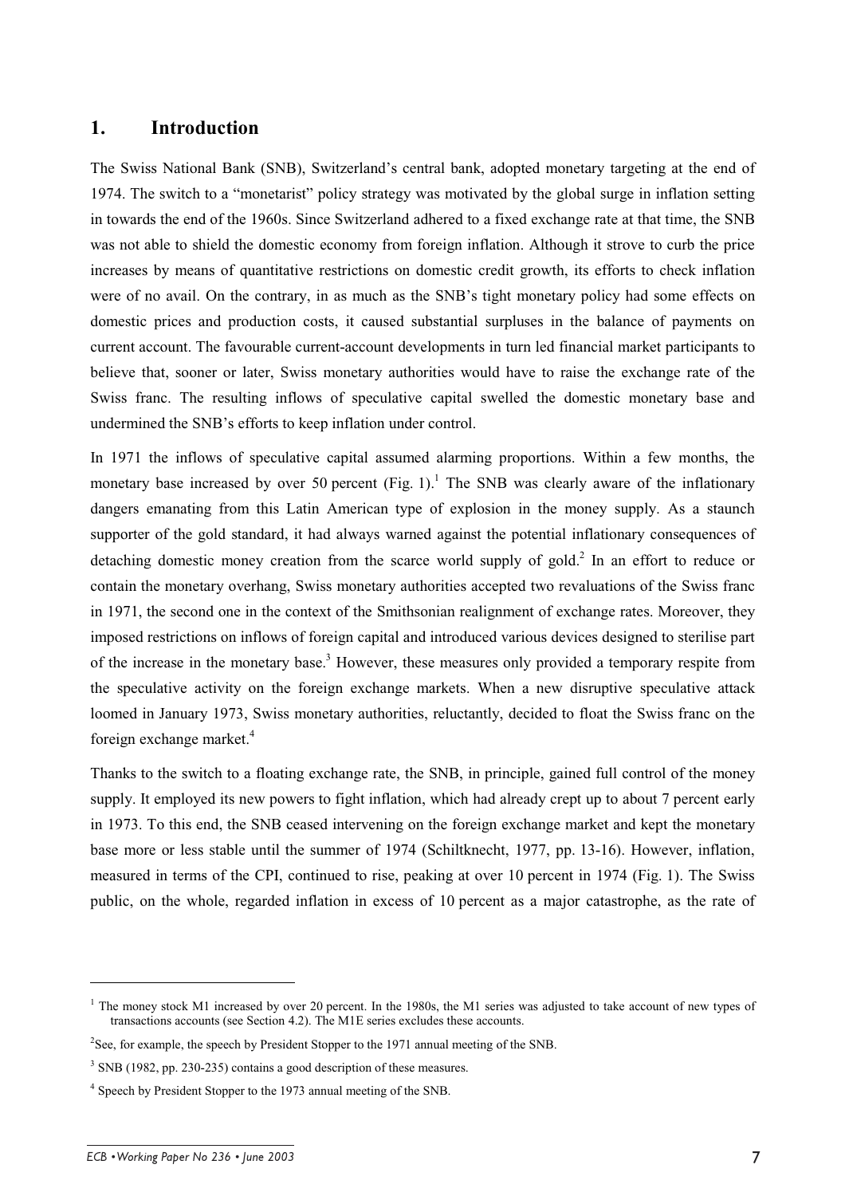# 1. Introduction

The Swiss National Bank (SNB), Switzerland's central bank, adopted monetary targeting at the end of 1974. The switch to a "monetarist" policy strategy was motivated by the global surge in inflation setting in towards the end of the 1960s. Since Switzerland adhered to a fixed exchange rate at that time, the SNB was not able to shield the domestic economy from foreign inflation. Although it strove to curb the price increases by means of quantitative restrictions on domestic credit growth, its efforts to check inflation were of no avail. On the contrary, in as much as the SNB's tight monetary policy had some effects on domestic prices and production costs, it caused substantial surpluses in the balance of payments on current account. The favourable current-account developments in turn led financial market participants to believe that, sooner or later, Swiss monetary authorities would have to raise the exchange rate of the Swiss franc. The resulting inflows of speculative capital swelled the domestic monetary base and undermined the SNB's efforts to keep inflation under control.

In 1971 the inflows of speculative capital assumed alarming proportions. Within a few months, the monetary base increased by over 50 percent (Fig. 1).[1] The SNB was clearly aware of the inflationary dangers emanating from this Latin American type of explosion in the money supply. As a staunch supporter of the gold standard, it had always warned against the potential inflationary consequences of detaching domestic money creation from the scarce world supply of gold.[2] In an effort to reduce or contain the monetary overhang, Swiss monetary authorities accepted two revaluations of the Swiss franc in 1971, the second one in the context of the Smithsonian realignment of exchange rates. Moreover, they imposed restrictions on inflows of foreign capital and introduced various devices designed to sterilise part of the increase in the monetary base.[3] However, these measures only provided a temporary respite from the speculative activity on the foreign exchange markets. When a new disruptive speculative attack loomed in January 1973, Swiss monetary authorities, reluctantly, decided to float the Swiss franc on the foreign exchange market.[4]

Thanks to the switch to a floating exchange rate, the SNB, in principle, gained full control of the money supply. It employed its new powers to fight inflation, which had already crept up to about 7 percent early in 1973. To this end, the SNB ceased intervening on the foreign exchange market and kept the monetary base more or less stable until the summer of 1974 (Schiltknecht, 1977, pp. 13-16). However, inflation, measured in terms of the CPI, continued to rise, peaking at over 10 percent in 1974 (Fig. 1). The Swiss public, on the whole, regarded inflation in excess of 10 percent as a major catastrophe, as the rate of

---

[1] The money stock M1 increased by over 20 percent. In the 1980s, the M1 series was adjusted to take account of new types of transactions accounts (see Section 4.2). The M1E series excludes these accounts.

[2] See, for example, the speech by President Stopper to the 1971 annual meeting of the SNB.

[3] SNB (1982, pp. 230-235) contains a good description of these measures.

[4] Speech by President Stopper to the 1973 annual meeting of the SNB.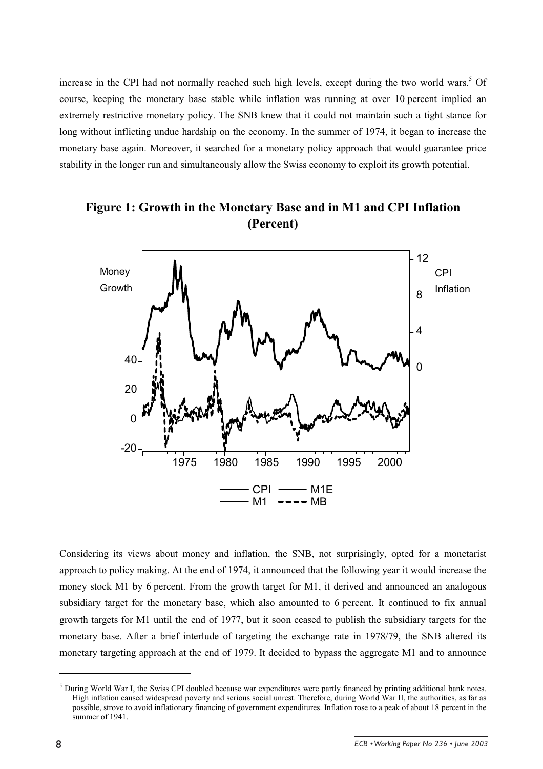increase in the CPI had not normally reached such high levels, except during the two world wars.[5] Of course, keeping the monetary base stable while inflation was running at over 10 percent implied an extremely restrictive monetary policy. The SNB knew that it could not maintain such a tight stance for long without inflicting undue hardship on the economy. In the summer of 1974, it began to increase the monetary base again. Moreover, it searched for a monetary policy approach that would guarantee price stability in the longer run and simultaneously allow the Swiss economy to exploit its growth potential.

**Figure 1: Growth in the Monetary Base and in M1 and CPI Inflation (Percent)**

Considering its views about money and inflation, the SNB, not surprisingly, opted for a monetarist approach to policy making. At the end of 1974, it announced that the following year it would increase the money stock M1 by 6 percent. From the growth target for M1, it derived and announced an analogous subsidiary target for the monetary base, which also amounted to 6 percent. It continued to fix annual growth targets for M1 until the end of 1977, but it soon ceased to publish the subsidiary targets for the monetary base. After a brief interlude of targeting the exchange rate in 1978/79, the SNB altered its monetary targeting approach at the end of 1979. It decided to bypass the aggregate M1 and to announce

[5] During World War I, the Swiss CPI doubled because war expenditures were partly financed by printing additional bank notes. High inflation caused widespread poverty and serious social unrest. Therefore, during World War II, the authorities, as far as possible, strove to avoid inflationary financing of government expenditures. Inflation rose to a peak of about 18 percent in the summer of 1941.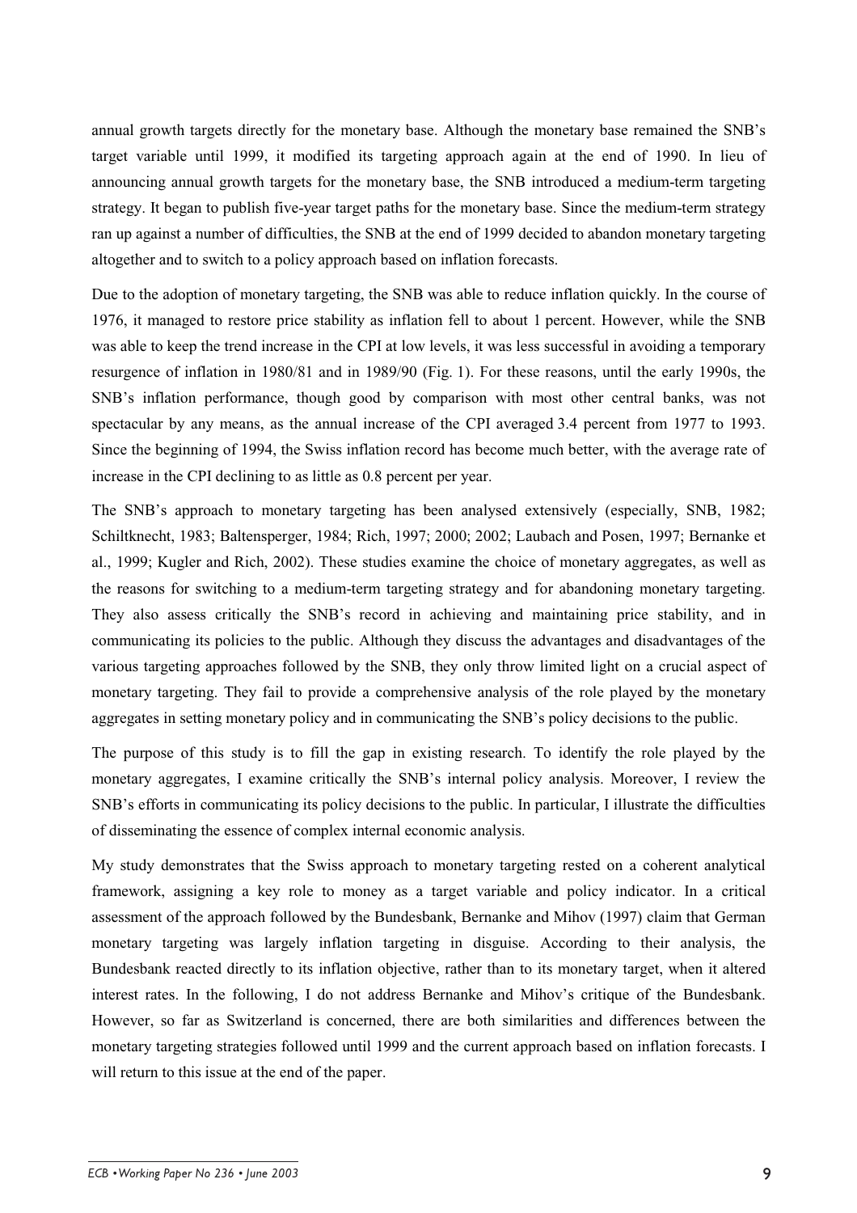annual growth targets directly for the monetary base. Although the monetary base remained the SNB's target variable until 1999, it modified its targeting approach again at the end of 1990. In lieu of announcing annual growth targets for the monetary base, the SNB introduced a medium-term targeting strategy. It began to publish five-year target paths for the monetary base. Since the medium-term strategy ran up against a number of difficulties, the SNB at the end of 1999 decided to abandon monetary targeting altogether and to switch to a policy approach based on inflation forecasts.

Due to the adoption of monetary targeting, the SNB was able to reduce inflation quickly. In the course of 1976, it managed to restore price stability as inflation fell to about 1 percent. However, while the SNB was able to keep the trend increase in the CPI at low levels, it was less successful in avoiding a temporary resurgence of inflation in 1980/81 and in 1989/90 (Fig. 1). For these reasons, until the early 1990s, the SNB's inflation performance, though good by comparison with most other central banks, was not spectacular by any means, as the annual increase of the CPI averaged 3.4 percent from 1977 to 1993. Since the beginning of 1994, the Swiss inflation record has become much better, with the average rate of increase in the CPI declining to as little as 0.8 percent per year.

The SNB's approach to monetary targeting has been analysed extensively (especially, SNB, 1982; Schiltknecht, 1983; Baltensperger, 1984; Rich, 1997; 2000; 2002; Laubach and Posen, 1997; Bernanke et al., 1999; Kugler and Rich, 2002). These studies examine the choice of monetary aggregates, as well as the reasons for switching to a medium-term targeting strategy and for abandoning monetary targeting. They also assess critically the SNB's record in achieving and maintaining price stability, and in communicating its policies to the public. Although they discuss the advantages and disadvantages of the various targeting approaches followed by the SNB, they only throw limited light on a crucial aspect of monetary targeting. They fail to provide a comprehensive analysis of the role played by the monetary aggregates in setting monetary policy and in communicating the SNB's policy decisions to the public.

The purpose of this study is to fill the gap in existing research. To identify the role played by the monetary aggregates, I examine critically the SNB's internal policy analysis. Moreover, I review the SNB's efforts in communicating its policy decisions to the public. In particular, I illustrate the difficulties of disseminating the essence of complex internal economic analysis.

My study demonstrates that the Swiss approach to monetary targeting rested on a coherent analytical framework, assigning a key role to money as a target variable and policy indicator. In a critical assessment of the approach followed by the Bundesbank, Bernanke and Mihov (1997) claim that German monetary targeting was largely inflation targeting in disguise. According to their analysis, the Bundesbank reacted directly to its inflation objective, rather than to its monetary target, when it altered interest rates. In the following, I do not address Bernanke and Mihov's critique of the Bundesbank. However, so far as Switzerland is concerned, there are both similarities and differences between the monetary targeting strategies followed until 1999 and the current approach based on inflation forecasts. I will return to this issue at the end of the paper.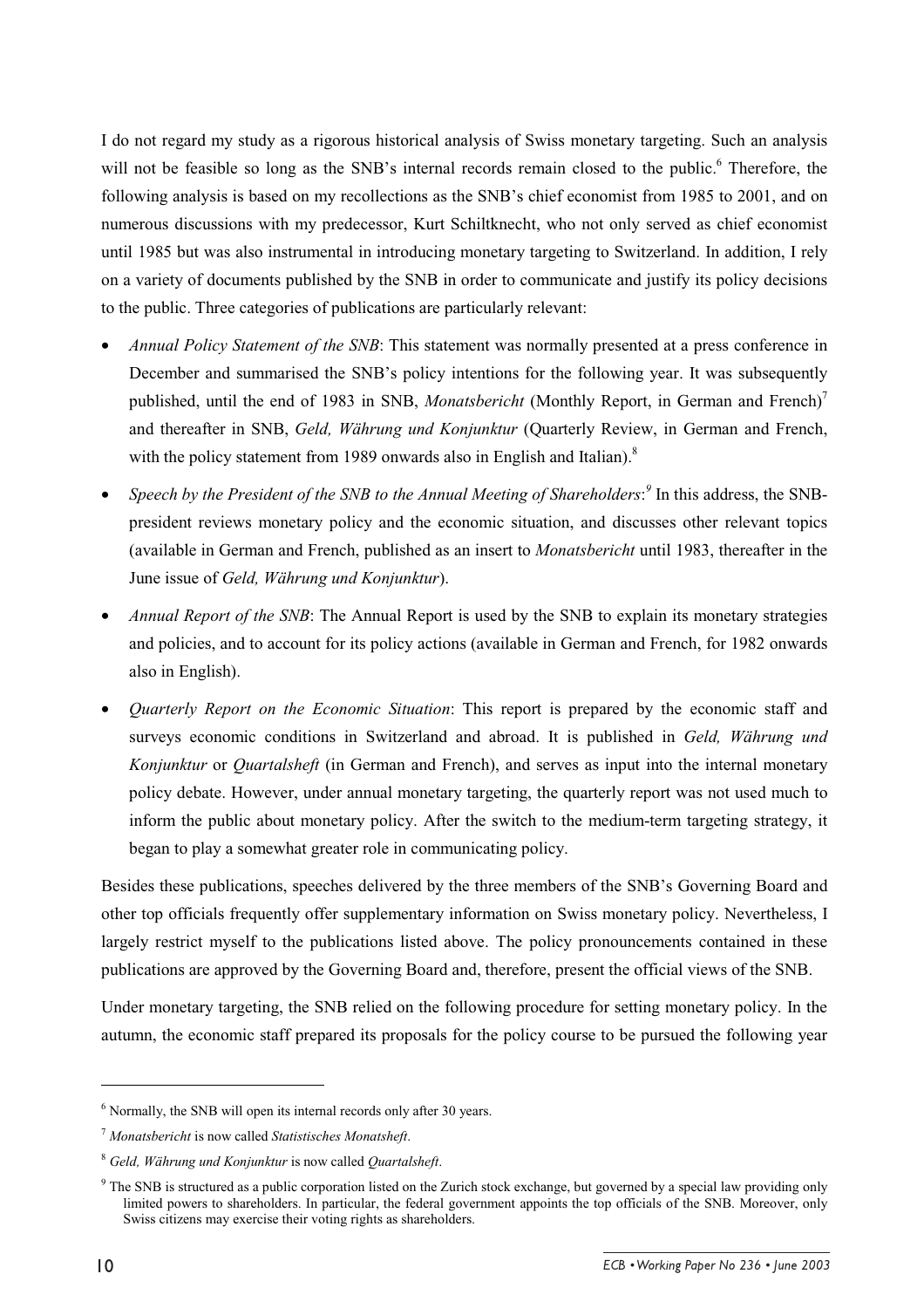I do not regard my study as a rigorous historical analysis of Swiss monetary targeting. Such an analysis will not be feasible so long as the SNB's internal records remain closed to the public.[6] Therefore, the following analysis is based on my recollections as the SNB's chief economist from 1985 to 2001, and on numerous discussions with my predecessor, Kurt Schiltknecht, who not only served as chief economist until 1985 but was also instrumental in introducing monetary targeting to Switzerland. In addition, I rely on a variety of documents published by the SNB in order to communicate and justify its policy decisions to the public. Three categories of publications are particularly relevant:

- *Annual Policy Statement of the SNB*: This statement was normally presented at a press conference in December and summarised the SNB's policy intentions for the following year. It was subsequently published, until the end of 1983 in SNB, *Monatsbericht* (Monthly Report, in German and French)[7] and thereafter in SNB, *Geld, Währung und Konjunktur* (Quarterly Review, in German and French, with the policy statement from 1989 onwards also in English and Italian).[8]
- *Speech by the President of the SNB to the Annual Meeting of Shareholders*:[9] In this address, the SNB-president reviews monetary policy and the economic situation, and discusses other relevant topics (available in German and French, published as an insert to *Monatsbericht* until 1983, thereafter in the June issue of *Geld, Währung und Konjunktur*).
- *Annual Report of the SNB*: The Annual Report is used by the SNB to explain its monetary strategies and policies, and to account for its policy actions (available in German and French, for 1982 onwards also in English).
- *Quarterly Report on the Economic Situation*: This report is prepared by the economic staff and surveys economic conditions in Switzerland and abroad. It is published in *Geld, Währung und Konjunktur* or *Quartalsheft* (in German and French), and serves as input into the internal monetary policy debate. However, under annual monetary targeting, the quarterly report was not used much to inform the public about monetary policy. After the switch to the medium-term targeting strategy, it began to play a somewhat greater role in communicating policy.

Besides these publications, speeches delivered by the three members of the SNB's Governing Board and other top officials frequently offer supplementary information on Swiss monetary policy. Nevertheless, I largely restrict myself to the publications listed above. The policy pronouncements contained in these publications are approved by the Governing Board and, therefore, present the official views of the SNB.

Under monetary targeting, the SNB relied on the following procedure for setting monetary policy. In the autumn, the economic staff prepared its proposals for the policy course to be pursued the following year

---

[6] Normally, the SNB will open its internal records only after 30 years.

[7] *Monatsbericht* is now called *Statistisches Monatsheft*.

[8] *Geld, Währung und Konjunktur* is now called *Quartalsheft*.

[9] The SNB is structured as a public corporation listed on the Zurich stock exchange, but governed by a special law providing only limited powers to shareholders. In particular, the federal government appoints the top officials of the SNB. Moreover, only Swiss citizens may exercise their voting rights as shareholders.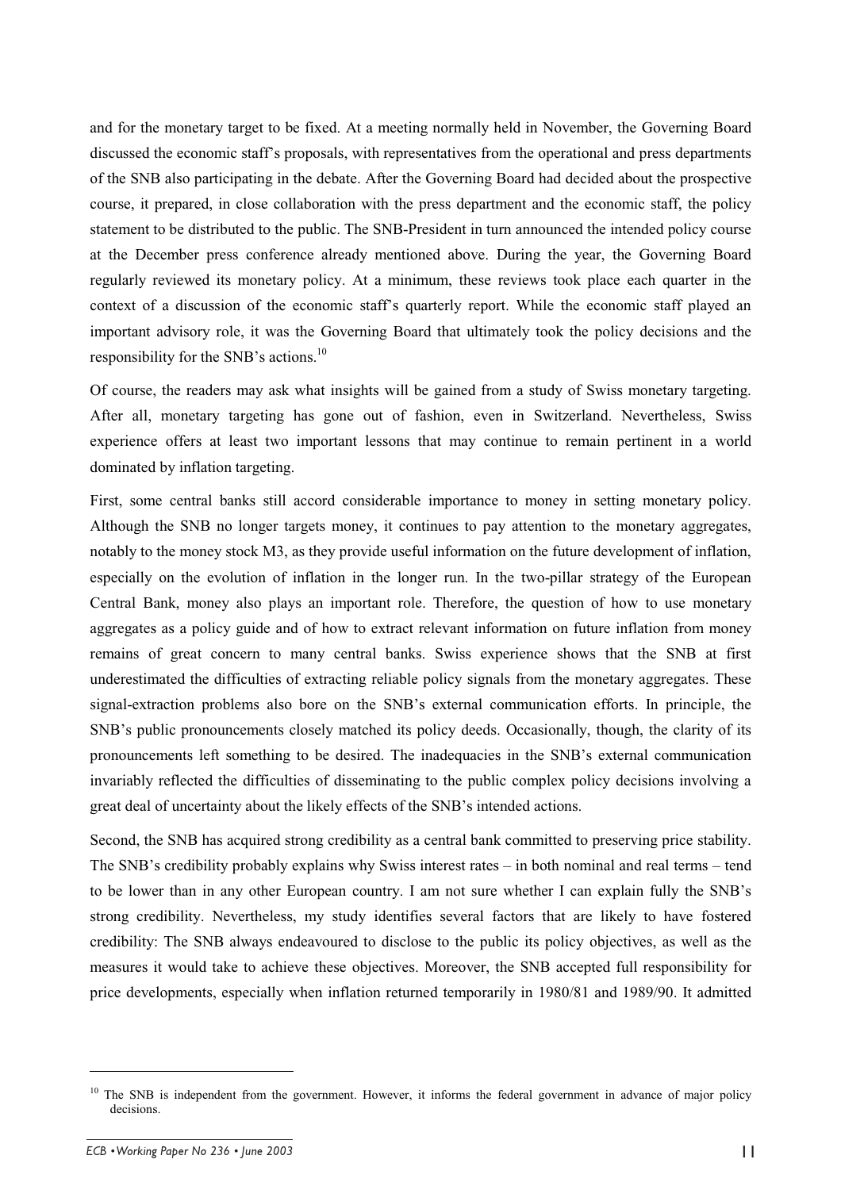and for the monetary target to be fixed. At a meeting normally held in November, the Governing Board discussed the economic staff's proposals, with representatives from the operational and press departments of the SNB also participating in the debate. After the Governing Board had decided about the prospective course, it prepared, in close collaboration with the press department and the economic staff, the policy statement to be distributed to the public. The SNB-President in turn announced the intended policy course at the December press conference already mentioned above. During the year, the Governing Board regularly reviewed its monetary policy. At a minimum, these reviews took place each quarter in the context of a discussion of the economic staff's quarterly report. While the economic staff played an important advisory role, it was the Governing Board that ultimately took the policy decisions and the responsibility for the SNB's actions.[10]

Of course, the readers may ask what insights will be gained from a study of Swiss monetary targeting. After all, monetary targeting has gone out of fashion, even in Switzerland. Nevertheless, Swiss experience offers at least two important lessons that may continue to remain pertinent in a world dominated by inflation targeting.

First, some central banks still accord considerable importance to money in setting monetary policy. Although the SNB no longer targets money, it continues to pay attention to the monetary aggregates, notably to the money stock M3, as they provide useful information on the future development of inflation, especially on the evolution of inflation in the longer run. In the two-pillar strategy of the European Central Bank, money also plays an important role. Therefore, the question of how to use monetary aggregates as a policy guide and of how to extract relevant information on future inflation from money remains of great concern to many central banks. Swiss experience shows that the SNB at first underestimated the difficulties of extracting reliable policy signals from the monetary aggregates. These signal-extraction problems also bore on the SNB's external communication efforts. In principle, the SNB's public pronouncements closely matched its policy deeds. Occasionally, though, the clarity of its pronouncements left something to be desired. The inadequacies in the SNB's external communication invariably reflected the difficulties of disseminating to the public complex policy decisions involving a great deal of uncertainty about the likely effects of the SNB's intended actions.

Second, the SNB has acquired strong credibility as a central bank committed to preserving price stability. The SNB's credibility probably explains why Swiss interest rates – in both nominal and real terms – tend to be lower than in any other European country. I am not sure whether I can explain fully the SNB's strong credibility. Nevertheless, my study identifies several factors that are likely to have fostered credibility: The SNB always endeavoured to disclose to the public its policy objectives, as well as the measures it would take to achieve these objectives. Moreover, the SNB accepted full responsibility for price developments, especially when inflation returned temporarily in 1980/81 and 1989/90. It admitted

---

[10] The SNB is independent from the government. However, it informs the federal government in advance of major policy decisions.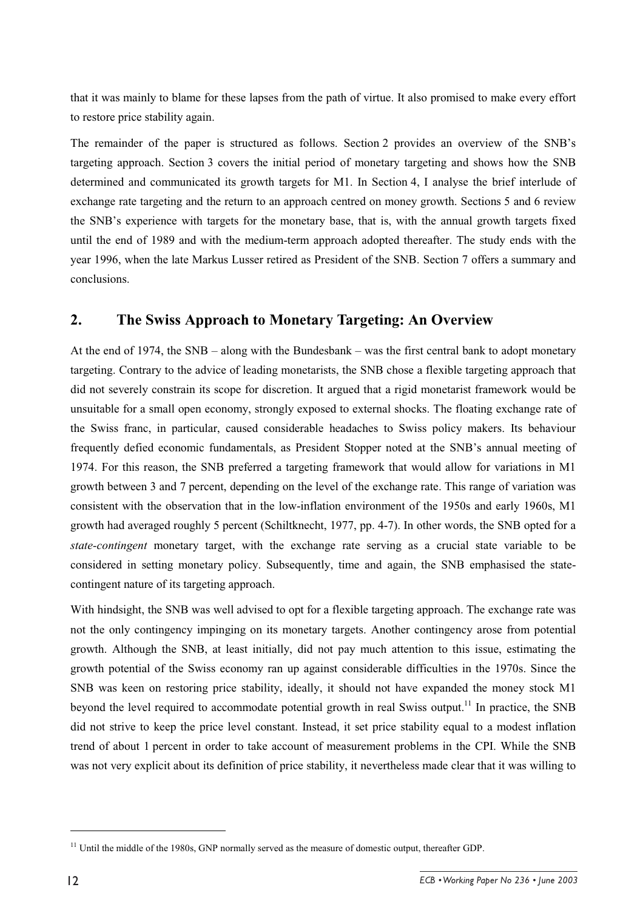that it was mainly to blame for these lapses from the path of virtue. It also promised to make every effort to restore price stability again.

The remainder of the paper is structured as follows. Section 2 provides an overview of the SNB's targeting approach. Section 3 covers the initial period of monetary targeting and shows how the SNB determined and communicated its growth targets for M1. In Section 4, I analyse the brief interlude of exchange rate targeting and the return to an approach centred on money growth. Sections 5 and 6 review the SNB's experience with targets for the monetary base, that is, with the annual growth targets fixed until the end of 1989 and with the medium-term approach adopted thereafter. The study ends with the year 1996, when the late Markus Lusser retired as President of the SNB. Section 7 offers a summary and conclusions.

## 2. The Swiss Approach to Monetary Targeting: An Overview

At the end of 1974, the SNB – along with the Bundesbank – was the first central bank to adopt monetary targeting. Contrary to the advice of leading monetarists, the SNB chose a flexible targeting approach that did not severely constrain its scope for discretion. It argued that a rigid monetarist framework would be unsuitable for a small open economy, strongly exposed to external shocks. The floating exchange rate of the Swiss franc, in particular, caused considerable headaches to Swiss policy makers. Its behaviour frequently defied economic fundamentals, as President Stopper noted at the SNB's annual meeting of 1974. For this reason, the SNB preferred a targeting framework that would allow for variations in M1 growth between 3 and 7 percent, depending on the level of the exchange rate. This range of variation was consistent with the observation that in the low-inflation environment of the 1950s and early 1960s, M1 growth had averaged roughly 5 percent (Schiltknecht, 1977, pp. 4-7). In other words, the SNB opted for a *state-contingent* monetary target, with the exchange rate serving as a crucial state variable to be considered in setting monetary policy. Subsequently, time and again, the SNB emphasised the state-contingent nature of its targeting approach.

With hindsight, the SNB was well advised to opt for a flexible targeting approach. The exchange rate was not the only contingency impinging on its monetary targets. Another contingency arose from potential growth. Although the SNB, at least initially, did not pay much attention to this issue, estimating the growth potential of the Swiss economy ran up against considerable difficulties in the 1970s. Since the SNB was keen on restoring price stability, ideally, it should not have expanded the money stock M1 beyond the level required to accommodate potential growth in real Swiss output.[11] In practice, the SNB did not strive to keep the price level constant. Instead, it set price stability equal to a modest inflation trend of about 1 percent in order to take account of measurement problems in the CPI. While the SNB was not very explicit about its definition of price stability, it nevertheless made clear that it was willing to

[11] Until the middle of the 1980s, GNP normally served as the measure of domestic output, thereafter GDP.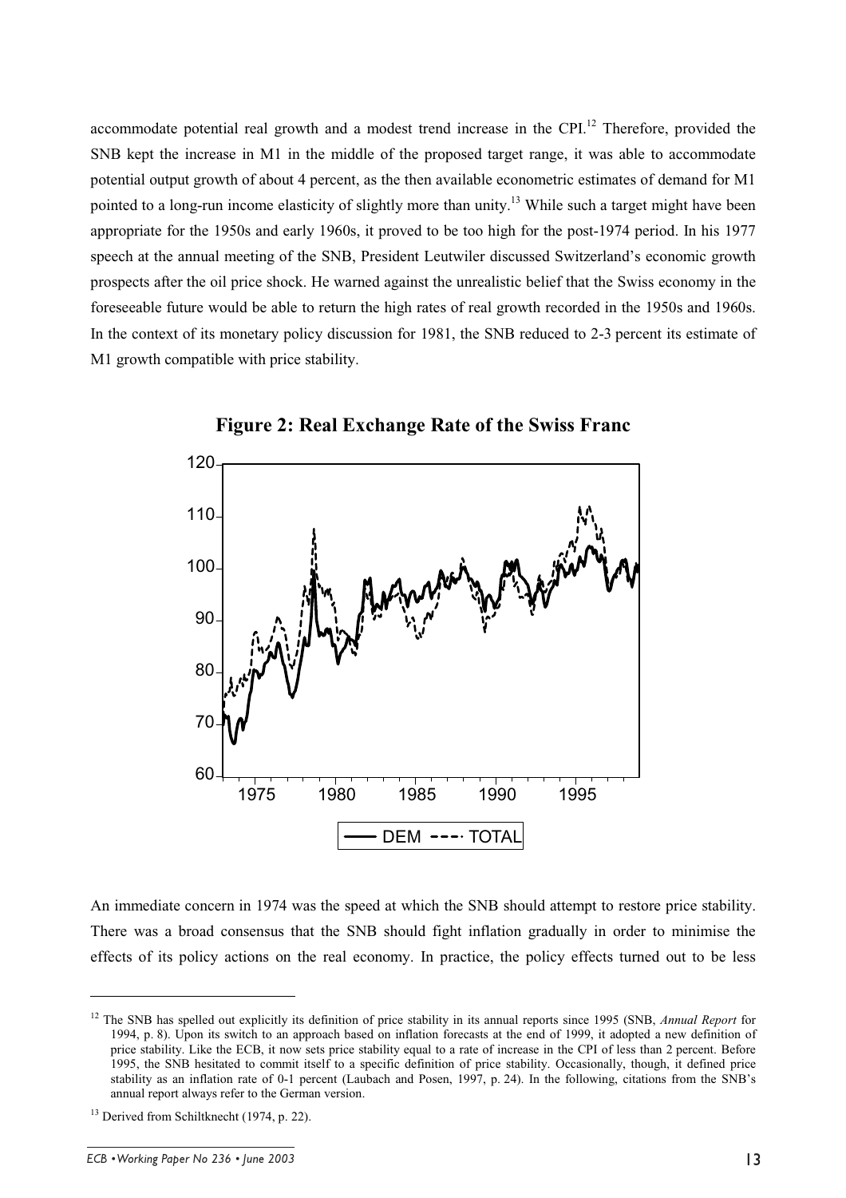accommodate potential real growth and a modest trend increase in the CPI.[12] Therefore, provided the SNB kept the increase in M1 in the middle of the proposed target range, it was able to accommodate potential output growth of about 4 percent, as the then available econometric estimates of demand for M1 pointed to a long-run income elasticity of slightly more than unity.[13] While such a target might have been appropriate for the 1950s and early 1960s, it proved to be too high for the post-1974 period. In his 1977 speech at the annual meeting of the SNB, President Leutwiler discussed Switzerland's economic growth prospects after the oil price shock. He warned against the unrealistic belief that the Swiss economy in the foreseeable future would be able to return the high rates of real growth recorded in the 1950s and 1960s. In the context of its monetary policy discussion for 1981, the SNB reduced to 2-3 percent its estimate of M1 growth compatible with price stability.

**Figure 2: Real Exchange Rate of the Swiss Franc**

An immediate concern in 1974 was the speed at which the SNB should attempt to restore price stability. There was a broad consensus that the SNB should fight inflation gradually in order to minimise the effects of its policy actions on the real economy. In practice, the policy effects turned out to be less

[12] The SNB has spelled out explicitly its definition of price stability in its annual reports since 1995 (SNB, *Annual Report* for 1994, p. 8). Upon its switch to an approach based on inflation forecasts at the end of 1999, it adopted a new definition of price stability. Like the ECB, it now sets price stability equal to a rate of increase in the CPI of less than 2 percent. Before 1995, the SNB hesitated to commit itself to a specific definition of price stability. Occasionally, though, it defined price stability as an inflation rate of 0-1 percent (Laubach and Posen, 1997, p. 24). In the following, citations from the SNB's annual report always refer to the German version.

[13] Derived from Schiltknecht (1974, p. 22).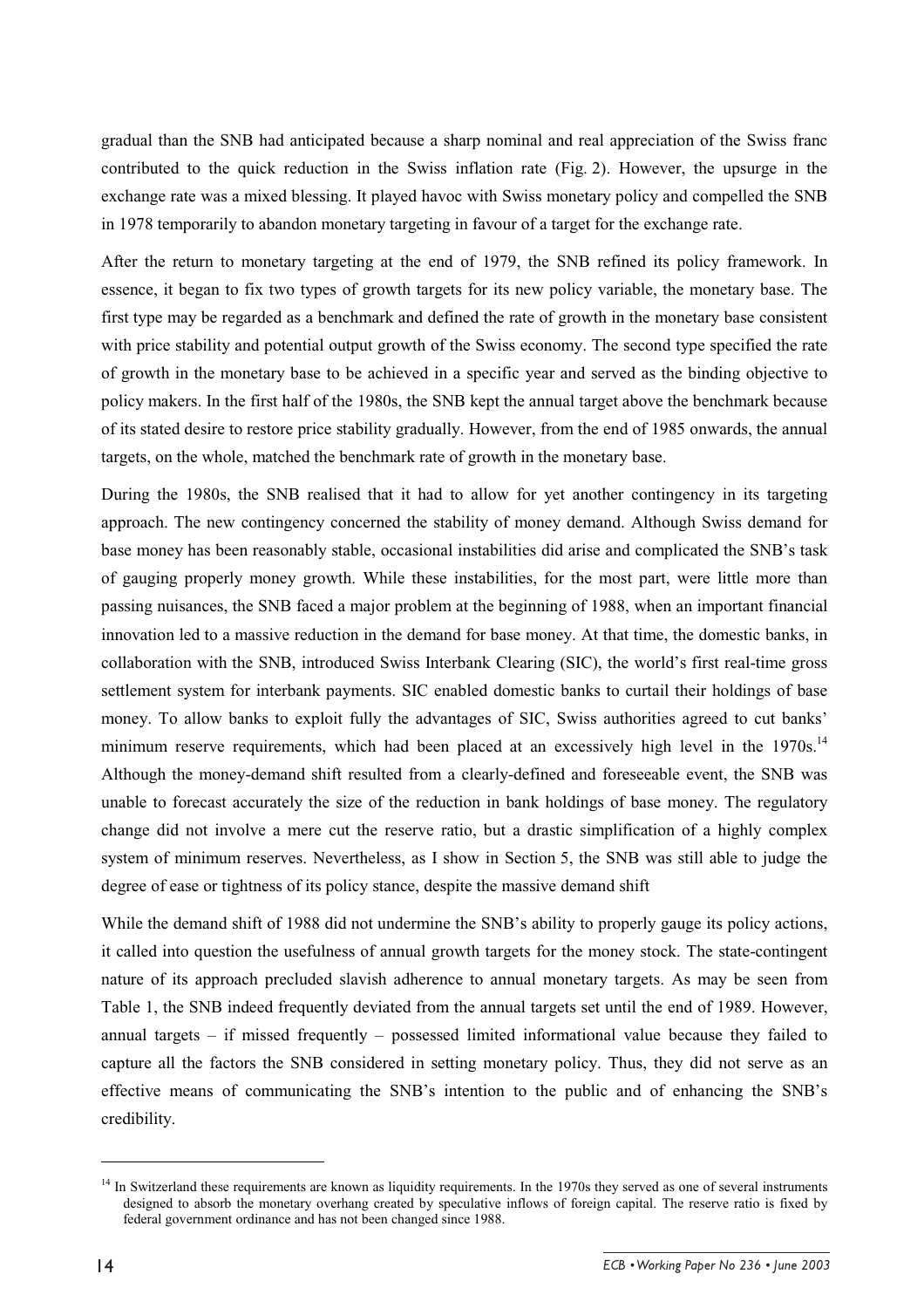gradual than the SNB had anticipated because a sharp nominal and real appreciation of the Swiss franc contributed to the quick reduction in the Swiss inflation rate (Fig. 2). However, the upsurge in the exchange rate was a mixed blessing. It played havoc with Swiss monetary policy and compelled the SNB in 1978 temporarily to abandon monetary targeting in favour of a target for the exchange rate.

After the return to monetary targeting at the end of 1979, the SNB refined its policy framework. In essence, it began to fix two types of growth targets for its new policy variable, the monetary base. The first type may be regarded as a benchmark and defined the rate of growth in the monetary base consistent with price stability and potential output growth of the Swiss economy. The second type specified the rate of growth in the monetary base to be achieved in a specific year and served as the binding objective to policy makers. In the first half of the 1980s, the SNB kept the annual target above the benchmark because of its stated desire to restore price stability gradually. However, from the end of 1985 onwards, the annual targets, on the whole, matched the benchmark rate of growth in the monetary base.

During the 1980s, the SNB realised that it had to allow for yet another contingency in its targeting approach. The new contingency concerned the stability of money demand. Although Swiss demand for base money has been reasonably stable, occasional instabilities did arise and complicated the SNB's task of gauging properly money growth. While these instabilities, for the most part, were little more than passing nuisances, the SNB faced a major problem at the beginning of 1988, when an important financial innovation led to a massive reduction in the demand for base money. At that time, the domestic banks, in collaboration with the SNB, introduced Swiss Interbank Clearing (SIC), the world's first real-time gross settlement system for interbank payments. SIC enabled domestic banks to curtail their holdings of base money. To allow banks to exploit fully the advantages of SIC, Swiss authorities agreed to cut banks' minimum reserve requirements, which had been placed at an excessively high level in the 1970s.[14] Although the money-demand shift resulted from a clearly-defined and foreseeable event, the SNB was unable to forecast accurately the size of the reduction in bank holdings of base money. The regulatory change did not involve a mere cut the reserve ratio, but a drastic simplification of a highly complex system of minimum reserves. Nevertheless, as I show in Section 5, the SNB was still able to judge the degree of ease or tightness of its policy stance, despite the massive demand shift

While the demand shift of 1988 did not undermine the SNB's ability to properly gauge its policy actions, it called into question the usefulness of annual growth targets for the money stock. The state-contingent nature of its approach precluded slavish adherence to annual monetary targets. As may be seen from Table 1, the SNB indeed frequently deviated from the annual targets set until the end of 1989. However, annual targets – if missed frequently – possessed limited informational value because they failed to capture all the factors the SNB considered in setting monetary policy. Thus, they did not serve as an effective means of communicating the SNB's intention to the public and of enhancing the SNB's credibility.

---

[14] In Switzerland these requirements are known as liquidity requirements. In the 1970s they served as one of several instruments designed to absorb the monetary overhang created by speculative inflows of foreign capital. The reserve ratio is fixed by federal government ordinance and has not been changed since 1988.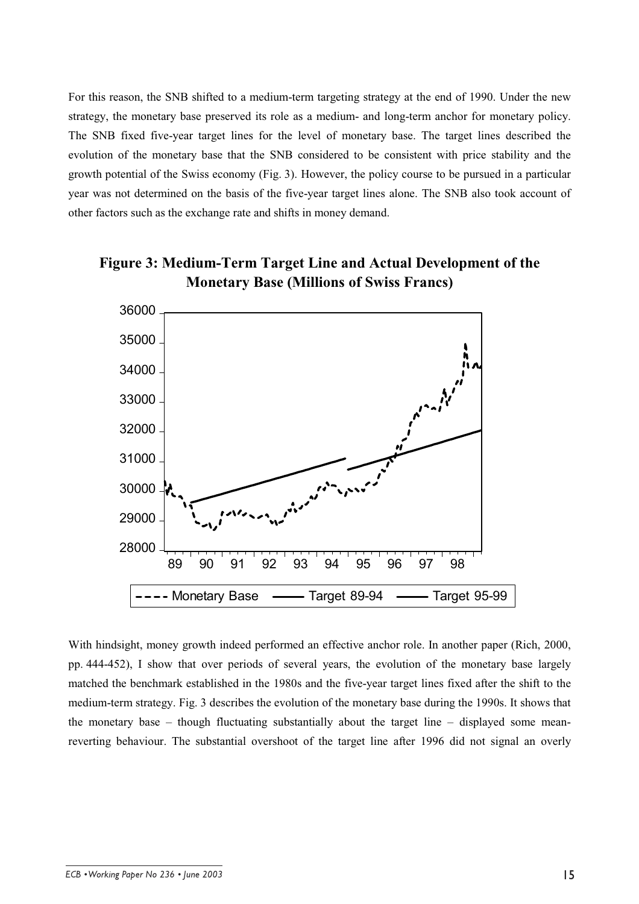For this reason, the SNB shifted to a medium-term targeting strategy at the end of 1990. Under the new strategy, the monetary base preserved its role as a medium- and long-term anchor for monetary policy. The SNB fixed five-year target lines for the level of monetary base. The target lines described the evolution of the monetary base that the SNB considered to be consistent with price stability and the growth potential of the Swiss economy (Fig. 3). However, the policy course to be pursued in a particular year was not determined on the basis of the five-year target lines alone. The SNB also took account of other factors such as the exchange rate and shifts in money demand.

**Figure 3: Medium-Term Target Line and Actual Development of the Monetary Base (Millions of Swiss Francs)**

With hindsight, money growth indeed performed an effective anchor role. In another paper (Rich, 2000, pp. 444-452), I show that over periods of several years, the evolution of the monetary base largely matched the benchmark established in the 1980s and the five-year target lines fixed after the shift to the medium-term strategy. Fig. 3 describes the evolution of the monetary base during the 1990s. It shows that the monetary base – though fluctuating substantially about the target line – displayed some mean-reverting behaviour. The substantial overshoot of the target line after 1996 did not signal an overly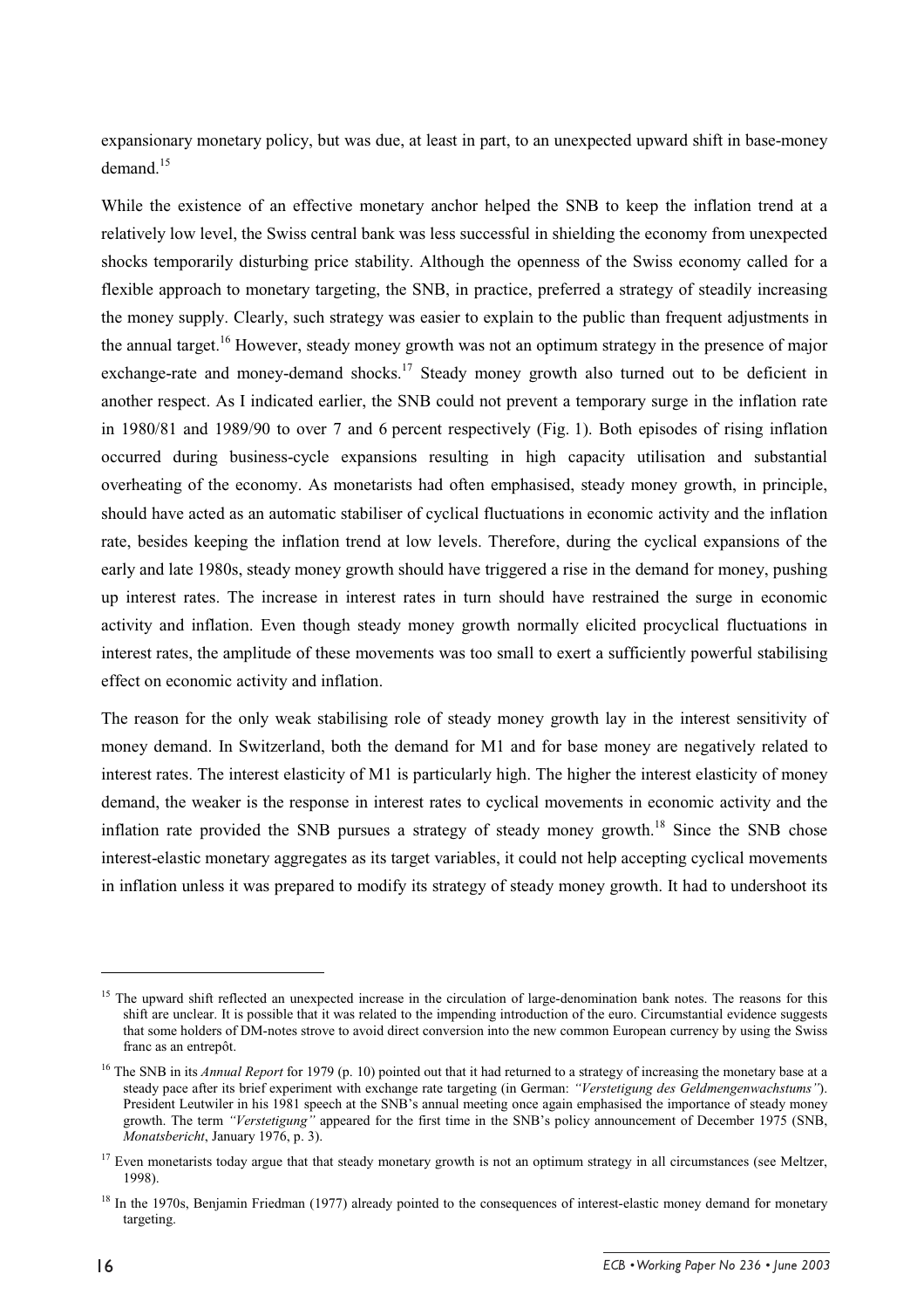expansionary monetary policy, but was due, at least in part, to an unexpected upward shift in base-money demand.[15]

While the existence of an effective monetary anchor helped the SNB to keep the inflation trend at a relatively low level, the Swiss central bank was less successful in shielding the economy from unexpected shocks temporarily disturbing price stability. Although the openness of the Swiss economy called for a flexible approach to monetary targeting, the SNB, in practice, preferred a strategy of steadily increasing the money supply. Clearly, such strategy was easier to explain to the public than frequent adjustments in the annual target.[16] However, steady money growth was not an optimum strategy in the presence of major exchange-rate and money-demand shocks.[17] Steady money growth also turned out to be deficient in another respect. As I indicated earlier, the SNB could not prevent a temporary surge in the inflation rate in 1980/81 and 1989/90 to over 7 and 6 percent respectively (Fig. 1). Both episodes of rising inflation occurred during business-cycle expansions resulting in high capacity utilisation and substantial overheating of the economy. As monetarists had often emphasised, steady money growth, in principle, should have acted as an automatic stabiliser of cyclical fluctuations in economic activity and the inflation rate, besides keeping the inflation trend at low levels. Therefore, during the cyclical expansions of the early and late 1980s, steady money growth should have triggered a rise in the demand for money, pushing up interest rates. The increase in interest rates in turn should have restrained the surge in economic activity and inflation. Even though steady money growth normally elicited procyclical fluctuations in interest rates, the amplitude of these movements was too small to exert a sufficiently powerful stabilising effect on economic activity and inflation.

The reason for the only weak stabilising role of steady money growth lay in the interest sensitivity of money demand. In Switzerland, both the demand for M1 and for base money are negatively related to interest rates. The interest elasticity of M1 is particularly high. The higher the interest elasticity of money demand, the weaker is the response in interest rates to cyclical movements in economic activity and the inflation rate provided the SNB pursues a strategy of steady money growth.[18] Since the SNB chose interest-elastic monetary aggregates as its target variables, it could not help accepting cyclical movements in inflation unless it was prepared to modify its strategy of steady money growth. It had to undershoot its

---

[15] The upward shift reflected an unexpected increase in the circulation of large-denomination bank notes. The reasons for this shift are unclear. It is possible that it was related to the impending introduction of the euro. Circumstantial evidence suggests that some holders of DM-notes strove to avoid direct conversion into the new common European currency by using the Swiss franc as an entrepôt.

[16] The SNB in its *Annual Report* for 1979 (p. 10) pointed out that it had returned to a strategy of increasing the monetary base at a steady pace after its brief experiment with exchange rate targeting (in German: *"Verstetigung des Geldmengenwachstums"*). President Leutwiler in his 1981 speech at the SNB's annual meeting once again emphasised the importance of steady money growth. The term *"Verstetigung"* appeared for the first time in the SNB's policy announcement of December 1975 (SNB, *Monatsbericht*, January 1976, p. 3).

[17] Even monetarists today argue that that steady monetary growth is not an optimum strategy in all circumstances (see Meltzer, 1998).

[18] In the 1970s, Benjamin Friedman (1977) already pointed to the consequences of interest-elastic money demand for monetary targeting.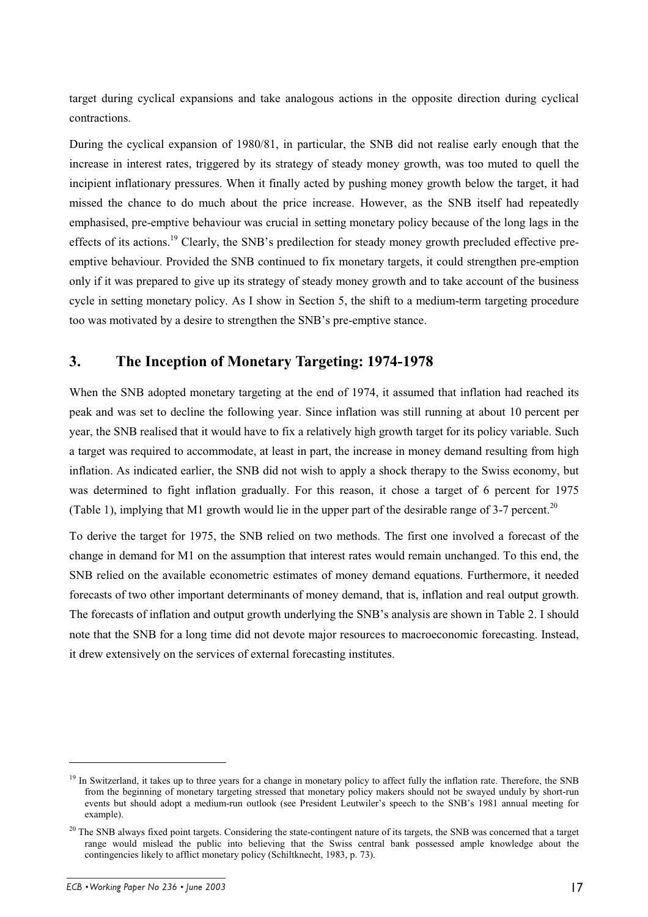target during cyclical expansions and take analogous actions in the opposite direction during cyclical contractions.

During the cyclical expansion of 1980/81, in particular, the SNB did not realise early enough that the increase in interest rates, triggered by its strategy of steady money growth, was too muted to quell the incipient inflationary pressures. When it finally acted by pushing money growth below the target, it had missed the chance to do much about the price increase. However, as the SNB itself had repeatedly emphasised, pre-emptive behaviour was crucial in setting monetary policy because of the long lags in the effects of its actions.[19] Clearly, the SNB's predilection for steady money growth precluded effective pre-emptive behaviour. Provided the SNB continued to fix monetary targets, it could strengthen pre-emption only if it was prepared to give up its strategy of steady money growth and to take account of the business cycle in setting monetary policy. As I show in Section 5, the shift to a medium-term targeting procedure too was motivated by a desire to strengthen the SNB's pre-emptive stance.

## 3. The Inception of Monetary Targeting: 1974-1978

When the SNB adopted monetary targeting at the end of 1974, it assumed that inflation had reached its peak and was set to decline the following year. Since inflation was still running at about 10 percent per year, the SNB realised that it would have to fix a relatively high growth target for its policy variable. Such a target was required to accommodate, at least in part, the increase in money demand resulting from high inflation. As indicated earlier, the SNB did not wish to apply a shock therapy to the Swiss economy, but was determined to fight inflation gradually. For this reason, it chose a target of 6 percent for 1975 (Table 1), implying that M1 growth would lie in the upper part of the desirable range of 3-7 percent.[20]

To derive the target for 1975, the SNB relied on two methods. The first one involved a forecast of the change in demand for M1 on the assumption that interest rates would remain unchanged. To this end, the SNB relied on the available econometric estimates of money demand equations. Furthermore, it needed forecasts of two other important determinants of money demand, that is, inflation and real output growth. The forecasts of inflation and output growth underlying the SNB's analysis are shown in Table 2. I should note that the SNB for a long time did not devote major resources to macroeconomic forecasting. Instead, it drew extensively on the services of external forecasting institutes.

[19] In Switzerland, it takes up to three years for a change in monetary policy to affect fully the inflation rate. Therefore, the SNB from the beginning of monetary targeting stressed that monetary policy makers should not be swayed unduly by short-run events but should adopt a medium-run outlook (see President Leutwiler's speech to the SNB's 1981 annual meeting for example).

[20] The SNB always fixed point targets. Considering the state-contingent nature of its targets, the SNB was concerned that a target range would mislead the public into believing that the Swiss central bank possessed ample knowledge about the contingencies likely to afflict monetary policy (Schiltknecht, 1983, p. 73).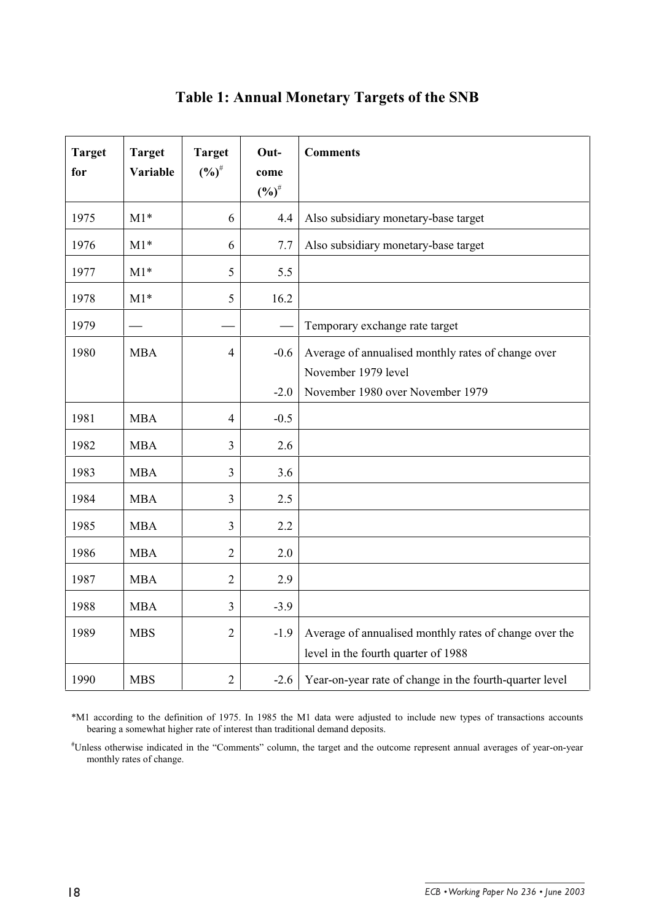# Table 1: Annual Monetary Targets of the SNB

| Target for | Target Variable | Target (%)[#] | Out-come (%)[#] | Comments |
|---|---|---|---|---|
| 1975 | M1* | 6 | 4.4 | Also subsidiary monetary-base target |
| 1976 | M1* | 6 | 7.7 | Also subsidiary monetary-base target |
| 1977 | M1* | 5 | 5.5 | |
| 1978 | M1* | 5 | 16.2 | |
| 1979 | — | — | — | Temporary exchange rate target |
| 1980 | MBA | 4 | -0.6 | Average of annualised monthly rates of change over November 1979 level |
| | | | -2.0 | November 1980 over November 1979 |
| 1981 | MBA | 4 | -0.5 | |
| 1982 | MBA | 3 | 2.6 | |
| 1983 | MBA | 3 | 3.6 | |
| 1984 | MBA | 3 | 2.5 | |
| 1985 | MBA | 3 | 2.2 | |
| 1986 | MBA | 2 | 2.0 | |
| 1987 | MBA | 2 | 2.9 | |
| 1988 | MBA | 3 | -3.9 | |
| 1989 | MBS | 2 | -1.9 | Average of annualised monthly rates of change over the level in the fourth quarter of 1988 |
| 1990 | MBS | 2 | -2.6 | Year-on-year rate of change in the fourth-quarter level |

*M1 according to the definition of 1975. In 1985 the M1 data were adjusted to include new types of transactions accounts bearing a somewhat higher rate of interest than traditional demand deposits.

[#]Unless otherwise indicated in the "Comments" column, the target and the outcome represent annual averages of year-on-year monthly rates of change.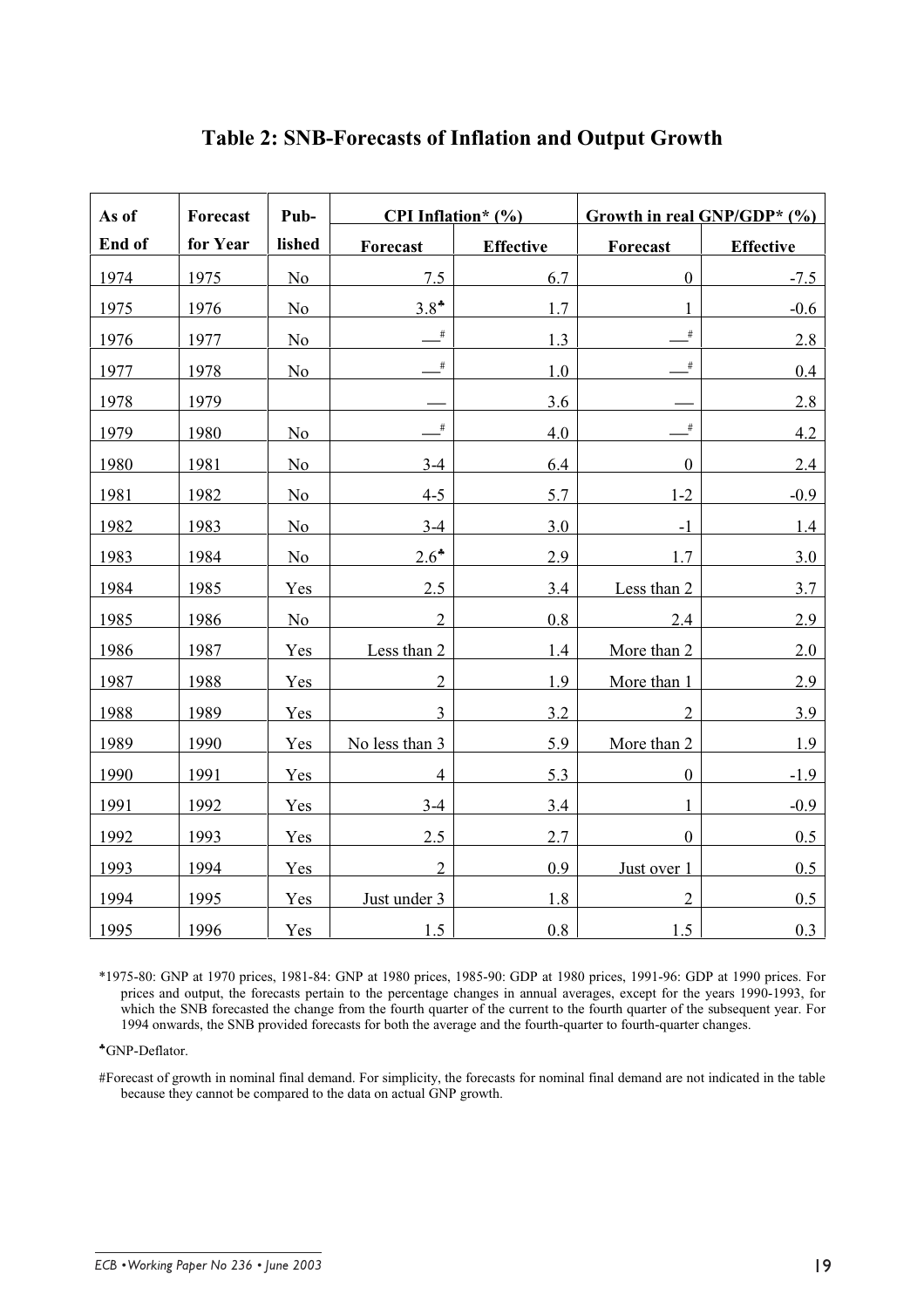# Table 2: SNB-Forecasts of Inflation and Output Growth

| As of | Forecast | Pub- | CPI Inflation* (%) | | Growth in real GNP/GDP* (%) | |
|---|---|---|---|---|---|---|
| End of | for Year | lished | Forecast | Effective | Forecast | Effective |
| 1974 | 1975 | No | 7.5 | 6.7 | 0 | -7.5 |
| 1975 | 1976 | No | 3.8♣ | 1.7 | 1 | -0.6 |
| 1976 | 1977 | No | —# | 1.3 | —# | 2.8 |
| 1977 | 1978 | No | —# | 1.0 | —# | 0.4 |
| 1978 | 1979 | | — | 3.6 | — | 2.8 |
| 1979 | 1980 | No | —# | 4.0 | —# | 4.2 |
| 1980 | 1981 | No | 3-4 | 6.4 | 0 | 2.4 |
| 1981 | 1982 | No | 4-5 | 5.7 | 1-2 | -0.9 |
| 1982 | 1983 | No | 3-4 | 3.0 | -1 | 1.4 |
| 1983 | 1984 | No | 2.6♣ | 2.9 | 1.7 | 3.0 |
| 1984 | 1985 | Yes | 2.5 | 3.4 | Less than 2 | 3.7 |
| 1985 | 1986 | No | 2 | 0.8 | 2.4 | 2.9 |
| 1986 | 1987 | Yes | Less than 2 | 1.4 | More than 2 | 2.0 |
| 1987 | 1988 | Yes | 2 | 1.9 | More than 1 | 2.9 |
| 1988 | 1989 | Yes | 3 | 3.2 | 2 | 3.9 |
| 1989 | 1990 | Yes | No less than 3 | 5.9 | More than 2 | 1.9 |
| 1990 | 1991 | Yes | 4 | 5.3 | 0 | -1.9 |
| 1991 | 1992 | Yes | 3-4 | 3.4 | 1 | -0.9 |
| 1992 | 1993 | Yes | 2.5 | 2.7 | 0 | 0.5 |
| 1993 | 1994 | Yes | 2 | 0.9 | Just over 1 | 0.5 |
| 1994 | 1995 | Yes | Just under 3 | 1.8 | 2 | 0.5 |
| 1995 | 1996 | Yes | 1.5 | 0.8 | 1.5 | 0.3 |

*1975-80: GNP at 1970 prices, 1981-84: GNP at 1980 prices, 1985-90: GDP at 1980 prices, 1991-96: GDP at 1990 prices. For prices and output, the forecasts pertain to the percentage changes in annual averages, except for the years 1990-1993, for which the SNB forecasted the change from the fourth quarter of the current to the fourth quarter of the subsequent year. For 1994 onwards, the SNB provided forecasts for both the average and the fourth-quarter to fourth-quarter changes.

♣GNP-Deflator.

#Forecast of growth in nominal final demand. For simplicity, the forecasts for nominal final demand are not indicated in the table because they cannot be compared to the data on actual GNP growth.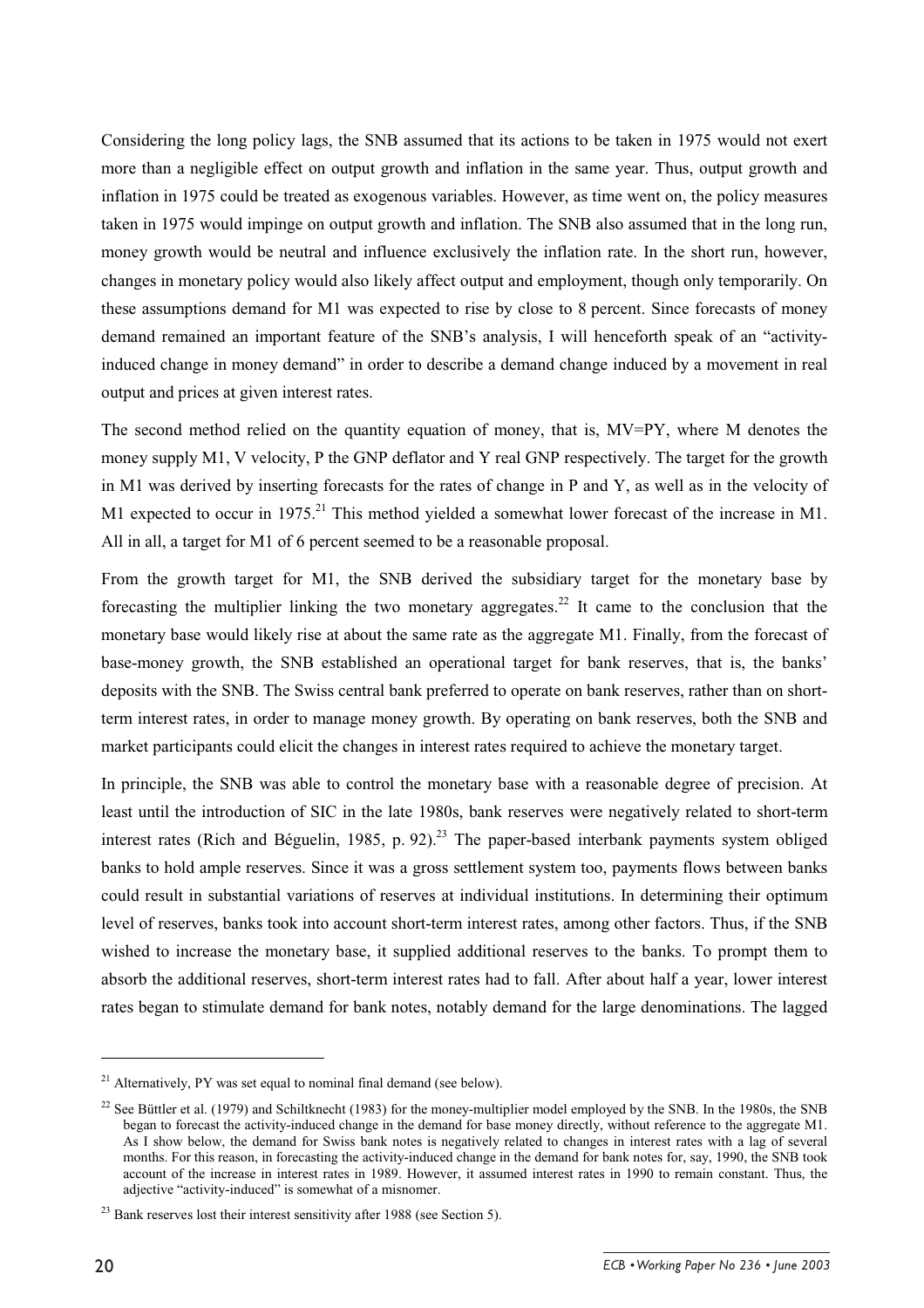Considering the long policy lags, the SNB assumed that its actions to be taken in 1975 would not exert more than a negligible effect on output growth and inflation in the same year. Thus, output growth and inflation in 1975 could be treated as exogenous variables. However, as time went on, the policy measures taken in 1975 would impinge on output growth and inflation. The SNB also assumed that in the long run, money growth would be neutral and influence exclusively the inflation rate. In the short run, however, changes in monetary policy would also likely affect output and employment, though only temporarily. On these assumptions demand for M1 was expected to rise by close to 8 percent. Since forecasts of money demand remained an important feature of the SNB's analysis, I will henceforth speak of an "activity-induced change in money demand" in order to describe a demand change induced by a movement in real output and prices at given interest rates.

The second method relied on the quantity equation of money, that is, MV=PY, where M denotes the money supply M1, V velocity, P the GNP deflator and Y real GNP respectively. The target for the growth in M1 was derived by inserting forecasts for the rates of change in P and Y, as well as in the velocity of M1 expected to occur in 1975.[21] This method yielded a somewhat lower forecast of the increase in M1. All in all, a target for M1 of 6 percent seemed to be a reasonable proposal.

From the growth target for M1, the SNB derived the subsidiary target for the monetary base by forecasting the multiplier linking the two monetary aggregates.[22] It came to the conclusion that the monetary base would likely rise at about the same rate as the aggregate M1. Finally, from the forecast of base-money growth, the SNB established an operational target for bank reserves, that is, the banks' deposits with the SNB. The Swiss central bank preferred to operate on bank reserves, rather than on short-term interest rates, in order to manage money growth. By operating on bank reserves, both the SNB and market participants could elicit the changes in interest rates required to achieve the monetary target.

In principle, the SNB was able to control the monetary base with a reasonable degree of precision. At least until the introduction of SIC in the late 1980s, bank reserves were negatively related to short-term interest rates (Rich and Béguelin, 1985, p. 92).[23] The paper-based interbank payments system obliged banks to hold ample reserves. Since it was a gross settlement system too, payments flows between banks could result in substantial variations of reserves at individual institutions. In determining their optimum level of reserves, banks took into account short-term interest rates, among other factors. Thus, if the SNB wished to increase the monetary base, it supplied additional reserves to the banks. To prompt them to absorb the additional reserves, short-term interest rates had to fall. After about half a year, lower interest rates began to stimulate demand for bank notes, notably demand for the large denominations. The lagged

---

[21] Alternatively, PY was set equal to nominal final demand (see below).

[22] See Büttler et al. (1979) and Schiltknecht (1983) for the money-multiplier model employed by the SNB. In the 1980s, the SNB began to forecast the activity-induced change in the demand for base money directly, without reference to the aggregate M1. As I show below, the demand for Swiss bank notes is negatively related to changes in interest rates with a lag of several months. For this reason, in forecasting the activity-induced change in the demand for bank notes for, say, 1990, the SNB took account of the increase in interest rates in 1989. However, it assumed interest rates in 1990 to remain constant. Thus, the adjective "activity-induced" is somewhat of a misnomer.

[23] Bank reserves lost their interest sensitivity after 1988 (see Section 5).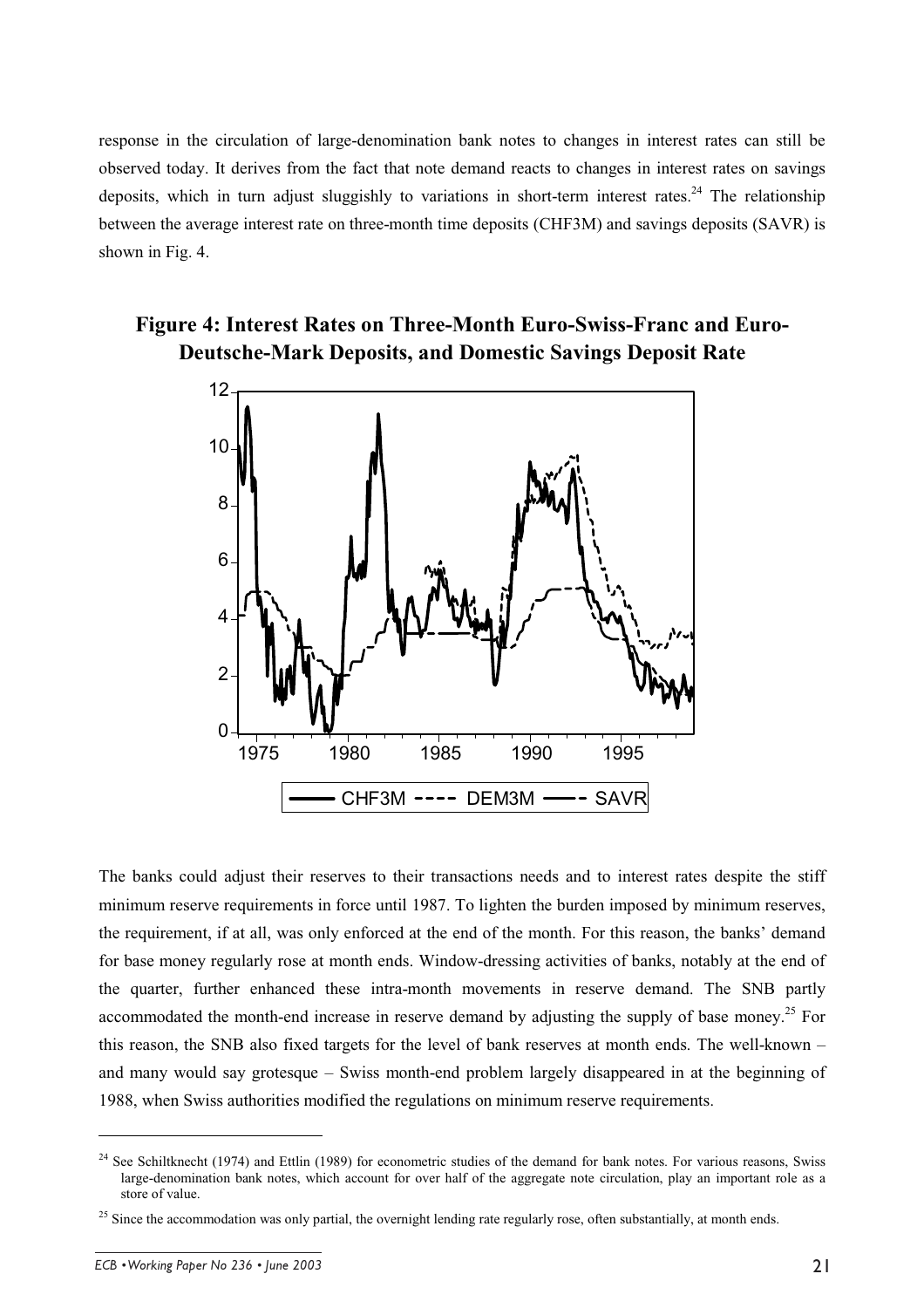response in the circulation of large-denomination bank notes to changes in interest rates can still be observed today. It derives from the fact that note demand reacts to changes in interest rates on savings deposits, which in turn adjust sluggishly to variations in short-term interest rates.[24] The relationship between the average interest rate on three-month time deposits (CHF3M) and savings deposits (SAVR) is shown in Fig. 4.

**Figure 4: Interest Rates on Three-Month Euro-Swiss-Franc and Euro-Deutsche-Mark Deposits, and Domestic Savings Deposit Rate**

The banks could adjust their reserves to their transactions needs and to interest rates despite the stiff minimum reserve requirements in force until 1987. To lighten the burden imposed by minimum reserves, the requirement, if at all, was only enforced at the end of the month. For this reason, the banks' demand for base money regularly rose at month ends. Window-dressing activities of banks, notably at the end of the quarter, further enhanced these intra-month movements in reserve demand. The SNB partly accommodated the month-end increase in reserve demand by adjusting the supply of base money.[25] For this reason, the SNB also fixed targets for the level of bank reserves at month ends. The well-known – and many would say grotesque – Swiss month-end problem largely disappeared in at the beginning of 1988, when Swiss authorities modified the regulations on minimum reserve requirements.

---

[24] See Schiltknecht (1974) and Ettlin (1989) for econometric studies of the demand for bank notes. For various reasons, Swiss large-denomination bank notes, which account for over half of the aggregate note circulation, play an important role as a store of value.

[25] Since the accommodation was only partial, the overnight lending rate regularly rose, often substantially, at month ends.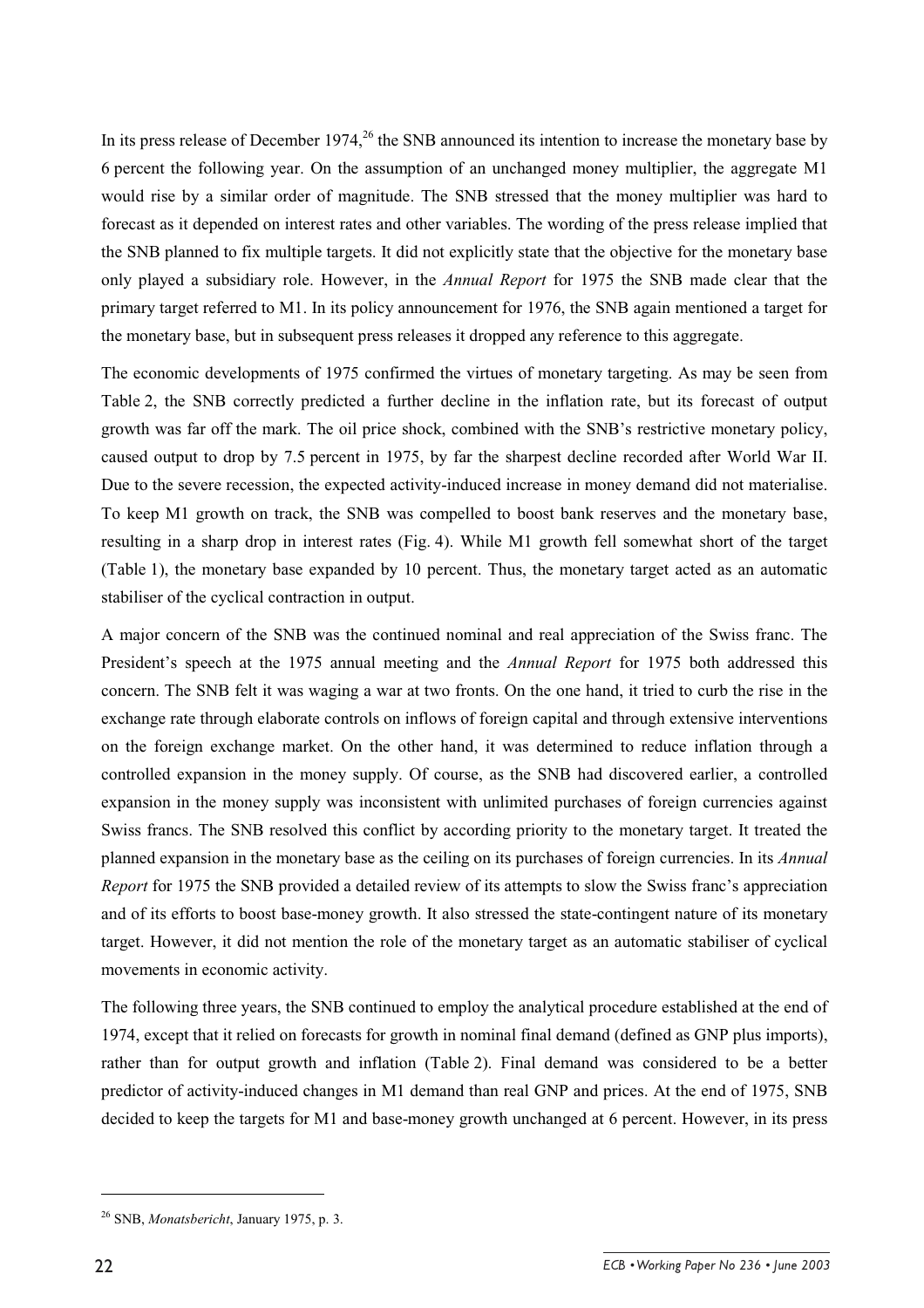In its press release of December 1974,[26] the SNB announced its intention to increase the monetary base by 6 percent the following year. On the assumption of an unchanged money multiplier, the aggregate M1 would rise by a similar order of magnitude. The SNB stressed that the money multiplier was hard to forecast as it depended on interest rates and other variables. The wording of the press release implied that the SNB planned to fix multiple targets. It did not explicitly state that the objective for the monetary base only played a subsidiary role. However, in the *Annual Report* for 1975 the SNB made clear that the primary target referred to M1. In its policy announcement for 1976, the SNB again mentioned a target for the monetary base, but in subsequent press releases it dropped any reference to this aggregate.

The economic developments of 1975 confirmed the virtues of monetary targeting. As may be seen from Table 2, the SNB correctly predicted a further decline in the inflation rate, but its forecast of output growth was far off the mark. The oil price shock, combined with the SNB's restrictive monetary policy, caused output to drop by 7.5 percent in 1975, by far the sharpest decline recorded after World War II. Due to the severe recession, the expected activity-induced increase in money demand did not materialise. To keep M1 growth on track, the SNB was compelled to boost bank reserves and the monetary base, resulting in a sharp drop in interest rates (Fig. 4). While M1 growth fell somewhat short of the target (Table 1), the monetary base expanded by 10 percent. Thus, the monetary target acted as an automatic stabiliser of the cyclical contraction in output.

A major concern of the SNB was the continued nominal and real appreciation of the Swiss franc. The President's speech at the 1975 annual meeting and the *Annual Report* for 1975 both addressed this concern. The SNB felt it was waging a war at two fronts. On the one hand, it tried to curb the rise in the exchange rate through elaborate controls on inflows of foreign capital and through extensive interventions on the foreign exchange market. On the other hand, it was determined to reduce inflation through a controlled expansion in the money supply. Of course, as the SNB had discovered earlier, a controlled expansion in the money supply was inconsistent with unlimited purchases of foreign currencies against Swiss francs. The SNB resolved this conflict by according priority to the monetary target. It treated the planned expansion in the monetary base as the ceiling on its purchases of foreign currencies. In its *Annual Report* for 1975 the SNB provided a detailed review of its attempts to slow the Swiss franc's appreciation and of its efforts to boost base-money growth. It also stressed the state-contingent nature of its monetary target. However, it did not mention the role of the monetary target as an automatic stabiliser of cyclical movements in economic activity.

The following three years, the SNB continued to employ the analytical procedure established at the end of 1974, except that it relied on forecasts for growth in nominal final demand (defined as GNP plus imports), rather than for output growth and inflation (Table 2). Final demand was considered to be a better predictor of activity-induced changes in M1 demand than real GNP and prices. At the end of 1975, SNB decided to keep the targets for M1 and base-money growth unchanged at 6 percent. However, in its press

[26] SNB, *Monatsbericht*, January 1975, p. 3.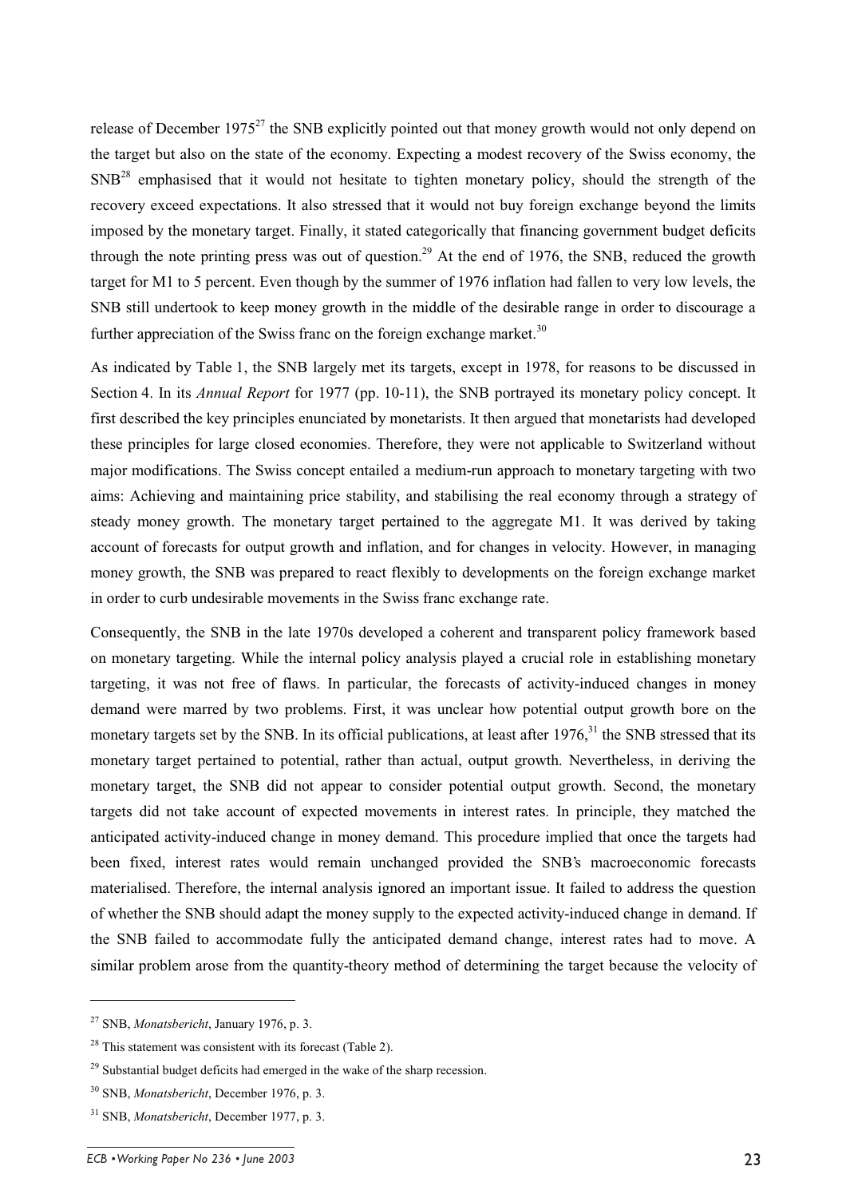release of December 1975[27] the SNB explicitly pointed out that money growth would not only depend on the target but also on the state of the economy. Expecting a modest recovery of the Swiss economy, the SNB[28] emphasised that it would not hesitate to tighten monetary policy, should the strength of the recovery exceed expectations. It also stressed that it would not buy foreign exchange beyond the limits imposed by the monetary target. Finally, it stated categorically that financing government budget deficits through the note printing press was out of question.[29] At the end of 1976, the SNB, reduced the growth target for M1 to 5 percent. Even though by the summer of 1976 inflation had fallen to very low levels, the SNB still undertook to keep money growth in the middle of the desirable range in order to discourage a further appreciation of the Swiss franc on the foreign exchange market.[30]

As indicated by Table 1, the SNB largely met its targets, except in 1978, for reasons to be discussed in Section 4. In its *Annual Report* for 1977 (pp. 10-11), the SNB portrayed its monetary policy concept. It first described the key principles enunciated by monetarists. It then argued that monetarists had developed these principles for large closed economies. Therefore, they were not applicable to Switzerland without major modifications. The Swiss concept entailed a medium-run approach to monetary targeting with two aims: Achieving and maintaining price stability, and stabilising the real economy through a strategy of steady money growth. The monetary target pertained to the aggregate M1. It was derived by taking account of forecasts for output growth and inflation, and for changes in velocity. However, in managing money growth, the SNB was prepared to react flexibly to developments on the foreign exchange market in order to curb undesirable movements in the Swiss franc exchange rate.

Consequently, the SNB in the late 1970s developed a coherent and transparent policy framework based on monetary targeting. While the internal policy analysis played a crucial role in establishing monetary targeting, it was not free of flaws. In particular, the forecasts of activity-induced changes in money demand were marred by two problems. First, it was unclear how potential output growth bore on the monetary targets set by the SNB. In its official publications, at least after 1976,[31] the SNB stressed that its monetary target pertained to potential, rather than actual, output growth. Nevertheless, in deriving the monetary target, the SNB did not appear to consider potential output growth. Second, the monetary targets did not take account of expected movements in interest rates. In principle, they matched the anticipated activity-induced change in money demand. This procedure implied that once the targets had been fixed, interest rates would remain unchanged provided the SNB's macroeconomic forecasts materialised. Therefore, the internal analysis ignored an important issue. It failed to address the question of whether the SNB should adapt the money supply to the expected activity-induced change in demand. If the SNB failed to accommodate fully the anticipated demand change, interest rates had to move. A similar problem arose from the quantity-theory method of determining the target because the velocity of

---

[27] SNB, *Monatsbericht*, January 1976, p. 3.

[28] This statement was consistent with its forecast (Table 2).

[29] Substantial budget deficits had emerged in the wake of the sharp recession.

[30] SNB, *Monatsbericht*, December 1976, p. 3.

[31] SNB, *Monatsbericht*, December 1977, p. 3.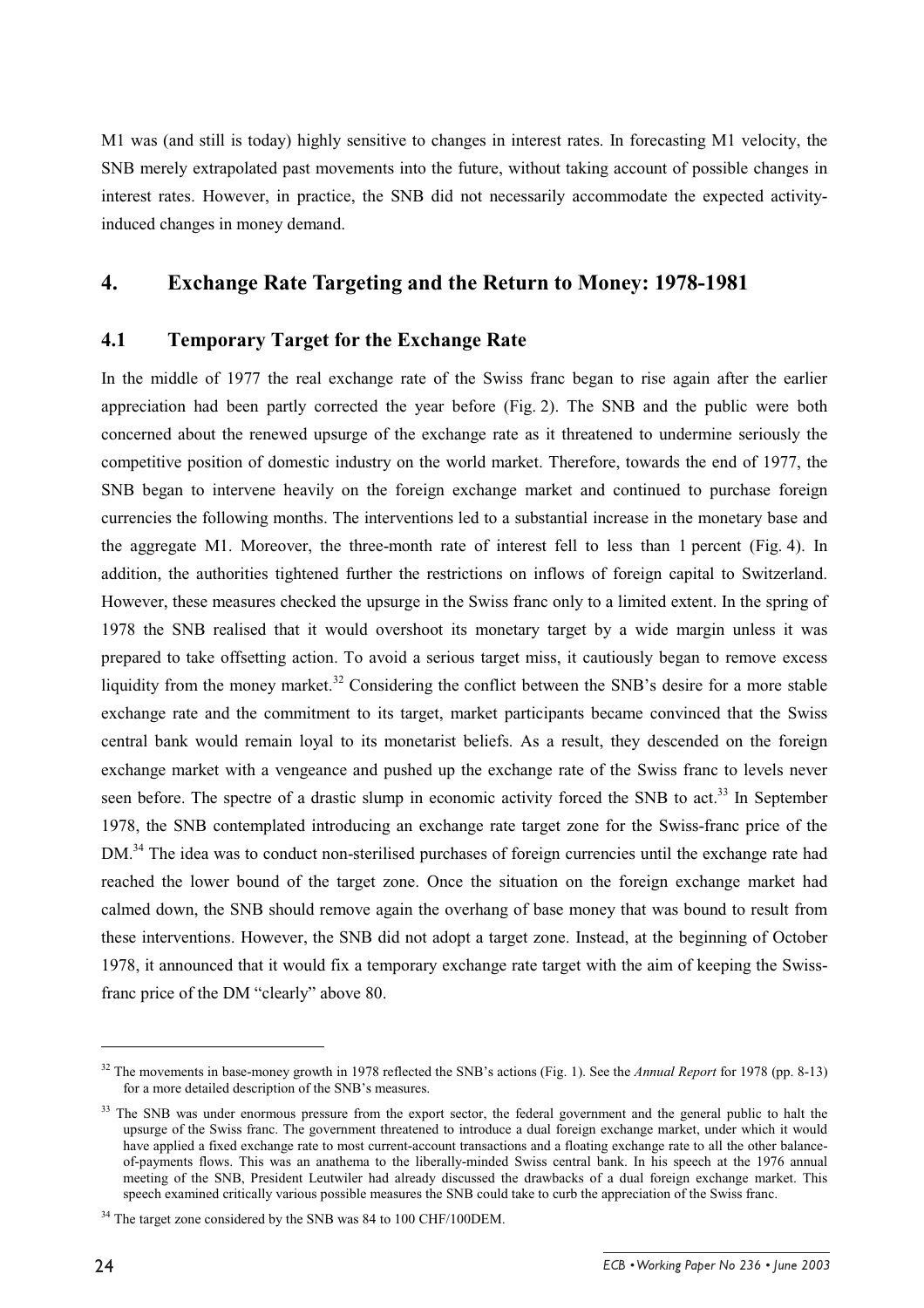M1 was (and still is today) highly sensitive to changes in interest rates. In forecasting M1 velocity, the SNB merely extrapolated past movements into the future, without taking account of possible changes in interest rates. However, in practice, the SNB did not necessarily accommodate the expected activity-induced changes in money demand.

## 4. Exchange Rate Targeting and the Return to Money: 1978-1981

### 4.1 Temporary Target for the Exchange Rate

In the middle of 1977 the real exchange rate of the Swiss franc began to rise again after the earlier appreciation had been partly corrected the year before (Fig. 2). The SNB and the public were both concerned about the renewed upsurge of the exchange rate as it threatened to undermine seriously the competitive position of domestic industry on the world market. Therefore, towards the end of 1977, the SNB began to intervene heavily on the foreign exchange market and continued to purchase foreign currencies the following months. The interventions led to a substantial increase in the monetary base and the aggregate M1. Moreover, the three-month rate of interest fell to less than 1 percent (Fig. 4). In addition, the authorities tightened further the restrictions on inflows of foreign capital to Switzerland. However, these measures checked the upsurge in the Swiss franc only to a limited extent. In the spring of 1978 the SNB realised that it would overshoot its monetary target by a wide margin unless it was prepared to take offsetting action. To avoid a serious target miss, it cautiously began to remove excess liquidity from the money market.[32] Considering the conflict between the SNB's desire for a more stable exchange rate and the commitment to its target, market participants became convinced that the Swiss central bank would remain loyal to its monetarist beliefs. As a result, they descended on the foreign exchange market with a vengeance and pushed up the exchange rate of the Swiss franc to levels never seen before. The spectre of a drastic slump in economic activity forced the SNB to act.[33] In September 1978, the SNB contemplated introducing an exchange rate target zone for the Swiss-franc price of the DM.[34] The idea was to conduct non-sterilised purchases of foreign currencies until the exchange rate had reached the lower bound of the target zone. Once the situation on the foreign exchange market had calmed down, the SNB should remove again the overhang of base money that was bound to result from these interventions. However, the SNB did not adopt a target zone. Instead, at the beginning of October 1978, it announced that it would fix a temporary exchange rate target with the aim of keeping the Swiss-franc price of the DM "clearly" above 80.

---

[32] The movements in base-money growth in 1978 reflected the SNB's actions (Fig. 1). See the *Annual Report* for 1978 (pp. 8-13) for a more detailed description of the SNB's measures.

[33] The SNB was under enormous pressure from the export sector, the federal government and the general public to halt the upsurge of the Swiss franc. The government threatened to introduce a dual foreign exchange market, under which it would have applied a fixed exchange rate to most current-account transactions and a floating exchange rate to all the other balance-of-payments flows. This was an anathema to the liberally-minded Swiss central bank. In his speech at the 1976 annual meeting of the SNB, President Leutwiler had already discussed the drawbacks of a dual foreign exchange market. This speech examined critically various possible measures the SNB could take to curb the appreciation of the Swiss franc.

[34] The target zone considered by the SNB was 84 to 100 CHF/100DEM.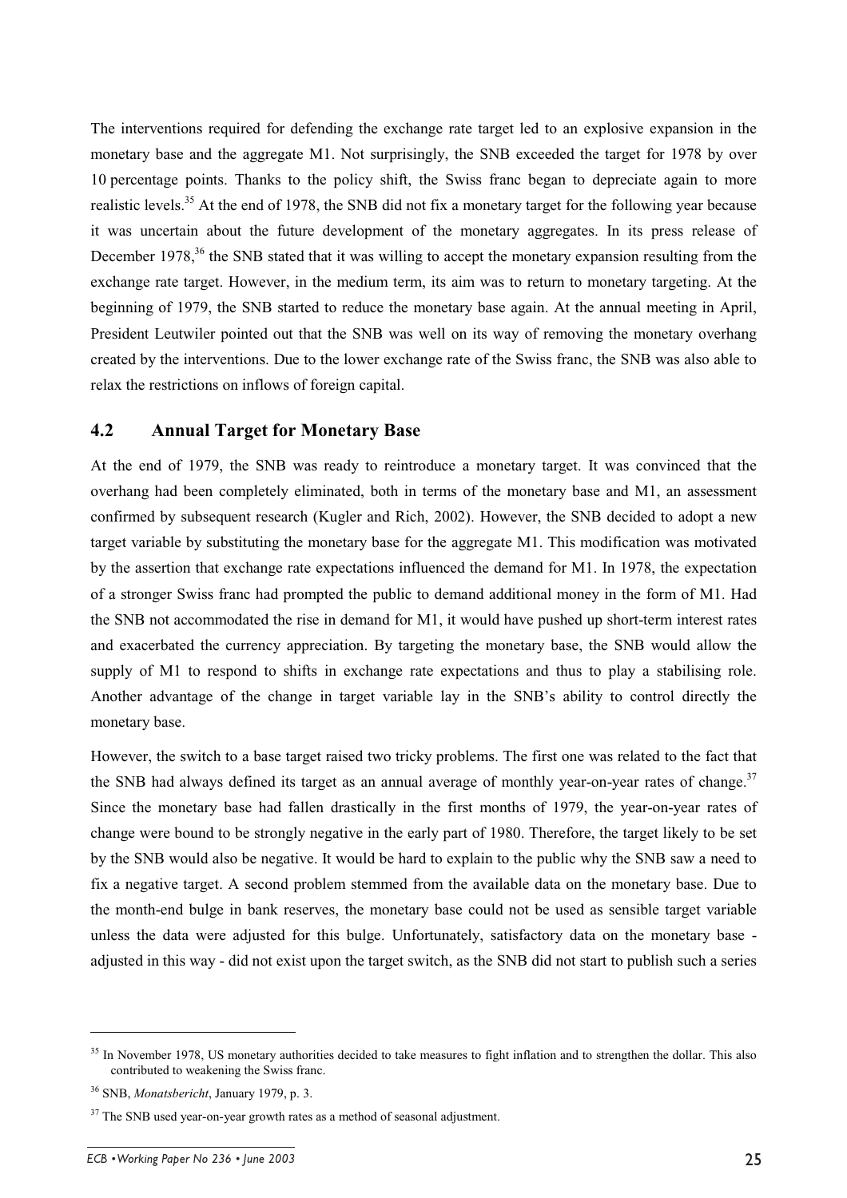The interventions required for defending the exchange rate target led to an explosive expansion in the monetary base and the aggregate M1. Not surprisingly, the SNB exceeded the target for 1978 by over 10 percentage points. Thanks to the policy shift, the Swiss franc began to depreciate again to more realistic levels.[35] At the end of 1978, the SNB did not fix a monetary target for the following year because it was uncertain about the future development of the monetary aggregates. In its press release of December 1978,[36] the SNB stated that it was willing to accept the monetary expansion resulting from the exchange rate target. However, in the medium term, its aim was to return to monetary targeting. At the beginning of 1979, the SNB started to reduce the monetary base again. At the annual meeting in April, President Leutwiler pointed out that the SNB was well on its way of removing the monetary overhang created by the interventions. Due to the lower exchange rate of the Swiss franc, the SNB was also able to relax the restrictions on inflows of foreign capital.

## 4.2 Annual Target for Monetary Base

At the end of 1979, the SNB was ready to reintroduce a monetary target. It was convinced that the overhang had been completely eliminated, both in terms of the monetary base and M1, an assessment confirmed by subsequent research (Kugler and Rich, 2002). However, the SNB decided to adopt a new target variable by substituting the monetary base for the aggregate M1. This modification was motivated by the assertion that exchange rate expectations influenced the demand for M1. In 1978, the expectation of a stronger Swiss franc had prompted the public to demand additional money in the form of M1. Had the SNB not accommodated the rise in demand for M1, it would have pushed up short-term interest rates and exacerbated the currency appreciation. By targeting the monetary base, the SNB would allow the supply of M1 to respond to shifts in exchange rate expectations and thus to play a stabilising role. Another advantage of the change in target variable lay in the SNB's ability to control directly the monetary base.

However, the switch to a base target raised two tricky problems. The first one was related to the fact that the SNB had always defined its target as an annual average of monthly year-on-year rates of change.[37] Since the monetary base had fallen drastically in the first months of 1979, the year-on-year rates of change were bound to be strongly negative in the early part of 1980. Therefore, the target likely to be set by the SNB would also be negative. It would be hard to explain to the public why the SNB saw a need to fix a negative target. A second problem stemmed from the available data on the monetary base. Due to the month-end bulge in bank reserves, the monetary base could not be used as sensible target variable unless the data were adjusted for this bulge. Unfortunately, satisfactory data on the monetary base - adjusted in this way - did not exist upon the target switch, as the SNB did not start to publish such a series

---

[35] In November 1978, US monetary authorities decided to take measures to fight inflation and to strengthen the dollar. This also contributed to weakening the Swiss franc.

[36] SNB, *Monatsbericht*, January 1979, p. 3.

[37] The SNB used year-on-year growth rates as a method of seasonal adjustment.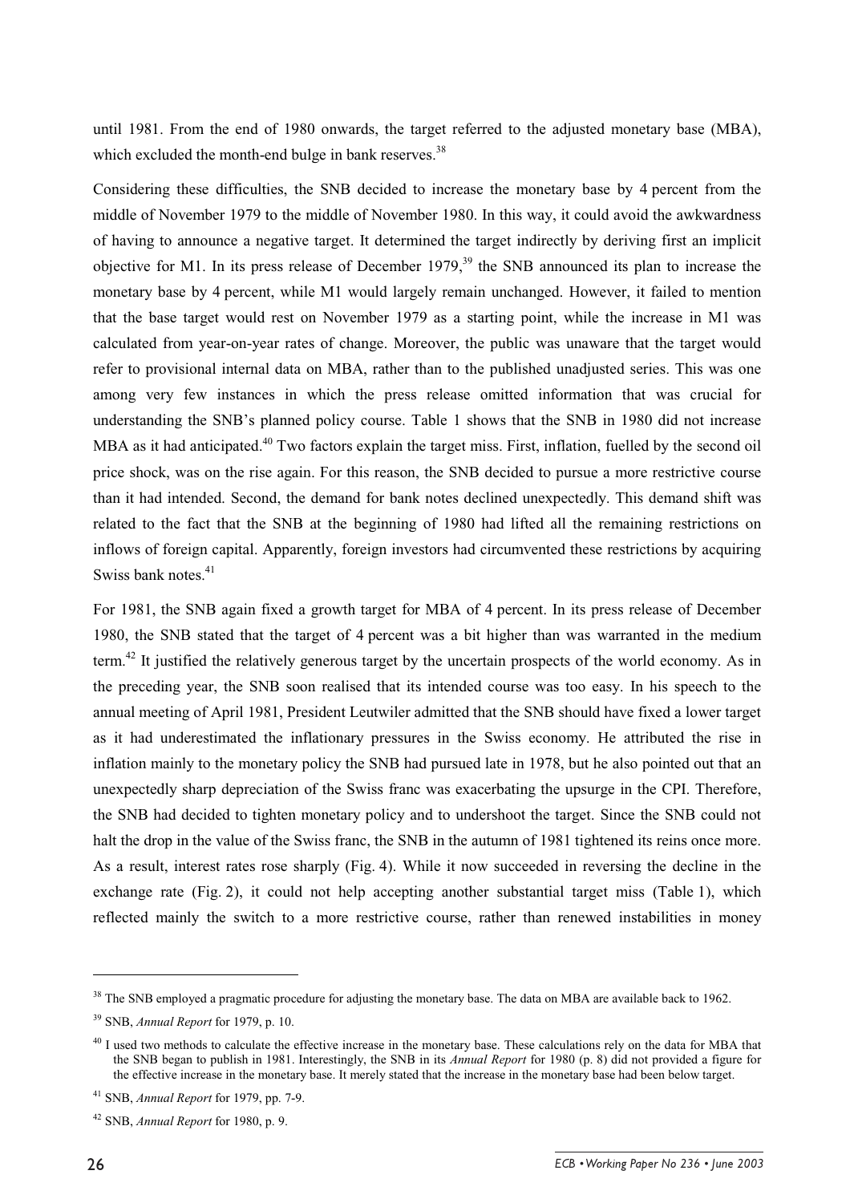until 1981. From the end of 1980 onwards, the target referred to the adjusted monetary base (MBA), which excluded the month-end bulge in bank reserves.[38]

Considering these difficulties, the SNB decided to increase the monetary base by 4 percent from the middle of November 1979 to the middle of November 1980. In this way, it could avoid the awkwardness of having to announce a negative target. It determined the target indirectly by deriving first an implicit objective for M1. In its press release of December 1979,[39] the SNB announced its plan to increase the monetary base by 4 percent, while M1 would largely remain unchanged. However, it failed to mention that the base target would rest on November 1979 as a starting point, while the increase in M1 was calculated from year-on-year rates of change. Moreover, the public was unaware that the target would refer to provisional internal data on MBA, rather than to the published unadjusted series. This was one among very few instances in which the press release omitted information that was crucial for understanding the SNB's planned policy course. Table 1 shows that the SNB in 1980 did not increase MBA as it had anticipated.[40] Two factors explain the target miss. First, inflation, fuelled by the second oil price shock, was on the rise again. For this reason, the SNB decided to pursue a more restrictive course than it had intended. Second, the demand for bank notes declined unexpectedly. This demand shift was related to the fact that the SNB at the beginning of 1980 had lifted all the remaining restrictions on inflows of foreign capital. Apparently, foreign investors had circumvented these restrictions by acquiring Swiss bank notes.[41]

For 1981, the SNB again fixed a growth target for MBA of 4 percent. In its press release of December 1980, the SNB stated that the target of 4 percent was a bit higher than was warranted in the medium term.[42] It justified the relatively generous target by the uncertain prospects of the world economy. As in the preceding year, the SNB soon realised that its intended course was too easy. In his speech to the annual meeting of April 1981, President Leutwiler admitted that the SNB should have fixed a lower target as it had underestimated the inflationary pressures in the Swiss economy. He attributed the rise in inflation mainly to the monetary policy the SNB had pursued late in 1978, but he also pointed out that an unexpectedly sharp depreciation of the Swiss franc was exacerbating the upsurge in the CPI. Therefore, the SNB had decided to tighten monetary policy and to undershoot the target. Since the SNB could not halt the drop in the value of the Swiss franc, the SNB in the autumn of 1981 tightened its reins once more. As a result, interest rates rose sharply (Fig. 4). While it now succeeded in reversing the decline in the exchange rate (Fig. 2), it could not help accepting another substantial target miss (Table 1), which reflected mainly the switch to a more restrictive course, rather than renewed instabilities in money

---

[38] The SNB employed a pragmatic procedure for adjusting the monetary base. The data on MBA are available back to 1962.

[39] SNB, *Annual Report* for 1979, p. 10.

[40] I used two methods to calculate the effective increase in the monetary base. These calculations rely on the data for MBA that the SNB began to publish in 1981. Interestingly, the SNB in its *Annual Report* for 1980 (p. 8) did not provided a figure for the effective increase in the monetary base. It merely stated that the increase in the monetary base had been below target.

[41] SNB, *Annual Report* for 1979, pp. 7-9.

[42] SNB, *Annual Report* for 1980, p. 9.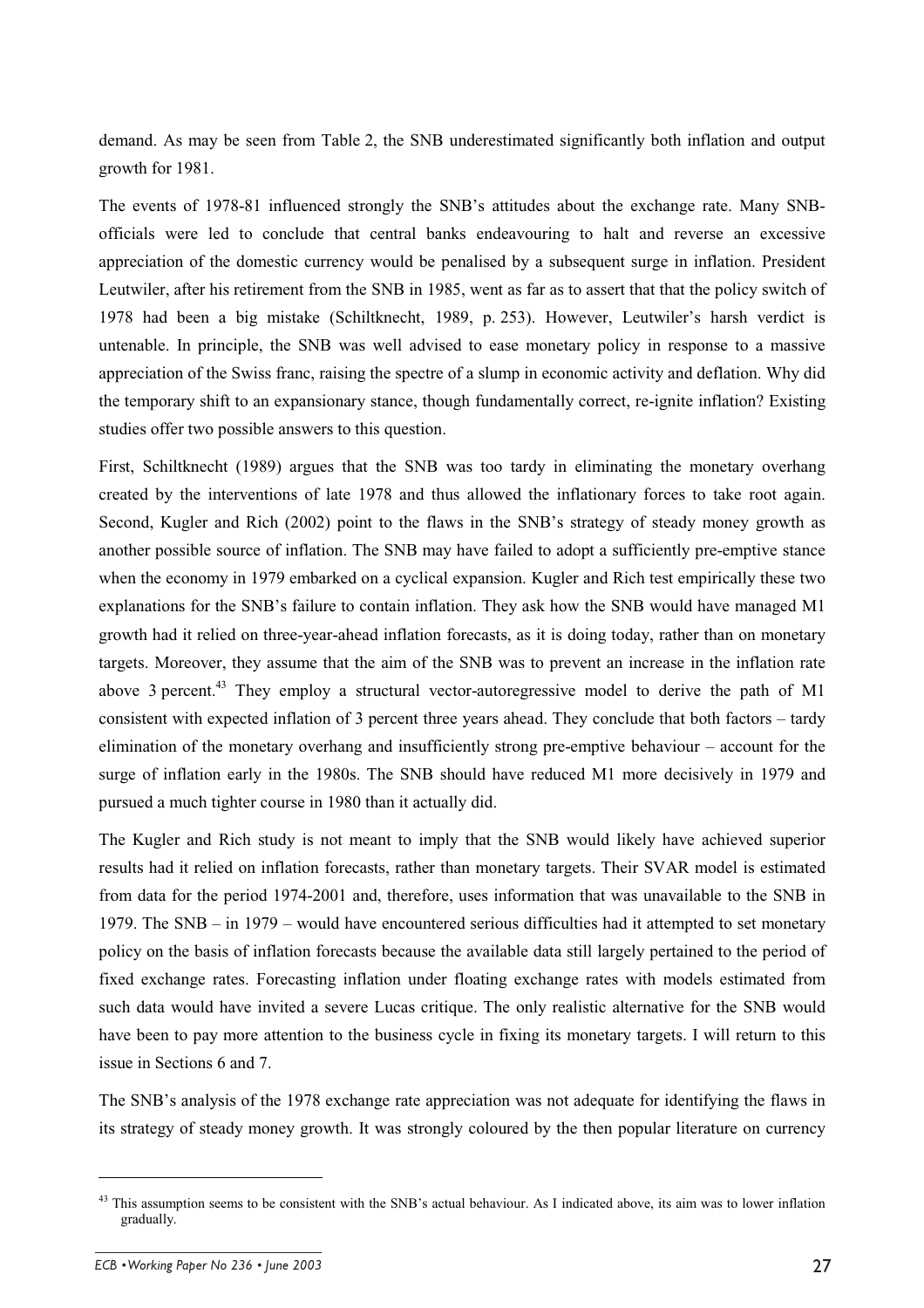demand. As may be seen from Table 2, the SNB underestimated significantly both inflation and output growth for 1981.

The events of 1978-81 influenced strongly the SNB's attitudes about the exchange rate. Many SNB-officials were led to conclude that central banks endeavouring to halt and reverse an excessive appreciation of the domestic currency would be penalised by a subsequent surge in inflation. President Leutwiler, after his retirement from the SNB in 1985, went as far as to assert that that the policy switch of 1978 had been a big mistake (Schiltknecht, 1989, p. 253). However, Leutwiler's harsh verdict is untenable. In principle, the SNB was well advised to ease monetary policy in response to a massive appreciation of the Swiss franc, raising the spectre of a slump in economic activity and deflation. Why did the temporary shift to an expansionary stance, though fundamentally correct, re-ignite inflation? Existing studies offer two possible answers to this question.

First, Schiltknecht (1989) argues that the SNB was too tardy in eliminating the monetary overhang created by the interventions of late 1978 and thus allowed the inflationary forces to take root again. Second, Kugler and Rich (2002) point to the flaws in the SNB's strategy of steady money growth as another possible source of inflation. The SNB may have failed to adopt a sufficiently pre-emptive stance when the economy in 1979 embarked on a cyclical expansion. Kugler and Rich test empirically these two explanations for the SNB's failure to contain inflation. They ask how the SNB would have managed M1 growth had it relied on three-year-ahead inflation forecasts, as it is doing today, rather than on monetary targets. Moreover, they assume that the aim of the SNB was to prevent an increase in the inflation rate above 3 percent.[43] They employ a structural vector-autoregressive model to derive the path of M1 consistent with expected inflation of 3 percent three years ahead. They conclude that both factors – tardy elimination of the monetary overhang and insufficiently strong pre-emptive behaviour – account for the surge of inflation early in the 1980s. The SNB should have reduced M1 more decisively in 1979 and pursued a much tighter course in 1980 than it actually did.

The Kugler and Rich study is not meant to imply that the SNB would likely have achieved superior results had it relied on inflation forecasts, rather than monetary targets. Their SVAR model is estimated from data for the period 1974-2001 and, therefore, uses information that was unavailable to the SNB in 1979. The SNB – in 1979 – would have encountered serious difficulties had it attempted to set monetary policy on the basis of inflation forecasts because the available data still largely pertained to the period of fixed exchange rates. Forecasting inflation under floating exchange rates with models estimated from such data would have invited a severe Lucas critique. The only realistic alternative for the SNB would have been to pay more attention to the business cycle in fixing its monetary targets. I will return to this issue in Sections 6 and 7.

The SNB's analysis of the 1978 exchange rate appreciation was not adequate for identifying the flaws in its strategy of steady money growth. It was strongly coloured by the then popular literature on currency

---

[43] This assumption seems to be consistent with the SNB's actual behaviour. As I indicated above, its aim was to lower inflation gradually.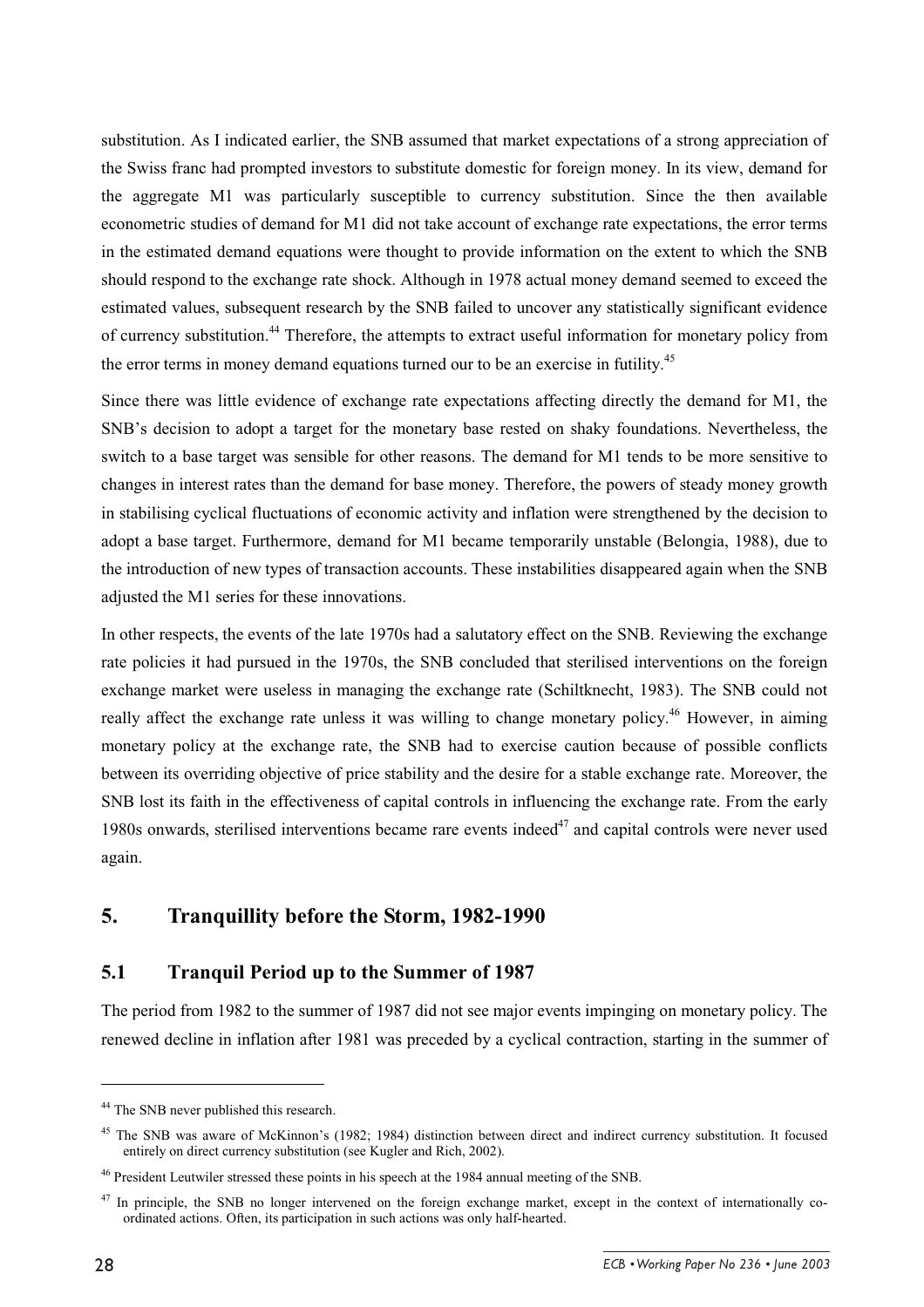substitution. As I indicated earlier, the SNB assumed that market expectations of a strong appreciation of the Swiss franc had prompted investors to substitute domestic for foreign money. In its view, demand for the aggregate M1 was particularly susceptible to currency substitution. Since the then available econometric studies of demand for M1 did not take account of exchange rate expectations, the error terms in the estimated demand equations were thought to provide information on the extent to which the SNB should respond to the exchange rate shock. Although in 1978 actual money demand seemed to exceed the estimated values, subsequent research by the SNB failed to uncover any statistically significant evidence of currency substitution.[44] Therefore, the attempts to extract useful information for monetary policy from the error terms in money demand equations turned our to be an exercise in futility.[45]

Since there was little evidence of exchange rate expectations affecting directly the demand for M1, the SNB's decision to adopt a target for the monetary base rested on shaky foundations. Nevertheless, the switch to a base target was sensible for other reasons. The demand for M1 tends to be more sensitive to changes in interest rates than the demand for base money. Therefore, the powers of steady money growth in stabilising cyclical fluctuations of economic activity and inflation were strengthened by the decision to adopt a base target. Furthermore, demand for M1 became temporarily unstable (Belongia, 1988), due to the introduction of new types of transaction accounts. These instabilities disappeared again when the SNB adjusted the M1 series for these innovations.

In other respects, the events of the late 1970s had a salutatory effect on the SNB. Reviewing the exchange rate policies it had pursued in the 1970s, the SNB concluded that sterilised interventions on the foreign exchange market were useless in managing the exchange rate (Schiltknecht, 1983). The SNB could not really affect the exchange rate unless it was willing to change monetary policy.[46] However, in aiming monetary policy at the exchange rate, the SNB had to exercise caution because of possible conflicts between its overriding objective of price stability and the desire for a stable exchange rate. Moreover, the SNB lost its faith in the effectiveness of capital controls in influencing the exchange rate. From the early 1980s onwards, sterilised interventions became rare events indeed[47] and capital controls were never used again.

## 5. Tranquillity before the Storm, 1982-1990

### 5.1 Tranquil Period up to the Summer of 1987

The period from 1982 to the summer of 1987 did not see major events impinging on monetary policy. The renewed decline in inflation after 1981 was preceded by a cyclical contraction, starting in the summer of

---

[44] The SNB never published this research.

[45] The SNB was aware of McKinnon's (1982; 1984) distinction between direct and indirect currency substitution. It focused entirely on direct currency substitution (see Kugler and Rich, 2002).

[46] President Leutwiler stressed these points in his speech at the 1984 annual meeting of the SNB.

[47] In principle, the SNB no longer intervened on the foreign exchange market, except in the context of internationally co-ordinated actions. Often, its participation in such actions was only half-hearted.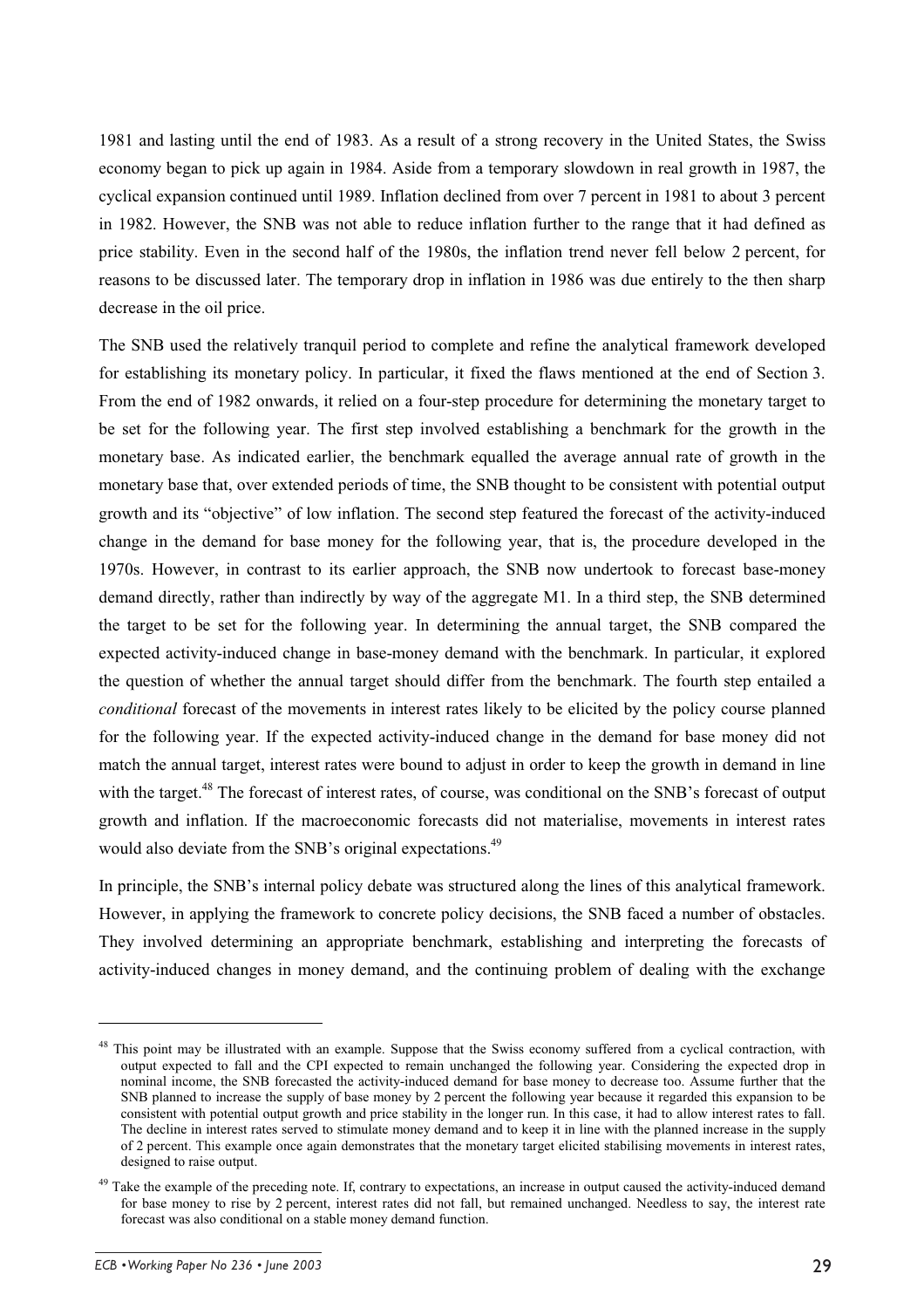1981 and lasting until the end of 1983. As a result of a strong recovery in the United States, the Swiss economy began to pick up again in 1984. Aside from a temporary slowdown in real growth in 1987, the cyclical expansion continued until 1989. Inflation declined from over 7 percent in 1981 to about 3 percent in 1982. However, the SNB was not able to reduce inflation further to the range that it had defined as price stability. Even in the second half of the 1980s, the inflation trend never fell below 2 percent, for reasons to be discussed later. The temporary drop in inflation in 1986 was due entirely to the then sharp decrease in the oil price.

The SNB used the relatively tranquil period to complete and refine the analytical framework developed for establishing its monetary policy. In particular, it fixed the flaws mentioned at the end of Section 3. From the end of 1982 onwards, it relied on a four-step procedure for determining the monetary target to be set for the following year. The first step involved establishing a benchmark for the growth in the monetary base. As indicated earlier, the benchmark equalled the average annual rate of growth in the monetary base that, over extended periods of time, the SNB thought to be consistent with potential output growth and its "objective" of low inflation. The second step featured the forecast of the activity-induced change in the demand for base money for the following year, that is, the procedure developed in the 1970s. However, in contrast to its earlier approach, the SNB now undertook to forecast base-money demand directly, rather than indirectly by way of the aggregate M1. In a third step, the SNB determined the target to be set for the following year. In determining the annual target, the SNB compared the expected activity-induced change in base-money demand with the benchmark. In particular, it explored the question of whether the annual target should differ from the benchmark. The fourth step entailed a *conditional* forecast of the movements in interest rates likely to be elicited by the policy course planned for the following year. If the expected activity-induced change in the demand for base money did not match the annual target, interest rates were bound to adjust in order to keep the growth in demand in line with the target.[48] The forecast of interest rates, of course, was conditional on the SNB's forecast of output growth and inflation. If the macroeconomic forecasts did not materialise, movements in interest rates would also deviate from the SNB's original expectations.[49]

In principle, the SNB's internal policy debate was structured along the lines of this analytical framework. However, in applying the framework to concrete policy decisions, the SNB faced a number of obstacles. They involved determining an appropriate benchmark, establishing and interpreting the forecasts of activity-induced changes in money demand, and the continuing problem of dealing with the exchange

---

[48] This point may be illustrated with an example. Suppose that the Swiss economy suffered from a cyclical contraction, with output expected to fall and the CPI expected to remain unchanged the following year. Considering the expected drop in nominal income, the SNB forecasted the activity-induced demand for base money to decrease too. Assume further that the SNB planned to increase the supply of base money by 2 percent the following year because it regarded this expansion to be consistent with potential output growth and price stability in the longer run. In this case, it had to allow interest rates to fall. The decline in interest rates served to stimulate money demand and to keep it in line with the planned increase in the supply of 2 percent. This example once again demonstrates that the monetary target elicited stabilising movements in interest rates, designed to raise output.

[49] Take the example of the preceding note. If, contrary to expectations, an increase in output caused the activity-induced demand for base money to rise by 2 percent, interest rates did not fall, but remained unchanged. Needless to say, the interest rate forecast was also conditional on a stable money demand function.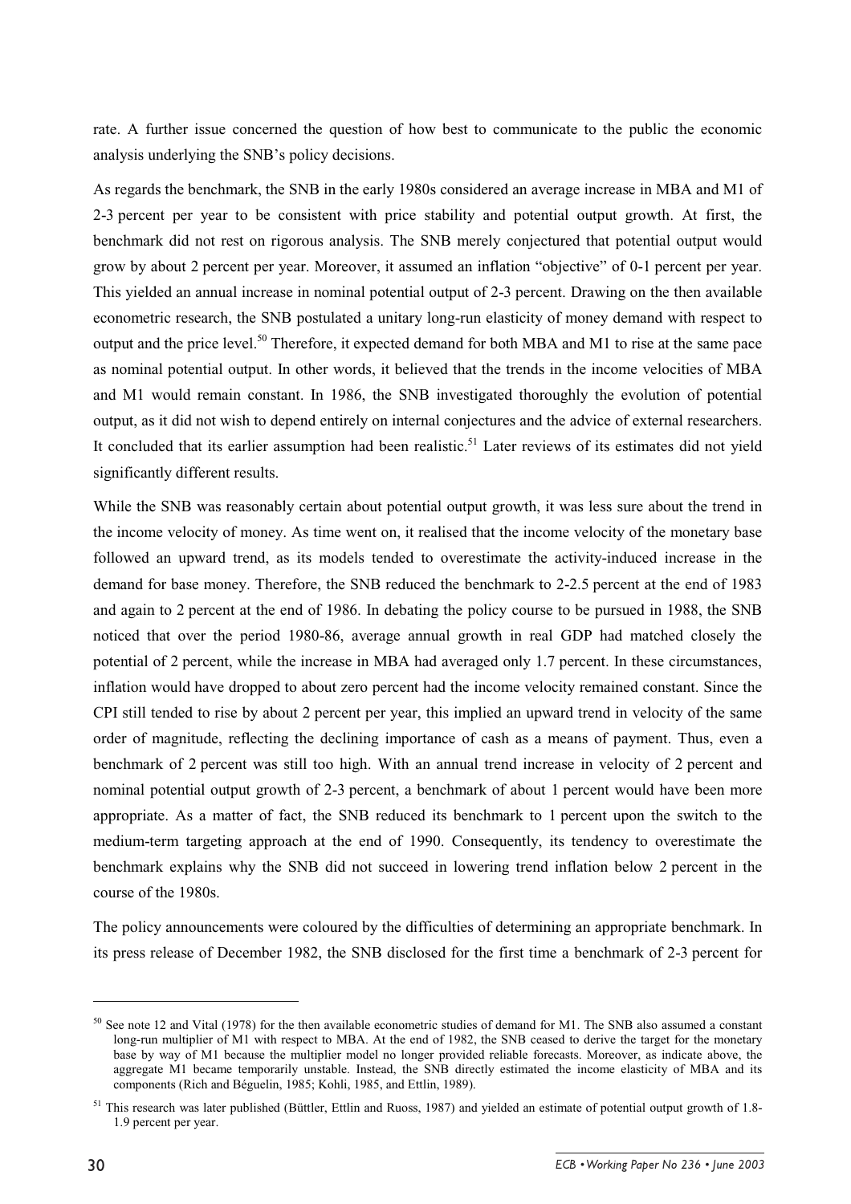rate. A further issue concerned the question of how best to communicate to the public the economic analysis underlying the SNB's policy decisions.

As regards the benchmark, the SNB in the early 1980s considered an average increase in MBA and M1 of 2-3 percent per year to be consistent with price stability and potential output growth. At first, the benchmark did not rest on rigorous analysis. The SNB merely conjectured that potential output would grow by about 2 percent per year. Moreover, it assumed an inflation "objective" of 0-1 percent per year. This yielded an annual increase in nominal potential output of 2-3 percent. Drawing on the then available econometric research, the SNB postulated a unitary long-run elasticity of money demand with respect to output and the price level.[50] Therefore, it expected demand for both MBA and M1 to rise at the same pace as nominal potential output. In other words, it believed that the trends in the income velocities of MBA and M1 would remain constant. In 1986, the SNB investigated thoroughly the evolution of potential output, as it did not wish to depend entirely on internal conjectures and the advice of external researchers. It concluded that its earlier assumption had been realistic.[51] Later reviews of its estimates did not yield significantly different results.

While the SNB was reasonably certain about potential output growth, it was less sure about the trend in the income velocity of money. As time went on, it realised that the income velocity of the monetary base followed an upward trend, as its models tended to overestimate the activity-induced increase in the demand for base money. Therefore, the SNB reduced the benchmark to 2-2.5 percent at the end of 1983 and again to 2 percent at the end of 1986. In debating the policy course to be pursued in 1988, the SNB noticed that over the period 1980-86, average annual growth in real GDP had matched closely the potential of 2 percent, while the increase in MBA had averaged only 1.7 percent. In these circumstances, inflation would have dropped to about zero percent had the income velocity remained constant. Since the CPI still tended to rise by about 2 percent per year, this implied an upward trend in velocity of the same order of magnitude, reflecting the declining importance of cash as a means of payment. Thus, even a benchmark of 2 percent was still too high. With an annual trend increase in velocity of 2 percent and nominal potential output growth of 2-3 percent, a benchmark of about 1 percent would have been more appropriate. As a matter of fact, the SNB reduced its benchmark to 1 percent upon the switch to the medium-term targeting approach at the end of 1990. Consequently, its tendency to overestimate the benchmark explains why the SNB did not succeed in lowering trend inflation below 2 percent in the course of the 1980s.

The policy announcements were coloured by the difficulties of determining an appropriate benchmark. In its press release of December 1982, the SNB disclosed for the first time a benchmark of 2-3 percent for

---

[50] See note 12 and Vital (1978) for the then available econometric studies of demand for M1. The SNB also assumed a constant long-run multiplier of M1 with respect to MBA. At the end of 1982, the SNB ceased to derive the target for the monetary base by way of M1 because the multiplier model no longer provided reliable forecasts. Moreover, as indicate above, the aggregate M1 became temporarily unstable. Instead, the SNB directly estimated the income elasticity of MBA and its components (Rich and Béguelin, 1985; Kohli, 1985, and Ettlin, 1989).

[51] This research was later published (Büttler, Ettlin and Ruoss, 1987) and yielded an estimate of potential output growth of 1.8-1.9 percent per year.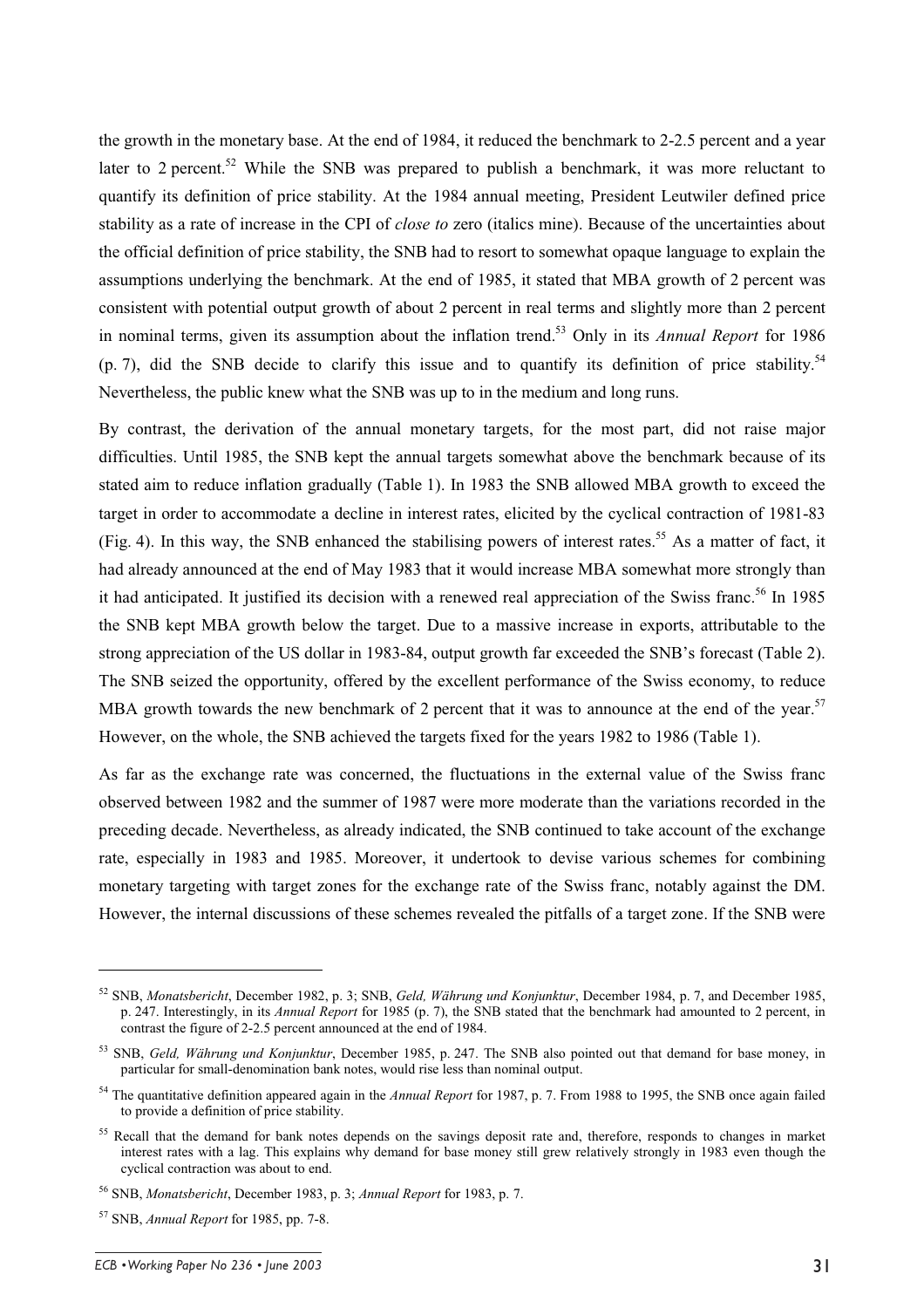the growth in the monetary base. At the end of 1984, it reduced the benchmark to 2-2.5 percent and a year later to 2 percent.[52] While the SNB was prepared to publish a benchmark, it was more reluctant to quantify its definition of price stability. At the 1984 annual meeting, President Leutwiler defined price stability as a rate of increase in the CPI of *close to* zero (italics mine). Because of the uncertainties about the official definition of price stability, the SNB had to resort to somewhat opaque language to explain the assumptions underlying the benchmark. At the end of 1985, it stated that MBA growth of 2 percent was consistent with potential output growth of about 2 percent in real terms and slightly more than 2 percent in nominal terms, given its assumption about the inflation trend.[53] Only in its *Annual Report* for 1986 (p. 7), did the SNB decide to clarify this issue and to quantify its definition of price stability.[54] Nevertheless, the public knew what the SNB was up to in the medium and long runs.

By contrast, the derivation of the annual monetary targets, for the most part, did not raise major difficulties. Until 1985, the SNB kept the annual targets somewhat above the benchmark because of its stated aim to reduce inflation gradually (Table 1). In 1983 the SNB allowed MBA growth to exceed the target in order to accommodate a decline in interest rates, elicited by the cyclical contraction of 1981-83 (Fig. 4). In this way, the SNB enhanced the stabilising powers of interest rates.[55] As a matter of fact, it had already announced at the end of May 1983 that it would increase MBA somewhat more strongly than it had anticipated. It justified its decision with a renewed real appreciation of the Swiss franc.[56] In 1985 the SNB kept MBA growth below the target. Due to a massive increase in exports, attributable to the strong appreciation of the US dollar in 1983-84, output growth far exceeded the SNB's forecast (Table 2). The SNB seized the opportunity, offered by the excellent performance of the Swiss economy, to reduce MBA growth towards the new benchmark of 2 percent that it was to announce at the end of the year.[57] However, on the whole, the SNB achieved the targets fixed for the years 1982 to 1986 (Table 1).

As far as the exchange rate was concerned, the fluctuations in the external value of the Swiss franc observed between 1982 and the summer of 1987 were more moderate than the variations recorded in the preceding decade. Nevertheless, as already indicated, the SNB continued to take account of the exchange rate, especially in 1983 and 1985. Moreover, it undertook to devise various schemes for combining monetary targeting with target zones for the exchange rate of the Swiss franc, notably against the DM. However, the internal discussions of these schemes revealed the pitfalls of a target zone. If the SNB were

---

[52] SNB, *Monatsbericht*, December 1982, p. 3; SNB, *Geld, Währung und Konjunktur*, December 1984, p. 7, and December 1985, p. 247. Interestingly, in its *Annual Report* for 1985 (p. 7), the SNB stated that the benchmark had amounted to 2 percent, in contrast the figure of 2-2.5 percent announced at the end of 1984.

[53] SNB, *Geld, Währung und Konjunktur*, December 1985, p. 247. The SNB also pointed out that demand for base money, in particular for small-denomination bank notes, would rise less than nominal output.

[54] The quantitative definition appeared again in the *Annual Report* for 1987, p. 7. From 1988 to 1995, the SNB once again failed to provide a definition of price stability.

[55] Recall that the demand for bank notes depends on the savings deposit rate and, therefore, responds to changes in market interest rates with a lag. This explains why demand for base money still grew relatively strongly in 1983 even though the cyclical contraction was about to end.

[56] SNB, *Monatsbericht*, December 1983, p. 3; *Annual Report* for 1983, p. 7.

[57] SNB, *Annual Report* for 1985, pp. 7-8.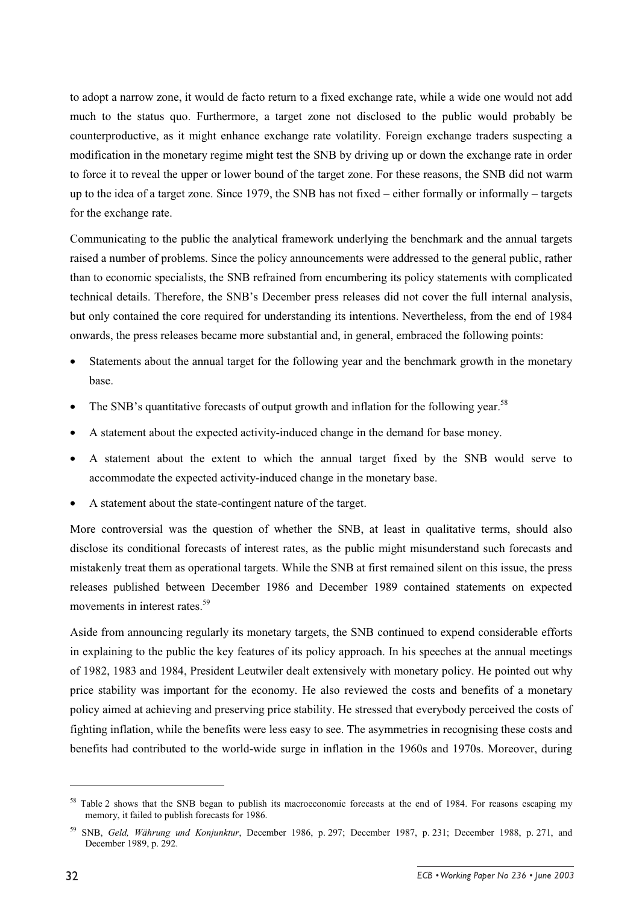to adopt a narrow zone, it would de facto return to a fixed exchange rate, while a wide one would not add much to the status quo. Furthermore, a target zone not disclosed to the public would probably be counterproductive, as it might enhance exchange rate volatility. Foreign exchange traders suspecting a modification in the monetary regime might test the SNB by driving up or down the exchange rate in order to force it to reveal the upper or lower bound of the target zone. For these reasons, the SNB did not warm up to the idea of a target zone. Since 1979, the SNB has not fixed – either formally or informally – targets for the exchange rate.

Communicating to the public the analytical framework underlying the benchmark and the annual targets raised a number of problems. Since the policy announcements were addressed to the general public, rather than to economic specialists, the SNB refrained from encumbering its policy statements with complicated technical details. Therefore, the SNB's December press releases did not cover the full internal analysis, but only contained the core required for understanding its intentions. Nevertheless, from the end of 1984 onwards, the press releases became more substantial and, in general, embraced the following points:

- Statements about the annual target for the following year and the benchmark growth in the monetary base.
- The SNB's quantitative forecasts of output growth and inflation for the following year.[58]
- A statement about the expected activity-induced change in the demand for base money.
- A statement about the extent to which the annual target fixed by the SNB would serve to accommodate the expected activity-induced change in the monetary base.
- A statement about the state-contingent nature of the target.

More controversial was the question of whether the SNB, at least in qualitative terms, should also disclose its conditional forecasts of interest rates, as the public might misunderstand such forecasts and mistakenly treat them as operational targets. While the SNB at first remained silent on this issue, the press releases published between December 1986 and December 1989 contained statements on expected movements in interest rates.[59]

Aside from announcing regularly its monetary targets, the SNB continued to expend considerable efforts in explaining to the public the key features of its policy approach. In his speeches at the annual meetings of 1982, 1983 and 1984, President Leutwiler dealt extensively with monetary policy. He pointed out why price stability was important for the economy. He also reviewed the costs and benefits of a monetary policy aimed at achieving and preserving price stability. He stressed that everybody perceived the costs of fighting inflation, while the benefits were less easy to see. The asymmetries in recognising these costs and benefits had contributed to the world-wide surge in inflation in the 1960s and 1970s. Moreover, during

---

[58] Table 2 shows that the SNB began to publish its macroeconomic forecasts at the end of 1984. For reasons escaping my memory, it failed to publish forecasts for 1986.

[59] SNB, *Geld, Währung und Konjunktur*, December 1986, p. 297; December 1987, p. 231; December 1988, p. 271, and December 1989, p. 292.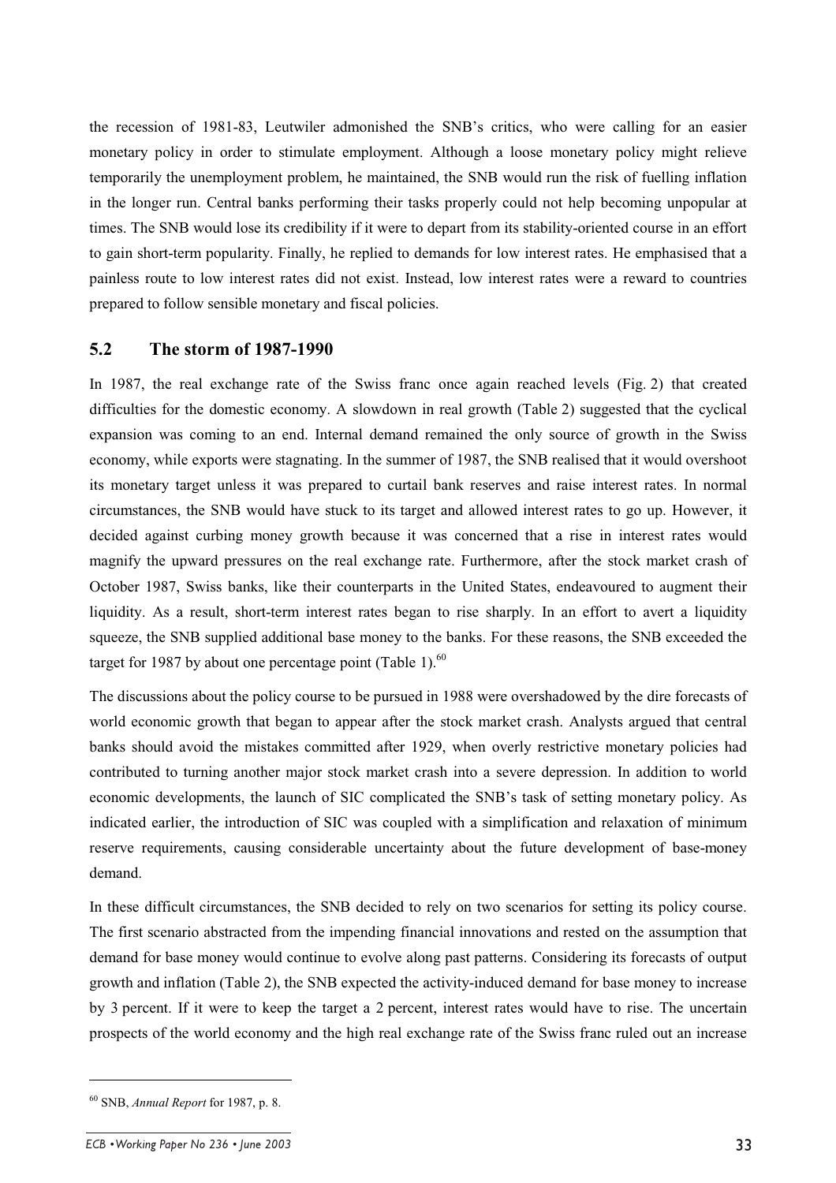the recession of 1981-83, Leutwiler admonished the SNB's critics, who were calling for an easier monetary policy in order to stimulate employment. Although a loose monetary policy might relieve temporarily the unemployment problem, he maintained, the SNB would run the risk of fuelling inflation in the longer run. Central banks performing their tasks properly could not help becoming unpopular at times. The SNB would lose its credibility if it were to depart from its stability-oriented course in an effort to gain short-term popularity. Finally, he replied to demands for low interest rates. He emphasised that a painless route to low interest rates did not exist. Instead, low interest rates were a reward to countries prepared to follow sensible monetary and fiscal policies.

## 5.2 The storm of 1987-1990

In 1987, the real exchange rate of the Swiss franc once again reached levels (Fig. 2) that created difficulties for the domestic economy. A slowdown in real growth (Table 2) suggested that the cyclical expansion was coming to an end. Internal demand remained the only source of growth in the Swiss economy, while exports were stagnating. In the summer of 1987, the SNB realised that it would overshoot its monetary target unless it was prepared to curtail bank reserves and raise interest rates. In normal circumstances, the SNB would have stuck to its target and allowed interest rates to go up. However, it decided against curbing money growth because it was concerned that a rise in interest rates would magnify the upward pressures on the real exchange rate. Furthermore, after the stock market crash of October 1987, Swiss banks, like their counterparts in the United States, endeavoured to augment their liquidity. As a result, short-term interest rates began to rise sharply. In an effort to avert a liquidity squeeze, the SNB supplied additional base money to the banks. For these reasons, the SNB exceeded the target for 1987 by about one percentage point (Table 1).[60]

The discussions about the policy course to be pursued in 1988 were overshadowed by the dire forecasts of world economic growth that began to appear after the stock market crash. Analysts argued that central banks should avoid the mistakes committed after 1929, when overly restrictive monetary policies had contributed to turning another major stock market crash into a severe depression. In addition to world economic developments, the launch of SIC complicated the SNB's task of setting monetary policy. As indicated earlier, the introduction of SIC was coupled with a simplification and relaxation of minimum reserve requirements, causing considerable uncertainty about the future development of base-money demand.

In these difficult circumstances, the SNB decided to rely on two scenarios for setting its policy course. The first scenario abstracted from the impending financial innovations and rested on the assumption that demand for base money would continue to evolve along past patterns. Considering its forecasts of output growth and inflation (Table 2), the SNB expected the activity-induced demand for base money to increase by 3 percent. If it were to keep the target a 2 percent, interest rates would have to rise. The uncertain prospects of the world economy and the high real exchange rate of the Swiss franc ruled out an increase

[60] SNB, *Annual Report* for 1987, p. 8.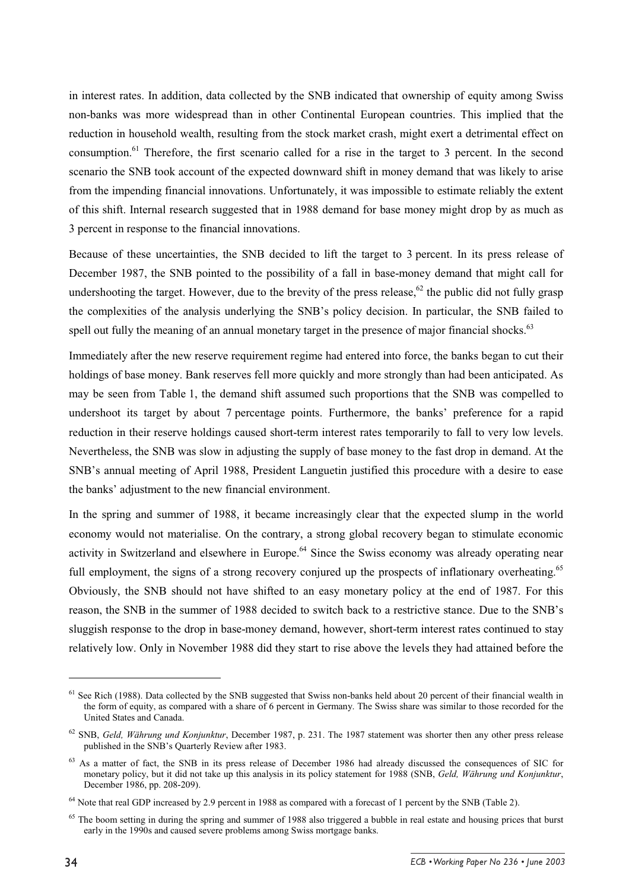in interest rates. In addition, data collected by the SNB indicated that ownership of equity among Swiss non-banks was more widespread than in other Continental European countries. This implied that the reduction in household wealth, resulting from the stock market crash, might exert a detrimental effect on consumption.[61] Therefore, the first scenario called for a rise in the target to 3 percent. In the second scenario the SNB took account of the expected downward shift in money demand that was likely to arise from the impending financial innovations. Unfortunately, it was impossible to estimate reliably the extent of this shift. Internal research suggested that in 1988 demand for base money might drop by as much as 3 percent in response to the financial innovations.

Because of these uncertainties, the SNB decided to lift the target to 3 percent. In its press release of December 1987, the SNB pointed to the possibility of a fall in base-money demand that might call for undershooting the target. However, due to the brevity of the press release,[62] the public did not fully grasp the complexities of the analysis underlying the SNB's policy decision. In particular, the SNB failed to spell out fully the meaning of an annual monetary target in the presence of major financial shocks.[63]

Immediately after the new reserve requirement regime had entered into force, the banks began to cut their holdings of base money. Bank reserves fell more quickly and more strongly than had been anticipated. As may be seen from Table 1, the demand shift assumed such proportions that the SNB was compelled to undershoot its target by about 7 percentage points. Furthermore, the banks' preference for a rapid reduction in their reserve holdings caused short-term interest rates temporarily to fall to very low levels. Nevertheless, the SNB was slow in adjusting the supply of base money to the fast drop in demand. At the SNB's annual meeting of April 1988, President Languetin justified this procedure with a desire to ease the banks' adjustment to the new financial environment.

In the spring and summer of 1988, it became increasingly clear that the expected slump in the world economy would not materialise. On the contrary, a strong global recovery began to stimulate economic activity in Switzerland and elsewhere in Europe.[64] Since the Swiss economy was already operating near full employment, the signs of a strong recovery conjured up the prospects of inflationary overheating.[65] Obviously, the SNB should not have shifted to an easy monetary policy at the end of 1987. For this reason, the SNB in the summer of 1988 decided to switch back to a restrictive stance. Due to the SNB's sluggish response to the drop in base-money demand, however, short-term interest rates continued to stay relatively low. Only in November 1988 did they start to rise above the levels they had attained before the

---

[61] See Rich (1988). Data collected by the SNB suggested that Swiss non-banks held about 20 percent of their financial wealth in the form of equity, as compared with a share of 6 percent in Germany. The Swiss share was similar to those recorded for the United States and Canada.

[62] SNB, *Geld, Währung und Konjunktur*, December 1987, p. 231. The 1987 statement was shorter then any other press release published in the SNB's Quarterly Review after 1983.

[63] As a matter of fact, the SNB in its press release of December 1986 had already discussed the consequences of SIC for monetary policy, but it did not take up this analysis in its policy statement for 1988 (SNB, *Geld, Währung und Konjunktur*, December 1986, pp. 208-209).

[64] Note that real GDP increased by 2.9 percent in 1988 as compared with a forecast of 1 percent by the SNB (Table 2).

[65] The boom setting in during the spring and summer of 1988 also triggered a bubble in real estate and housing prices that burst early in the 1990s and caused severe problems among Swiss mortgage banks.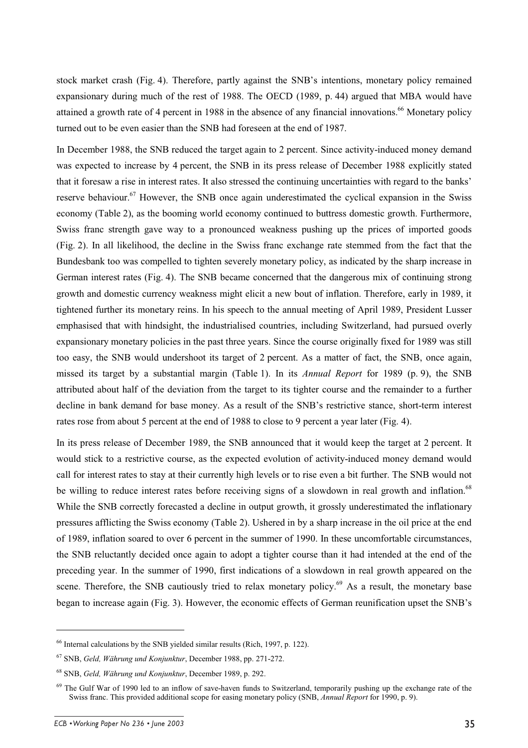stock market crash (Fig. 4). Therefore, partly against the SNB's intentions, monetary policy remained expansionary during much of the rest of 1988. The OECD (1989, p. 44) argued that MBA would have attained a growth rate of 4 percent in 1988 in the absence of any financial innovations.[66] Monetary policy turned out to be even easier than the SNB had foreseen at the end of 1987.

In December 1988, the SNB reduced the target again to 2 percent. Since activity-induced money demand was expected to increase by 4 percent, the SNB in its press release of December 1988 explicitly stated that it foresaw a rise in interest rates. It also stressed the continuing uncertainties with regard to the banks' reserve behaviour.[67] However, the SNB once again underestimated the cyclical expansion in the Swiss economy (Table 2), as the booming world economy continued to buttress domestic growth. Furthermore, Swiss franc strength gave way to a pronounced weakness pushing up the prices of imported goods (Fig. 2). In all likelihood, the decline in the Swiss franc exchange rate stemmed from the fact that the Bundesbank too was compelled to tighten severely monetary policy, as indicated by the sharp increase in German interest rates (Fig. 4). The SNB became concerned that the dangerous mix of continuing strong growth and domestic currency weakness might elicit a new bout of inflation. Therefore, early in 1989, it tightened further its monetary reins. In his speech to the annual meeting of April 1989, President Lusser emphasised that with hindsight, the industrialised countries, including Switzerland, had pursued overly expansionary monetary policies in the past three years. Since the course originally fixed for 1989 was still too easy, the SNB would undershoot its target of 2 percent. As a matter of fact, the SNB, once again, missed its target by a substantial margin (Table 1). In its *Annual Report* for 1989 (p. 9), the SNB attributed about half of the deviation from the target to its tighter course and the remainder to a further decline in bank demand for base money. As a result of the SNB's restrictive stance, short-term interest rates rose from about 5 percent at the end of 1988 to close to 9 percent a year later (Fig. 4).

In its press release of December 1989, the SNB announced that it would keep the target at 2 percent. It would stick to a restrictive course, as the expected evolution of activity-induced money demand would call for interest rates to stay at their currently high levels or to rise even a bit further. The SNB would not be willing to reduce interest rates before receiving signs of a slowdown in real growth and inflation.[68] While the SNB correctly forecasted a decline in output growth, it grossly underestimated the inflationary pressures afflicting the Swiss economy (Table 2). Ushered in by a sharp increase in the oil price at the end of 1989, inflation soared to over 6 percent in the summer of 1990. In these uncomfortable circumstances, the SNB reluctantly decided once again to adopt a tighter course than it had intended at the end of the preceding year. In the summer of 1990, first indications of a slowdown in real growth appeared on the scene. Therefore, the SNB cautiously tried to relax monetary policy.[69] As a result, the monetary base began to increase again (Fig. 3). However, the economic effects of German reunification upset the SNB's

---

[66] Internal calculations by the SNB yielded similar results (Rich, 1997, p. 122).

[67] SNB, *Geld, Währung und Konjunktur*, December 1988, pp. 271-272.

[68] SNB, *Geld, Währung und Konjunktur*, December 1989, p. 292.

[69] The Gulf War of 1990 led to an inflow of save-haven funds to Switzerland, temporarily pushing up the exchange rate of the Swiss franc. This provided additional scope for easing monetary policy (SNB, *Annual Report* for 1990, p. 9).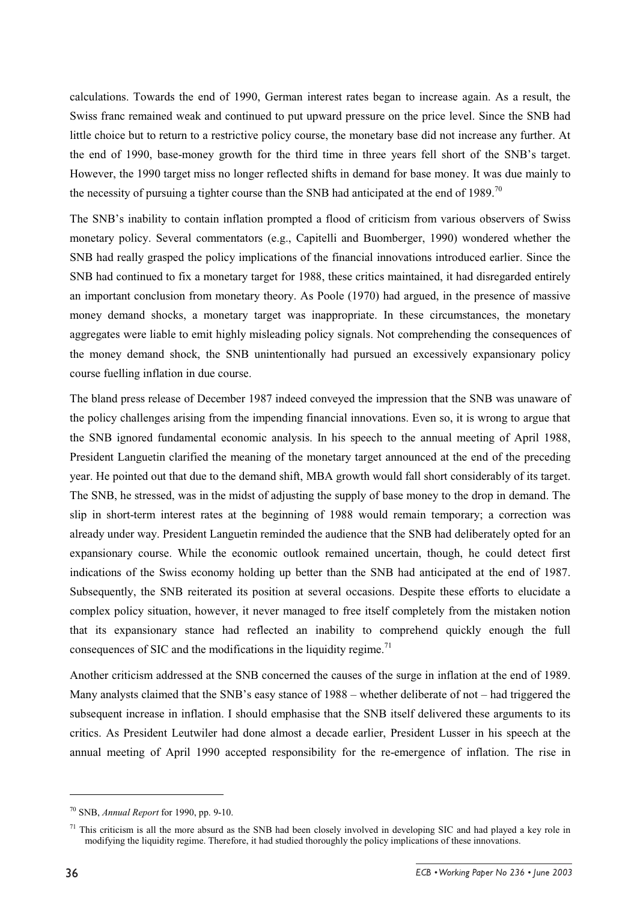calculations. Towards the end of 1990, German interest rates began to increase again. As a result, the Swiss franc remained weak and continued to put upward pressure on the price level. Since the SNB had little choice but to return to a restrictive policy course, the monetary base did not increase any further. At the end of 1990, base-money growth for the third time in three years fell short of the SNB's target. However, the 1990 target miss no longer reflected shifts in demand for base money. It was due mainly to the necessity of pursuing a tighter course than the SNB had anticipated at the end of 1989.[70]

The SNB's inability to contain inflation prompted a flood of criticism from various observers of Swiss monetary policy. Several commentators (e.g., Capitelli and Buomberger, 1990) wondered whether the SNB had really grasped the policy implications of the financial innovations introduced earlier. Since the SNB had continued to fix a monetary target for 1988, these critics maintained, it had disregarded entirely an important conclusion from monetary theory. As Poole (1970) had argued, in the presence of massive money demand shocks, a monetary target was inappropriate. In these circumstances, the monetary aggregates were liable to emit highly misleading policy signals. Not comprehending the consequences of the money demand shock, the SNB unintentionally had pursued an excessively expansionary policy course fuelling inflation in due course.

The bland press release of December 1987 indeed conveyed the impression that the SNB was unaware of the policy challenges arising from the impending financial innovations. Even so, it is wrong to argue that the SNB ignored fundamental economic analysis. In his speech to the annual meeting of April 1988, President Languetin clarified the meaning of the monetary target announced at the end of the preceding year. He pointed out that due to the demand shift, MBA growth would fall short considerably of its target. The SNB, he stressed, was in the midst of adjusting the supply of base money to the drop in demand. The slip in short-term interest rates at the beginning of 1988 would remain temporary; a correction was already under way. President Languetin reminded the audience that the SNB had deliberately opted for an expansionary course. While the economic outlook remained uncertain, though, he could detect first indications of the Swiss economy holding up better than the SNB had anticipated at the end of 1987. Subsequently, the SNB reiterated its position at several occasions. Despite these efforts to elucidate a complex policy situation, however, it never managed to free itself completely from the mistaken notion that its expansionary stance had reflected an inability to comprehend quickly enough the full consequences of SIC and the modifications in the liquidity regime.[71]

Another criticism addressed at the SNB concerned the causes of the surge in inflation at the end of 1989. Many analysts claimed that the SNB's easy stance of 1988 – whether deliberate of not – had triggered the subsequent increase in inflation. I should emphasise that the SNB itself delivered these arguments to its critics. As President Leutwiler had done almost a decade earlier, President Lusser in his speech at the annual meeting of April 1990 accepted responsibility for the re-emergence of inflation. The rise in

---

[70] SNB, *Annual Report* for 1990, pp. 9-10.

[71] This criticism is all the more absurd as the SNB had been closely involved in developing SIC and had played a key role in modifying the liquidity regime. Therefore, it had studied thoroughly the policy implications of these innovations.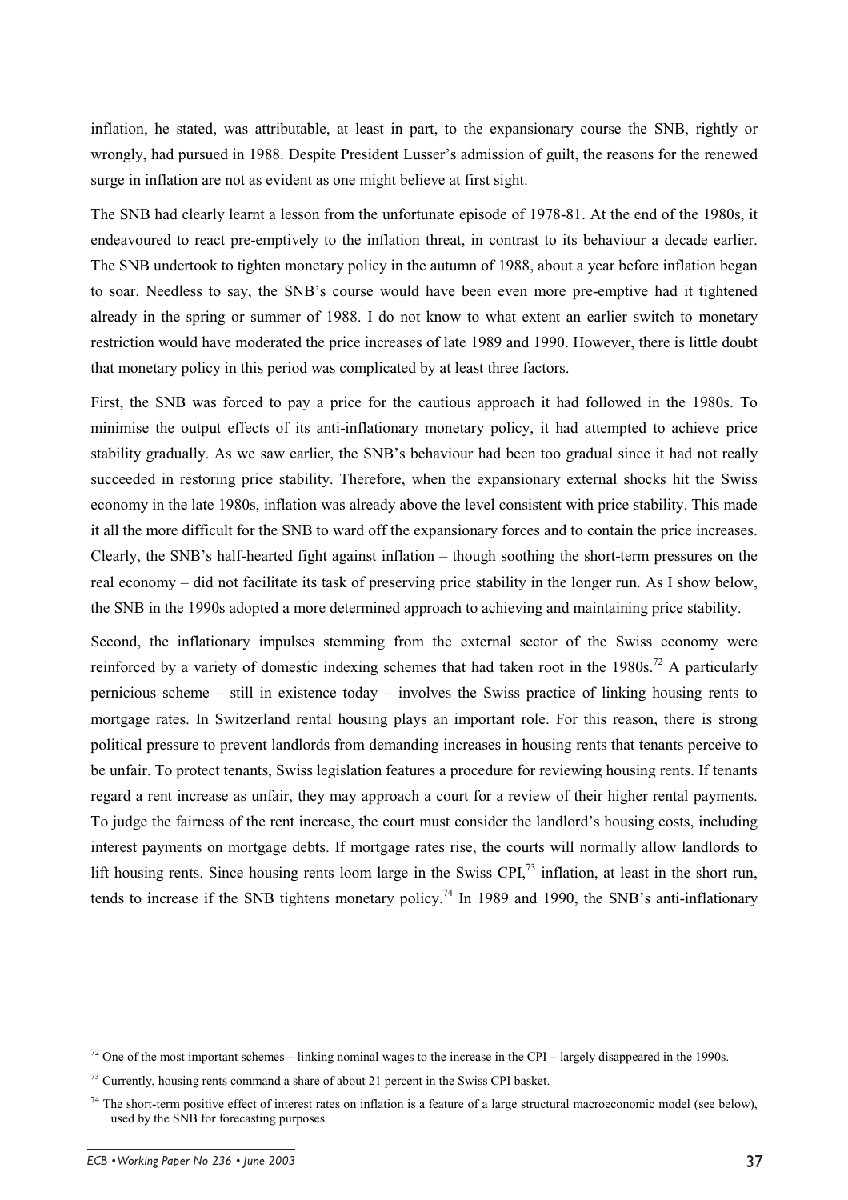inflation, he stated, was attributable, at least in part, to the expansionary course the SNB, rightly or wrongly, had pursued in 1988. Despite President Lusser's admission of guilt, the reasons for the renewed surge in inflation are not as evident as one might believe at first sight.

The SNB had clearly learnt a lesson from the unfortunate episode of 1978-81. At the end of the 1980s, it endeavoured to react pre-emptively to the inflation threat, in contrast to its behaviour a decade earlier. The SNB undertook to tighten monetary policy in the autumn of 1988, about a year before inflation began to soar. Needless to say, the SNB's course would have been even more pre-emptive had it tightened already in the spring or summer of 1988. I do not know to what extent an earlier switch to monetary restriction would have moderated the price increases of late 1989 and 1990. However, there is little doubt that monetary policy in this period was complicated by at least three factors.

First, the SNB was forced to pay a price for the cautious approach it had followed in the 1980s. To minimise the output effects of its anti-inflationary monetary policy, it had attempted to achieve price stability gradually. As we saw earlier, the SNB's behaviour had been too gradual since it had not really succeeded in restoring price stability. Therefore, when the expansionary external shocks hit the Swiss economy in the late 1980s, inflation was already above the level consistent with price stability. This made it all the more difficult for the SNB to ward off the expansionary forces and to contain the price increases. Clearly, the SNB's half-hearted fight against inflation – though soothing the short-term pressures on the real economy – did not facilitate its task of preserving price stability in the longer run. As I show below, the SNB in the 1990s adopted a more determined approach to achieving and maintaining price stability.

Second, the inflationary impulses stemming from the external sector of the Swiss economy were reinforced by a variety of domestic indexing schemes that had taken root in the 1980s.[72] A particularly pernicious scheme – still in existence today – involves the Swiss practice of linking housing rents to mortgage rates. In Switzerland rental housing plays an important role. For this reason, there is strong political pressure to prevent landlords from demanding increases in housing rents that tenants perceive to be unfair. To protect tenants, Swiss legislation features a procedure for reviewing housing rents. If tenants regard a rent increase as unfair, they may approach a court for a review of their higher rental payments. To judge the fairness of the rent increase, the court must consider the landlord's housing costs, including interest payments on mortgage debts. If mortgage rates rise, the courts will normally allow landlords to lift housing rents. Since housing rents loom large in the Swiss CPI,[73] inflation, at least in the short run, tends to increase if the SNB tightens monetary policy.[74] In 1989 and 1990, the SNB's anti-inflationary

[72] One of the most important schemes – linking nominal wages to the increase in the CPI – largely disappeared in the 1990s.

[73] Currently, housing rents command a share of about 21 percent in the Swiss CPI basket.

[74] The short-term positive effect of interest rates on inflation is a feature of a large structural macroeconomic model (see below), used by the SNB for forecasting purposes.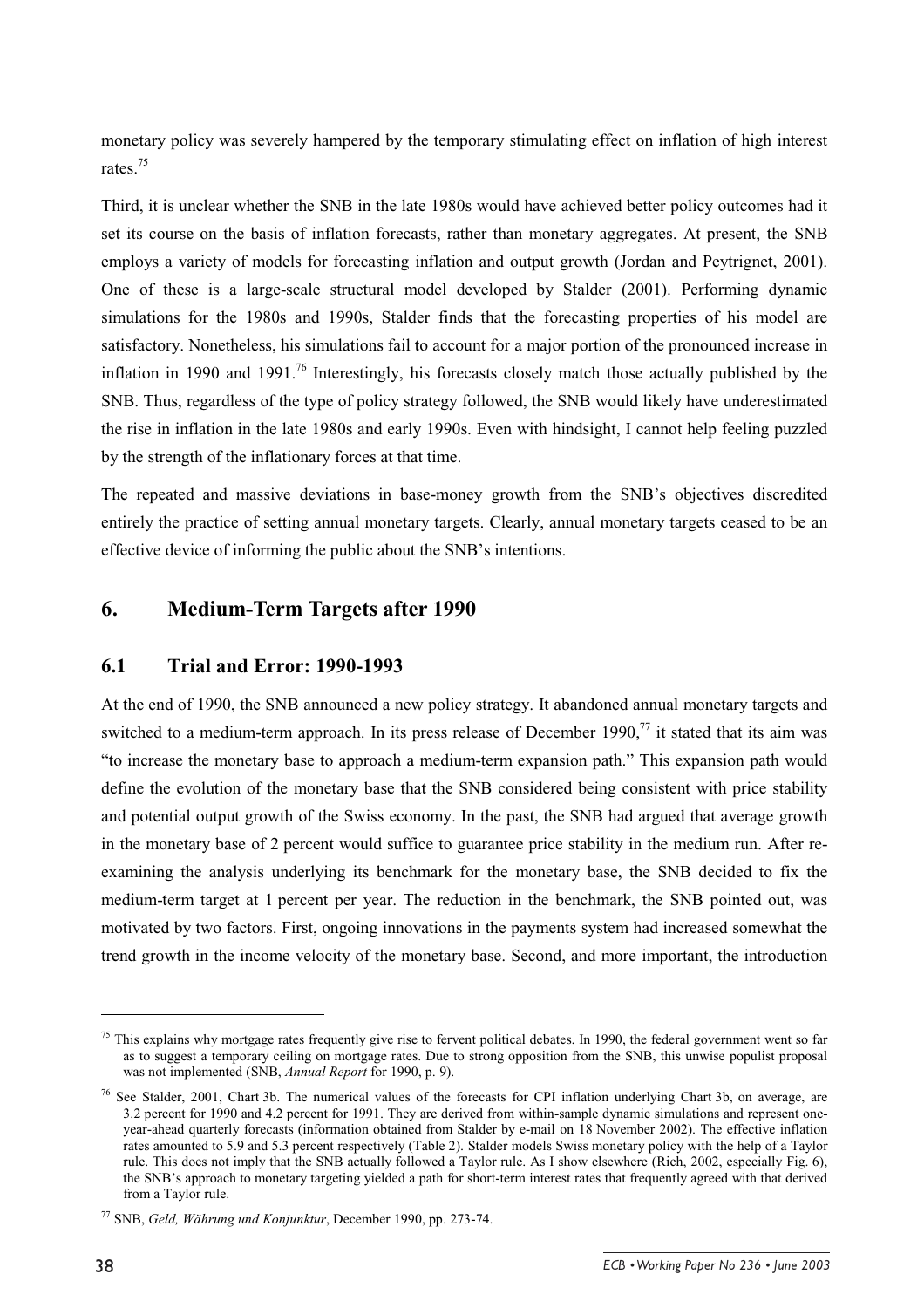monetary policy was severely hampered by the temporary stimulating effect on inflation of high interest rates.[75]

Third, it is unclear whether the SNB in the late 1980s would have achieved better policy outcomes had it set its course on the basis of inflation forecasts, rather than monetary aggregates. At present, the SNB employs a variety of models for forecasting inflation and output growth (Jordan and Peytrignet, 2001). One of these is a large-scale structural model developed by Stalder (2001). Performing dynamic simulations for the 1980s and 1990s, Stalder finds that the forecasting properties of his model are satisfactory. Nonetheless, his simulations fail to account for a major portion of the pronounced increase in inflation in 1990 and 1991.[76] Interestingly, his forecasts closely match those actually published by the SNB. Thus, regardless of the type of policy strategy followed, the SNB would likely have underestimated the rise in inflation in the late 1980s and early 1990s. Even with hindsight, I cannot help feeling puzzled by the strength of the inflationary forces at that time.

The repeated and massive deviations in base-money growth from the SNB's objectives discredited entirely the practice of setting annual monetary targets. Clearly, annual monetary targets ceased to be an effective device of informing the public about the SNB's intentions.

## 6. Medium-Term Targets after 1990

### 6.1 Trial and Error: 1990-1993

At the end of 1990, the SNB announced a new policy strategy. It abandoned annual monetary targets and switched to a medium-term approach. In its press release of December 1990,[77] it stated that its aim was "to increase the monetary base to approach a medium-term expansion path." This expansion path would define the evolution of the monetary base that the SNB considered being consistent with price stability and potential output growth of the Swiss economy. In the past, the SNB had argued that average growth in the monetary base of 2 percent would suffice to guarantee price stability in the medium run. After re-examining the analysis underlying its benchmark for the monetary base, the SNB decided to fix the medium-term target at 1 percent per year. The reduction in the benchmark, the SNB pointed out, was motivated by two factors. First, ongoing innovations in the payments system had increased somewhat the trend growth in the income velocity of the monetary base. Second, and more important, the introduction

---

[75] This explains why mortgage rates frequently give rise to fervent political debates. In 1990, the federal government went so far as to suggest a temporary ceiling on mortgage rates. Due to strong opposition from the SNB, this unwise populist proposal was not implemented (SNB, *Annual Report* for 1990, p. 9).

[76] See Stalder, 2001, Chart 3b. The numerical values of the forecasts for CPI inflation underlying Chart 3b, on average, are 3.2 percent for 1990 and 4.2 percent for 1991. They are derived from within-sample dynamic simulations and represent one-year-ahead quarterly forecasts (information obtained from Stalder by e-mail on 18 November 2002). The effective inflation rates amounted to 5.9 and 5.3 percent respectively (Table 2). Stalder models Swiss monetary policy with the help of a Taylor rule. This does not imply that the SNB actually followed a Taylor rule. As I show elsewhere (Rich, 2002, especially Fig. 6), the SNB's approach to monetary targeting yielded a path for short-term interest rates that frequently agreed with that derived from a Taylor rule.

[77] SNB, *Geld, Währung und Konjunktur*, December 1990, pp. 273-74.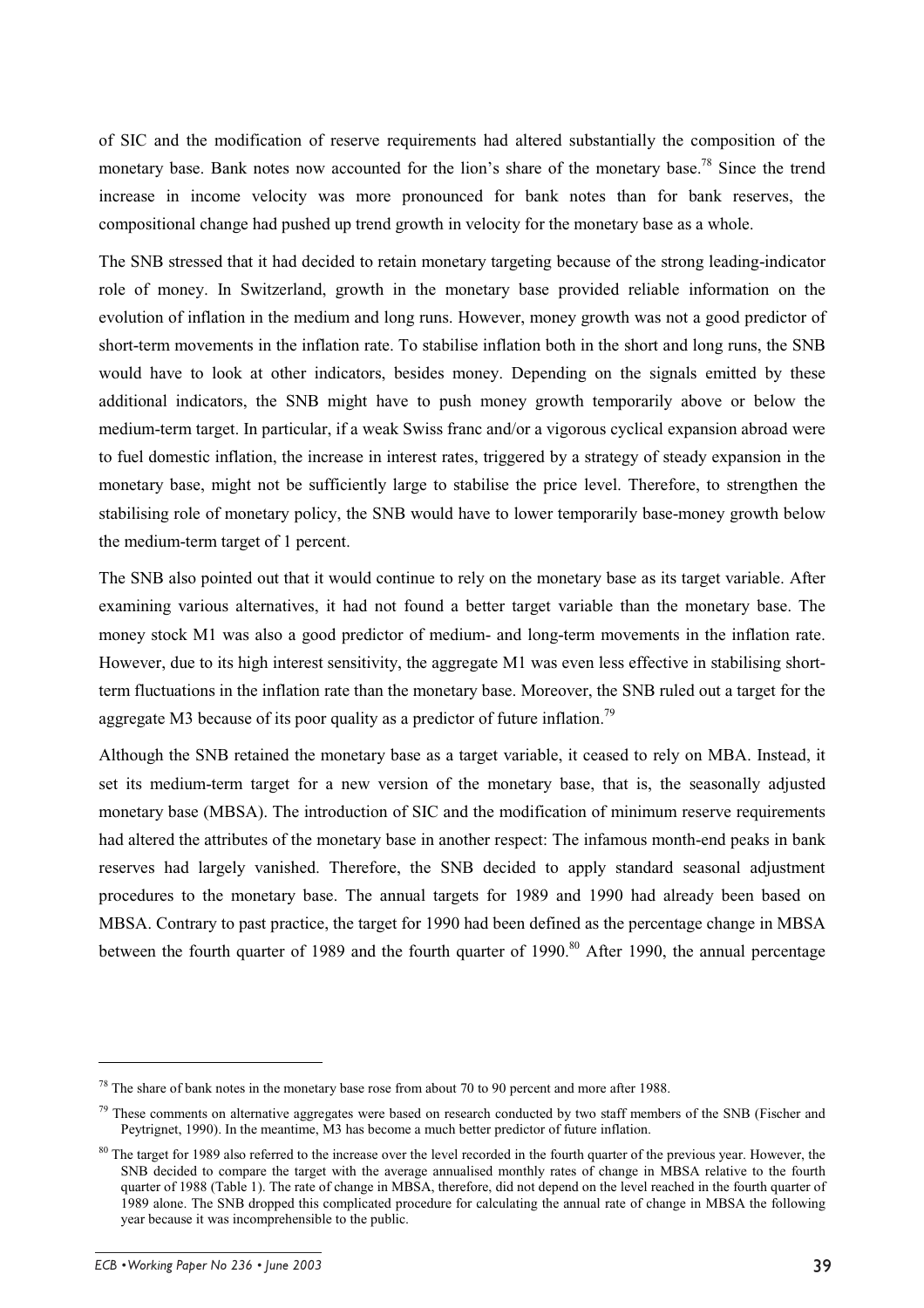of SIC and the modification of reserve requirements had altered substantially the composition of the monetary base. Bank notes now accounted for the lion's share of the monetary base.[78] Since the trend increase in income velocity was more pronounced for bank notes than for bank reserves, the compositional change had pushed up trend growth in velocity for the monetary base as a whole.

The SNB stressed that it had decided to retain monetary targeting because of the strong leading-indicator role of money. In Switzerland, growth in the monetary base provided reliable information on the evolution of inflation in the medium and long runs. However, money growth was not a good predictor of short-term movements in the inflation rate. To stabilise inflation both in the short and long runs, the SNB would have to look at other indicators, besides money. Depending on the signals emitted by these additional indicators, the SNB might have to push money growth temporarily above or below the medium-term target. In particular, if a weak Swiss franc and/or a vigorous cyclical expansion abroad were to fuel domestic inflation, the increase in interest rates, triggered by a strategy of steady expansion in the monetary base, might not be sufficiently large to stabilise the price level. Therefore, to strengthen the stabilising role of monetary policy, the SNB would have to lower temporarily base-money growth below the medium-term target of 1 percent.

The SNB also pointed out that it would continue to rely on the monetary base as its target variable. After examining various alternatives, it had not found a better target variable than the monetary base. The money stock M1 was also a good predictor of medium- and long-term movements in the inflation rate. However, due to its high interest sensitivity, the aggregate M1 was even less effective in stabilising short-term fluctuations in the inflation rate than the monetary base. Moreover, the SNB ruled out a target for the aggregate M3 because of its poor quality as a predictor of future inflation.[79]

Although the SNB retained the monetary base as a target variable, it ceased to rely on MBA. Instead, it set its medium-term target for a new version of the monetary base, that is, the seasonally adjusted monetary base (MBSA). The introduction of SIC and the modification of minimum reserve requirements had altered the attributes of the monetary base in another respect: The infamous month-end peaks in bank reserves had largely vanished. Therefore, the SNB decided to apply standard seasonal adjustment procedures to the monetary base. The annual targets for 1989 and 1990 had already been based on MBSA. Contrary to past practice, the target for 1990 had been defined as the percentage change in MBSA between the fourth quarter of 1989 and the fourth quarter of 1990.[80] After 1990, the annual percentage

---

[78] The share of bank notes in the monetary base rose from about 70 to 90 percent and more after 1988.

[79] These comments on alternative aggregates were based on research conducted by two staff members of the SNB (Fischer and Peytrignet, 1990). In the meantime, M3 has become a much better predictor of future inflation.

[80] The target for 1989 also referred to the increase over the level recorded in the fourth quarter of the previous year. However, the SNB decided to compare the target with the average annualised monthly rates of change in MBSA relative to the fourth quarter of 1988 (Table 1). The rate of change in MBSA, therefore, did not depend on the level reached in the fourth quarter of 1989 alone. The SNB dropped this complicated procedure for calculating the annual rate of change in MBSA the following year because it was incomprehensible to the public.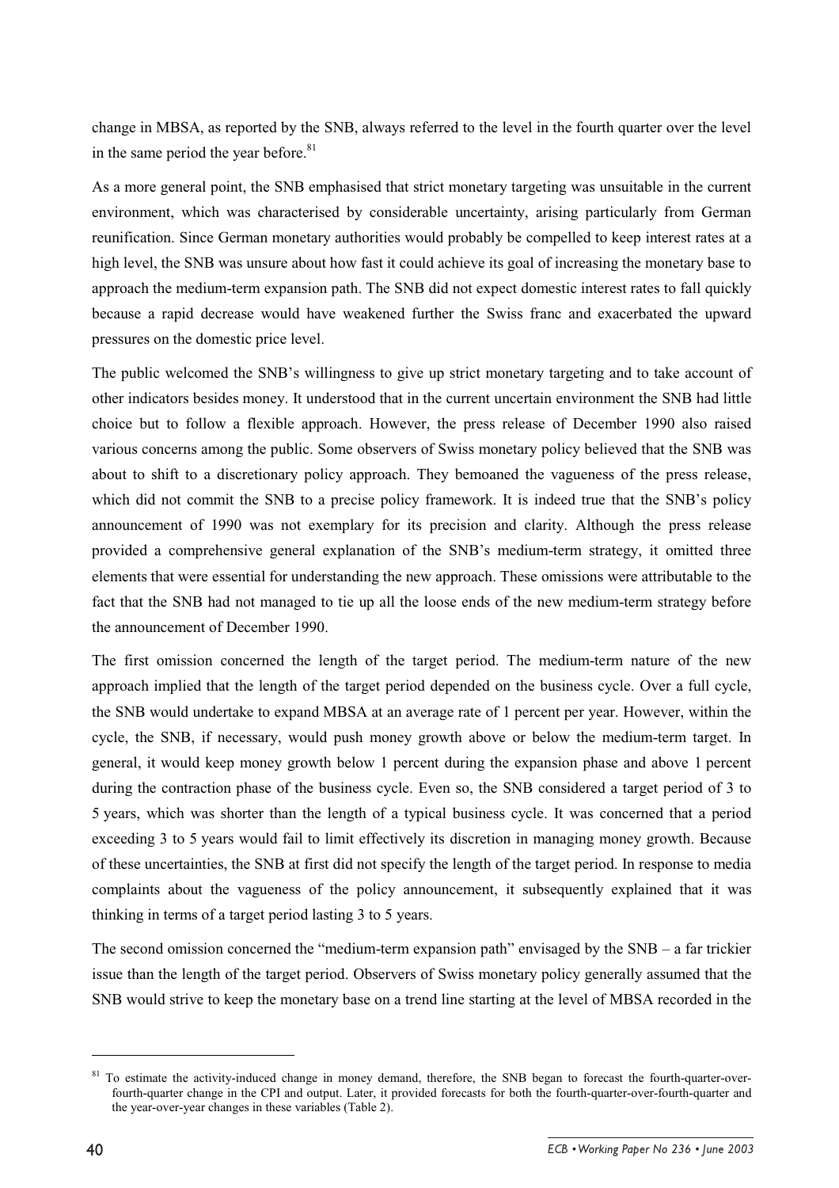change in MBSA, as reported by the SNB, always referred to the level in the fourth quarter over the level in the same period the year before.[81]

As a more general point, the SNB emphasised that strict monetary targeting was unsuitable in the current environment, which was characterised by considerable uncertainty, arising particularly from German reunification. Since German monetary authorities would probably be compelled to keep interest rates at a high level, the SNB was unsure about how fast it could achieve its goal of increasing the monetary base to approach the medium-term expansion path. The SNB did not expect domestic interest rates to fall quickly because a rapid decrease would have weakened further the Swiss franc and exacerbated the upward pressures on the domestic price level.

The public welcomed the SNB's willingness to give up strict monetary targeting and to take account of other indicators besides money. It understood that in the current uncertain environment the SNB had little choice but to follow a flexible approach. However, the press release of December 1990 also raised various concerns among the public. Some observers of Swiss monetary policy believed that the SNB was about to shift to a discretionary policy approach. They bemoaned the vagueness of the press release, which did not commit the SNB to a precise policy framework. It is indeed true that the SNB's policy announcement of 1990 was not exemplary for its precision and clarity. Although the press release provided a comprehensive general explanation of the SNB's medium-term strategy, it omitted three elements that were essential for understanding the new approach. These omissions were attributable to the fact that the SNB had not managed to tie up all the loose ends of the new medium-term strategy before the announcement of December 1990.

The first omission concerned the length of the target period. The medium-term nature of the new approach implied that the length of the target period depended on the business cycle. Over a full cycle, the SNB would undertake to expand MBSA at an average rate of 1 percent per year. However, within the cycle, the SNB, if necessary, would push money growth above or below the medium-term target. In general, it would keep money growth below 1 percent during the expansion phase and above 1 percent during the contraction phase of the business cycle. Even so, the SNB considered a target period of 3 to 5 years, which was shorter than the length of a typical business cycle. It was concerned that a period exceeding 3 to 5 years would fail to limit effectively its discretion in managing money growth. Because of these uncertainties, the SNB at first did not specify the length of the target period. In response to media complaints about the vagueness of the policy announcement, it subsequently explained that it was thinking in terms of a target period lasting 3 to 5 years.

The second omission concerned the "medium-term expansion path" envisaged by the SNB – a far trickier issue than the length of the target period. Observers of Swiss monetary policy generally assumed that the SNB would strive to keep the monetary base on a trend line starting at the level of MBSA recorded in the

---

[81] To estimate the activity-induced change in money demand, therefore, the SNB began to forecast the fourth-quarter-over-fourth-quarter change in the CPI and output. Later, it provided forecasts for both the fourth-quarter-over-fourth-quarter and the year-over-year changes in these variables (Table 2).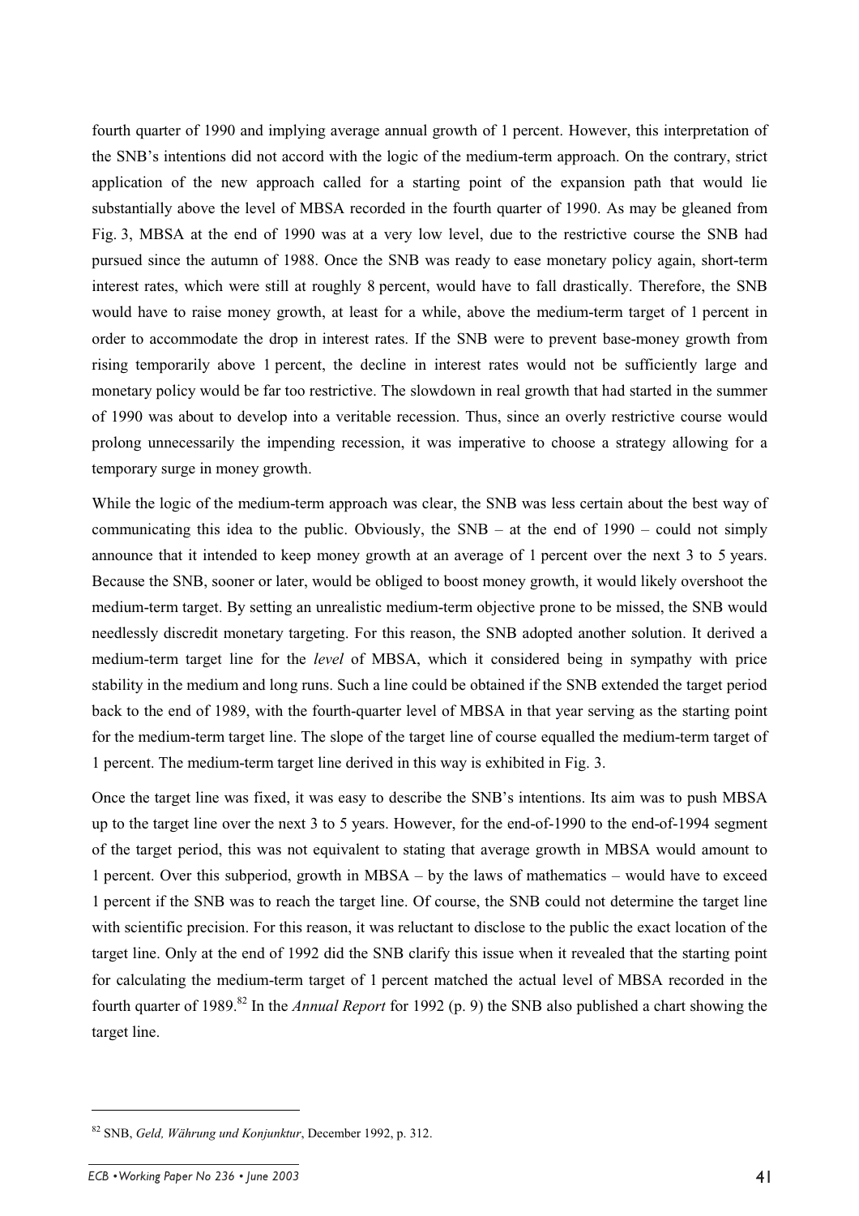fourth quarter of 1990 and implying average annual growth of 1 percent. However, this interpretation of the SNB's intentions did not accord with the logic of the medium-term approach. On the contrary, strict application of the new approach called for a starting point of the expansion path that would lie substantially above the level of MBSA recorded in the fourth quarter of 1990. As may be gleaned from Fig. 3, MBSA at the end of 1990 was at a very low level, due to the restrictive course the SNB had pursued since the autumn of 1988. Once the SNB was ready to ease monetary policy again, short-term interest rates, which were still at roughly 8 percent, would have to fall drastically. Therefore, the SNB would have to raise money growth, at least for a while, above the medium-term target of 1 percent in order to accommodate the drop in interest rates. If the SNB were to prevent base-money growth from rising temporarily above 1 percent, the decline in interest rates would not be sufficiently large and monetary policy would be far too restrictive. The slowdown in real growth that had started in the summer of 1990 was about to develop into a veritable recession. Thus, since an overly restrictive course would prolong unnecessarily the impending recession, it was imperative to choose a strategy allowing for a temporary surge in money growth.

While the logic of the medium-term approach was clear, the SNB was less certain about the best way of communicating this idea to the public. Obviously, the SNB – at the end of 1990 – could not simply announce that it intended to keep money growth at an average of 1 percent over the next 3 to 5 years. Because the SNB, sooner or later, would be obliged to boost money growth, it would likely overshoot the medium-term target. By setting an unrealistic medium-term objective prone to be missed, the SNB would needlessly discredit monetary targeting. For this reason, the SNB adopted another solution. It derived a medium-term target line for the *level* of MBSA, which it considered being in sympathy with price stability in the medium and long runs. Such a line could be obtained if the SNB extended the target period back to the end of 1989, with the fourth-quarter level of MBSA in that year serving as the starting point for the medium-term target line. The slope of the target line of course equalled the medium-term target of 1 percent. The medium-term target line derived in this way is exhibited in Fig. 3.

Once the target line was fixed, it was easy to describe the SNB's intentions. Its aim was to push MBSA up to the target line over the next 3 to 5 years. However, for the end-of-1990 to the end-of-1994 segment of the target period, this was not equivalent to stating that average growth in MBSA would amount to 1 percent. Over this subperiod, growth in MBSA – by the laws of mathematics – would have to exceed 1 percent if the SNB was to reach the target line. Of course, the SNB could not determine the target line with scientific precision. For this reason, it was reluctant to disclose to the public the exact location of the target line. Only at the end of 1992 did the SNB clarify this issue when it revealed that the starting point for calculating the medium-term target of 1 percent matched the actual level of MBSA recorded in the fourth quarter of 1989.[82] In the *Annual Report* for 1992 (p. 9) the SNB also published a chart showing the target line.

[82] SNB, *Geld, Währung und Konjunktur*, December 1992, p. 312.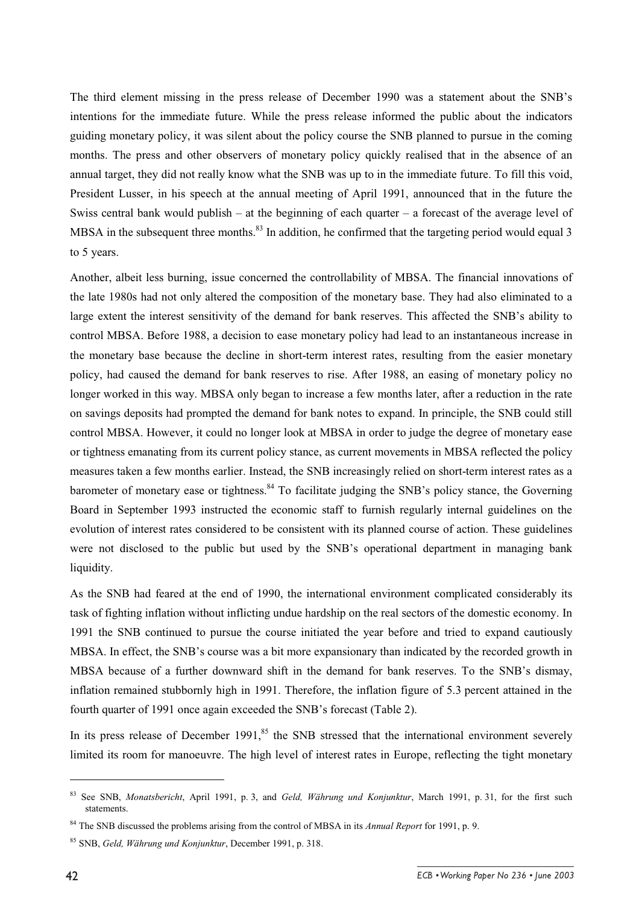The third element missing in the press release of December 1990 was a statement about the SNB's intentions for the immediate future. While the press release informed the public about the indicators guiding monetary policy, it was silent about the policy course the SNB planned to pursue in the coming months. The press and other observers of monetary policy quickly realised that in the absence of an annual target, they did not really know what the SNB was up to in the immediate future. To fill this void, President Lusser, in his speech at the annual meeting of April 1991, announced that in the future the Swiss central bank would publish – at the beginning of each quarter – a forecast of the average level of MBSA in the subsequent three months.[83] In addition, he confirmed that the targeting period would equal 3 to 5 years.

Another, albeit less burning, issue concerned the controllability of MBSA. The financial innovations of the late 1980s had not only altered the composition of the monetary base. They had also eliminated to a large extent the interest sensitivity of the demand for bank reserves. This affected the SNB's ability to control MBSA. Before 1988, a decision to ease monetary policy had lead to an instantaneous increase in the monetary base because the decline in short-term interest rates, resulting from the easier monetary policy, had caused the demand for bank reserves to rise. After 1988, an easing of monetary policy no longer worked in this way. MBSA only began to increase a few months later, after a reduction in the rate on savings deposits had prompted the demand for bank notes to expand. In principle, the SNB could still control MBSA. However, it could no longer look at MBSA in order to judge the degree of monetary ease or tightness emanating from its current policy stance, as current movements in MBSA reflected the policy measures taken a few months earlier. Instead, the SNB increasingly relied on short-term interest rates as a barometer of monetary ease or tightness.[84] To facilitate judging the SNB's policy stance, the Governing Board in September 1993 instructed the economic staff to furnish regularly internal guidelines on the evolution of interest rates considered to be consistent with its planned course of action. These guidelines were not disclosed to the public but used by the SNB's operational department in managing bank liquidity.

As the SNB had feared at the end of 1990, the international environment complicated considerably its task of fighting inflation without inflicting undue hardship on the real sectors of the domestic economy. In 1991 the SNB continued to pursue the course initiated the year before and tried to expand cautiously MBSA. In effect, the SNB's course was a bit more expansionary than indicated by the recorded growth in MBSA because of a further downward shift in the demand for bank reserves. To the SNB's dismay, inflation remained stubbornly high in 1991. Therefore, the inflation figure of 5.3 percent attained in the fourth quarter of 1991 once again exceeded the SNB's forecast (Table 2).

In its press release of December 1991,[85] the SNB stressed that the international environment severely limited its room for manoeuvre. The high level of interest rates in Europe, reflecting the tight monetary

---

[83] See SNB, *Monatsbericht*, April 1991, p. 3, and *Geld, Währung und Konjunktur*, March 1991, p. 31, for the first such statements.

[84] The SNB discussed the problems arising from the control of MBSA in its *Annual Report* for 1991, p. 9.

[85] SNB, *Geld, Währung und Konjunktur*, December 1991, p. 318.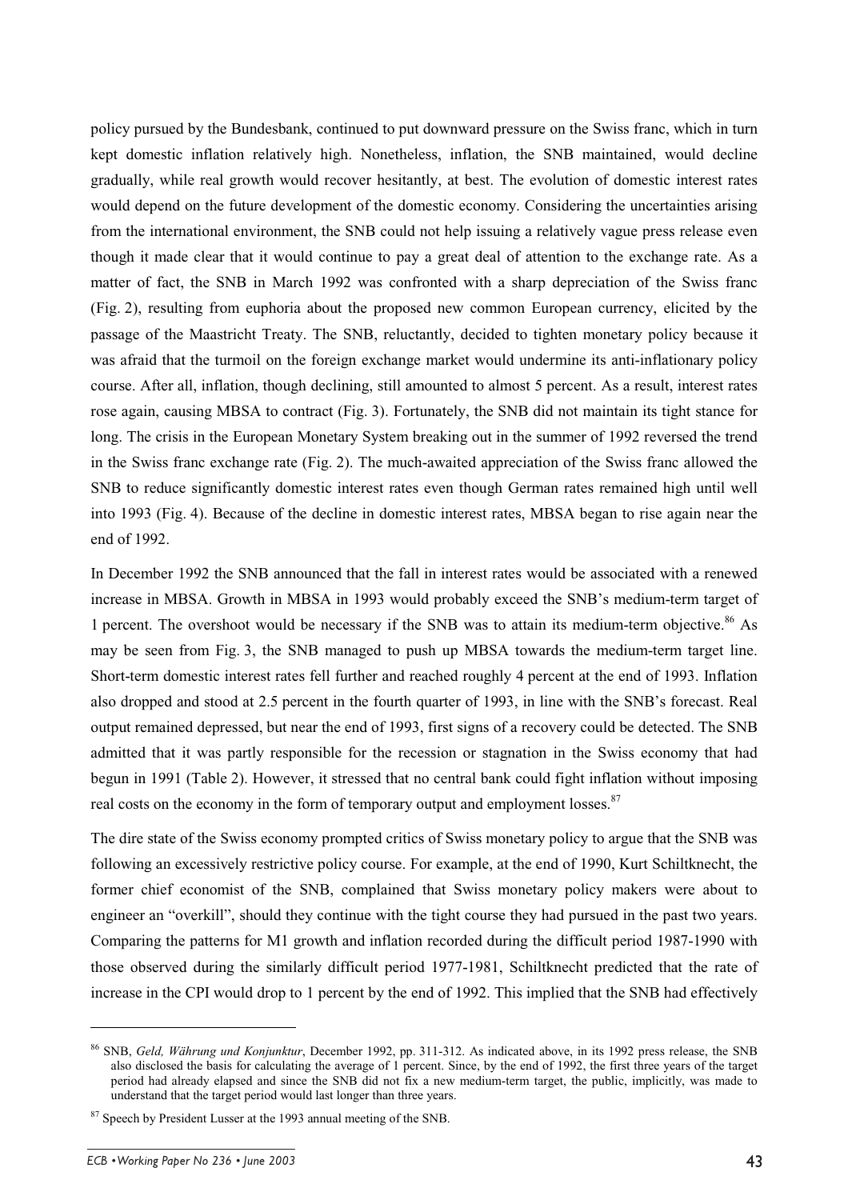policy pursued by the Bundesbank, continued to put downward pressure on the Swiss franc, which in turn kept domestic inflation relatively high. Nonetheless, inflation, the SNB maintained, would decline gradually, while real growth would recover hesitantly, at best. The evolution of domestic interest rates would depend on the future development of the domestic economy. Considering the uncertainties arising from the international environment, the SNB could not help issuing a relatively vague press release even though it made clear that it would continue to pay a great deal of attention to the exchange rate. As a matter of fact, the SNB in March 1992 was confronted with a sharp depreciation of the Swiss franc (Fig. 2), resulting from euphoria about the proposed new common European currency, elicited by the passage of the Maastricht Treaty. The SNB, reluctantly, decided to tighten monetary policy because it was afraid that the turmoil on the foreign exchange market would undermine its anti-inflationary policy course. After all, inflation, though declining, still amounted to almost 5 percent. As a result, interest rates rose again, causing MBSA to contract (Fig. 3). Fortunately, the SNB did not maintain its tight stance for long. The crisis in the European Monetary System breaking out in the summer of 1992 reversed the trend in the Swiss franc exchange rate (Fig. 2). The much-awaited appreciation of the Swiss franc allowed the SNB to reduce significantly domestic interest rates even though German rates remained high until well into 1993 (Fig. 4). Because of the decline in domestic interest rates, MBSA began to rise again near the end of 1992.

In December 1992 the SNB announced that the fall in interest rates would be associated with a renewed increase in MBSA. Growth in MBSA in 1993 would probably exceed the SNB's medium-term target of 1 percent. The overshoot would be necessary if the SNB was to attain its medium-term objective.[86] As may be seen from Fig. 3, the SNB managed to push up MBSA towards the medium-term target line. Short-term domestic interest rates fell further and reached roughly 4 percent at the end of 1993. Inflation also dropped and stood at 2.5 percent in the fourth quarter of 1993, in line with the SNB's forecast. Real output remained depressed, but near the end of 1993, first signs of a recovery could be detected. The SNB admitted that it was partly responsible for the recession or stagnation in the Swiss economy that had begun in 1991 (Table 2). However, it stressed that no central bank could fight inflation without imposing real costs on the economy in the form of temporary output and employment losses.[87]

The dire state of the Swiss economy prompted critics of Swiss monetary policy to argue that the SNB was following an excessively restrictive policy course. For example, at the end of 1990, Kurt Schiltknecht, the former chief economist of the SNB, complained that Swiss monetary policy makers were about to engineer an "overkill", should they continue with the tight course they had pursued in the past two years. Comparing the patterns for M1 growth and inflation recorded during the difficult period 1987-1990 with those observed during the similarly difficult period 1977-1981, Schiltknecht predicted that the rate of increase in the CPI would drop to 1 percent by the end of 1992. This implied that the SNB had effectively

---

[86] SNB, *Geld, Währung und Konjunktur*, December 1992, pp. 311-312. As indicated above, in its 1992 press release, the SNB also disclosed the basis for calculating the average of 1 percent. Since, by the end of 1992, the first three years of the target period had already elapsed and since the SNB did not fix a new medium-term target, the public, implicitly, was made to understand that the target period would last longer than three years.

[87] Speech by President Lusser at the 1993 annual meeting of the SNB.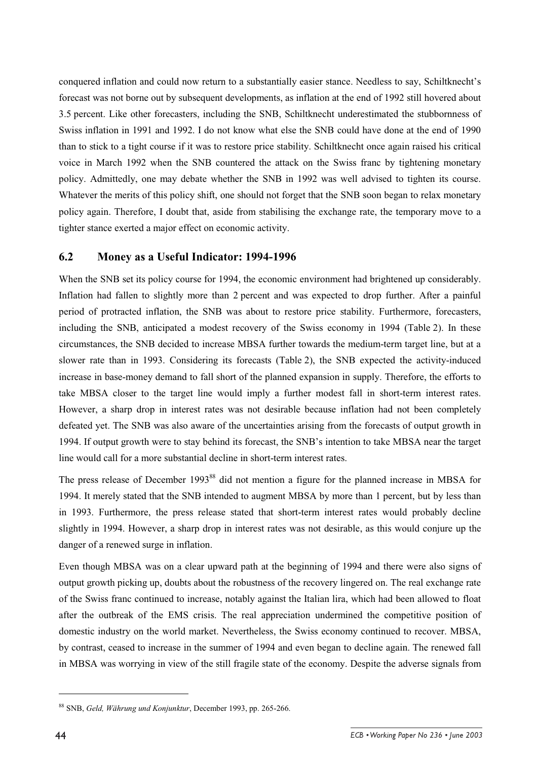conquered inflation and could now return to a substantially easier stance. Needless to say, Schiltknecht's forecast was not borne out by subsequent developments, as inflation at the end of 1992 still hovered about 3.5 percent. Like other forecasters, including the SNB, Schiltknecht underestimated the stubbornness of Swiss inflation in 1991 and 1992. I do not know what else the SNB could have done at the end of 1990 than to stick to a tight course if it was to restore price stability. Schiltknecht once again raised his critical voice in March 1992 when the SNB countered the attack on the Swiss franc by tightening monetary policy. Admittedly, one may debate whether the SNB in 1992 was well advised to tighten its course. Whatever the merits of this policy shift, one should not forget that the SNB soon began to relax monetary policy again. Therefore, I doubt that, aside from stabilising the exchange rate, the temporary move to a tighter stance exerted a major effect on economic activity.

## 6.2 Money as a Useful Indicator: 1994-1996

When the SNB set its policy course for 1994, the economic environment had brightened up considerably. Inflation had fallen to slightly more than 2 percent and was expected to drop further. After a painful period of protracted inflation, the SNB was about to restore price stability. Furthermore, forecasters, including the SNB, anticipated a modest recovery of the Swiss economy in 1994 (Table 2). In these circumstances, the SNB decided to increase MBSA further towards the medium-term target line, but at a slower rate than in 1993. Considering its forecasts (Table 2), the SNB expected the activity-induced increase in base-money demand to fall short of the planned expansion in supply. Therefore, the efforts to take MBSA closer to the target line would imply a further modest fall in short-term interest rates. However, a sharp drop in interest rates was not desirable because inflation had not been completely defeated yet. The SNB was also aware of the uncertainties arising from the forecasts of output growth in 1994. If output growth were to stay behind its forecast, the SNB's intention to take MBSA near the target line would call for a more substantial decline in short-term interest rates.

The press release of December 1993[88] did not mention a figure for the planned increase in MBSA for 1994. It merely stated that the SNB intended to augment MBSA by more than 1 percent, but by less than in 1993. Furthermore, the press release stated that short-term interest rates would probably decline slightly in 1994. However, a sharp drop in interest rates was not desirable, as this would conjure up the danger of a renewed surge in inflation.

Even though MBSA was on a clear upward path at the beginning of 1994 and there were also signs of output growth picking up, doubts about the robustness of the recovery lingered on. The real exchange rate of the Swiss franc continued to increase, notably against the Italian lira, which had been allowed to float after the outbreak of the EMS crisis. The real appreciation undermined the competitive position of domestic industry on the world market. Nevertheless, the Swiss economy continued to recover. MBSA, by contrast, ceased to increase in the summer of 1994 and even began to decline again. The renewed fall in MBSA was worrying in view of the still fragile state of the economy. Despite the adverse signals from

[88] SNB, *Geld, Währung und Konjunktur*, December 1993, pp. 265-266.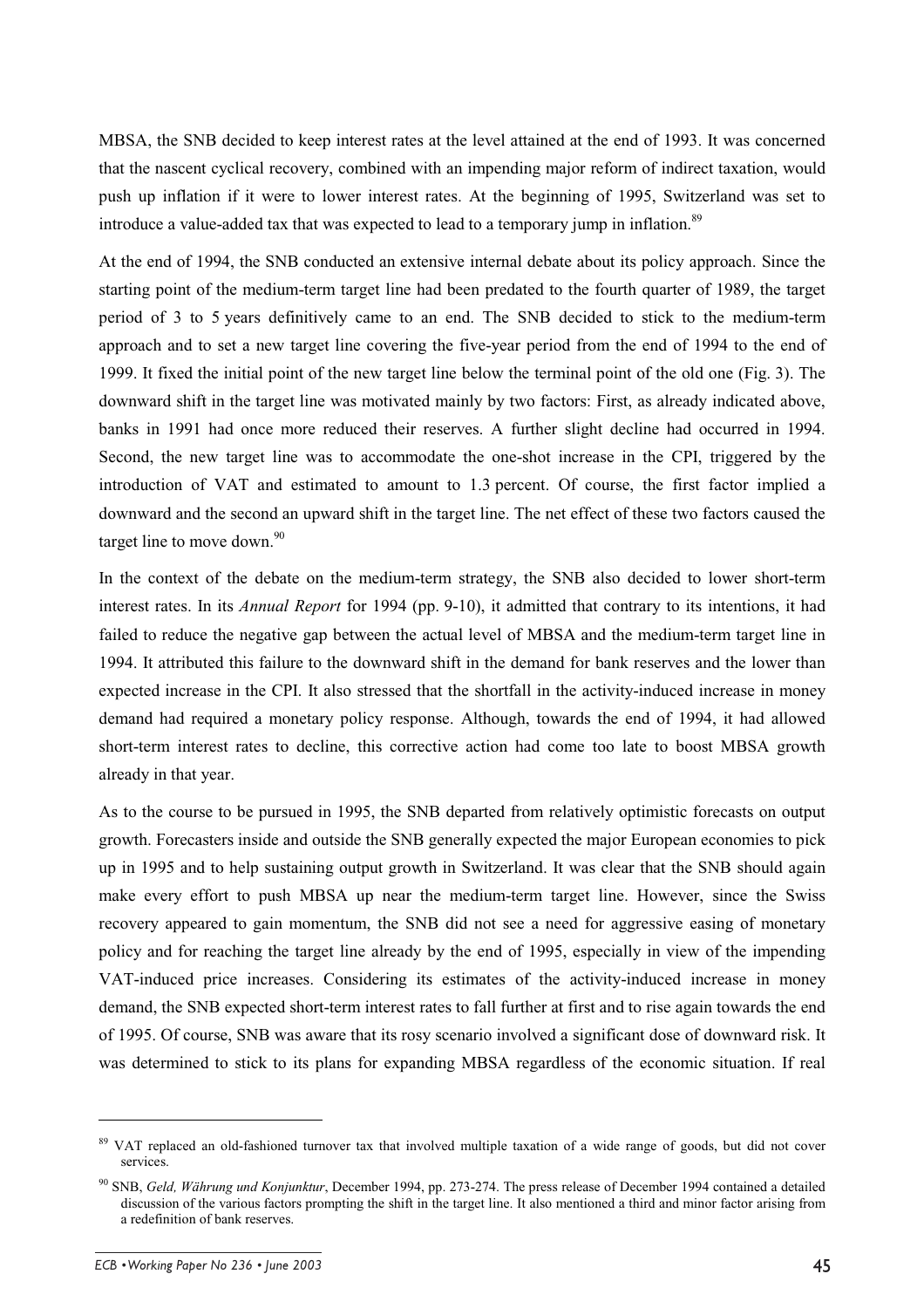MBSA, the SNB decided to keep interest rates at the level attained at the end of 1993. It was concerned that the nascent cyclical recovery, combined with an impending major reform of indirect taxation, would push up inflation if it were to lower interest rates. At the beginning of 1995, Switzerland was set to introduce a value-added tax that was expected to lead to a temporary jump in inflation.[89]

At the end of 1994, the SNB conducted an extensive internal debate about its policy approach. Since the starting point of the medium-term target line had been predated to the fourth quarter of 1989, the target period of 3 to 5 years definitively came to an end. The SNB decided to stick to the medium-term approach and to set a new target line covering the five-year period from the end of 1994 to the end of 1999. It fixed the initial point of the new target line below the terminal point of the old one (Fig. 3). The downward shift in the target line was motivated mainly by two factors: First, as already indicated above, banks in 1991 had once more reduced their reserves. A further slight decline had occurred in 1994. Second, the new target line was to accommodate the one-shot increase in the CPI, triggered by the introduction of VAT and estimated to amount to 1.3 percent. Of course, the first factor implied a downward and the second an upward shift in the target line. The net effect of these two factors caused the target line to move down.[90]

In the context of the debate on the medium-term strategy, the SNB also decided to lower short-term interest rates. In its *Annual Report* for 1994 (pp. 9-10), it admitted that contrary to its intentions, it had failed to reduce the negative gap between the actual level of MBSA and the medium-term target line in 1994. It attributed this failure to the downward shift in the demand for bank reserves and the lower than expected increase in the CPI. It also stressed that the shortfall in the activity-induced increase in money demand had required a monetary policy response. Although, towards the end of 1994, it had allowed short-term interest rates to decline, this corrective action had come too late to boost MBSA growth already in that year.

As to the course to be pursued in 1995, the SNB departed from relatively optimistic forecasts on output growth. Forecasters inside and outside the SNB generally expected the major European economies to pick up in 1995 and to help sustaining output growth in Switzerland. It was clear that the SNB should again make every effort to push MBSA up near the medium-term target line. However, since the Swiss recovery appeared to gain momentum, the SNB did not see a need for aggressive easing of monetary policy and for reaching the target line already by the end of 1995, especially in view of the impending VAT-induced price increases. Considering its estimates of the activity-induced increase in money demand, the SNB expected short-term interest rates to fall further at first and to rise again towards the end of 1995. Of course, SNB was aware that its rosy scenario involved a significant dose of downward risk. It was determined to stick to its plans for expanding MBSA regardless of the economic situation. If real

---

[89] VAT replaced an old-fashioned turnover tax that involved multiple taxation of a wide range of goods, but did not cover services.

[90] SNB, *Geld, Währung und Konjunktur*, December 1994, pp. 273-274. The press release of December 1994 contained a detailed discussion of the various factors prompting the shift in the target line. It also mentioned a third and minor factor arising from a redefinition of bank reserves.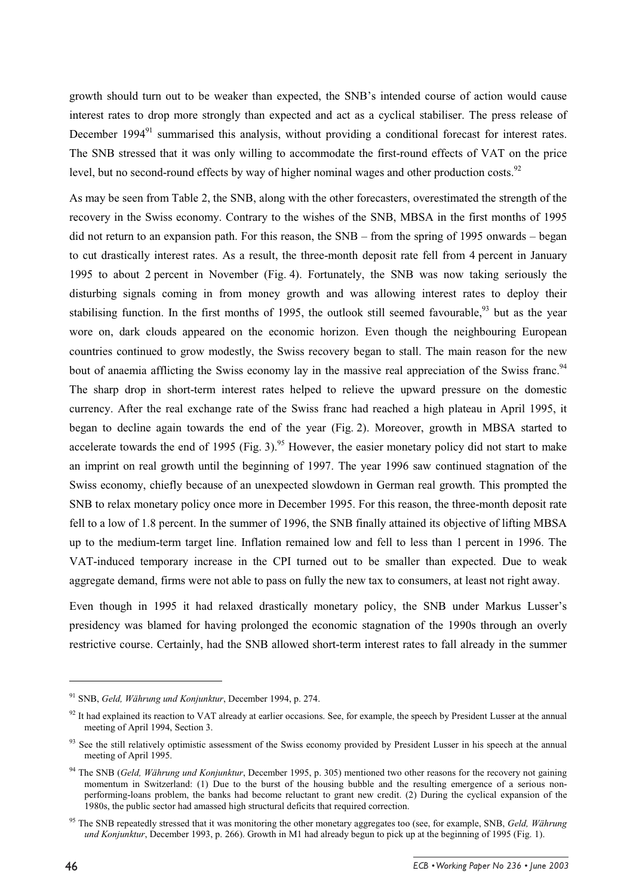growth should turn out to be weaker than expected, the SNB's intended course of action would cause interest rates to drop more strongly than expected and act as a cyclical stabiliser. The press release of December 1994[91] summarised this analysis, without providing a conditional forecast for interest rates. The SNB stressed that it was only willing to accommodate the first-round effects of VAT on the price level, but no second-round effects by way of higher nominal wages and other production costs.[92]

As may be seen from Table 2, the SNB, along with the other forecasters, overestimated the strength of the recovery in the Swiss economy. Contrary to the wishes of the SNB, MBSA in the first months of 1995 did not return to an expansion path. For this reason, the SNB – from the spring of 1995 onwards – began to cut drastically interest rates. As a result, the three-month deposit rate fell from 4 percent in January 1995 to about 2 percent in November (Fig. 4). Fortunately, the SNB was now taking seriously the disturbing signals coming in from money growth and was allowing interest rates to deploy their stabilising function. In the first months of 1995, the outlook still seemed favourable,[93] but as the year wore on, dark clouds appeared on the economic horizon. Even though the neighbouring European countries continued to grow modestly, the Swiss recovery began to stall. The main reason for the new bout of anaemia afflicting the Swiss economy lay in the massive real appreciation of the Swiss franc.[94] The sharp drop in short-term interest rates helped to relieve the upward pressure on the domestic currency. After the real exchange rate of the Swiss franc had reached a high plateau in April 1995, it began to decline again towards the end of the year (Fig. 2). Moreover, growth in MBSA started to accelerate towards the end of 1995 (Fig. 3).[95] However, the easier monetary policy did not start to make an imprint on real growth until the beginning of 1997. The year 1996 saw continued stagnation of the Swiss economy, chiefly because of an unexpected slowdown in German real growth. This prompted the SNB to relax monetary policy once more in December 1995. For this reason, the three-month deposit rate fell to a low of 1.8 percent. In the summer of 1996, the SNB finally attained its objective of lifting MBSA up to the medium-term target line. Inflation remained low and fell to less than 1 percent in 1996. The VAT-induced temporary increase in the CPI turned out to be smaller than expected. Due to weak aggregate demand, firms were not able to pass on fully the new tax to consumers, at least not right away.

Even though in 1995 it had relaxed drastically monetary policy, the SNB under Markus Lusser's presidency was blamed for having prolonged the economic stagnation of the 1990s through an overly restrictive course. Certainly, had the SNB allowed short-term interest rates to fall already in the summer

---

[91] SNB, *Geld, Währung und Konjunktur*, December 1994, p. 274.

[92] It had explained its reaction to VAT already at earlier occasions. See, for example, the speech by President Lusser at the annual meeting of April 1994, Section 3.

[93] See the still relatively optimistic assessment of the Swiss economy provided by President Lusser in his speech at the annual meeting of April 1995.

[94] The SNB (*Geld, Währung und Konjunktur*, December 1995, p. 305) mentioned two other reasons for the recovery not gaining momentum in Switzerland: (1) Due to the burst of the housing bubble and the resulting emergence of a serious non-performing-loans problem, the banks had become reluctant to grant new credit. (2) During the cyclical expansion of the 1980s, the public sector had amassed high structural deficits that required correction.

[95] The SNB repeatedly stressed that it was monitoring the other monetary aggregates too (see, for example, SNB, *Geld, Währung und Konjunktur*, December 1993, p. 266). Growth in M1 had already begun to pick up at the beginning of 1995 (Fig. 1).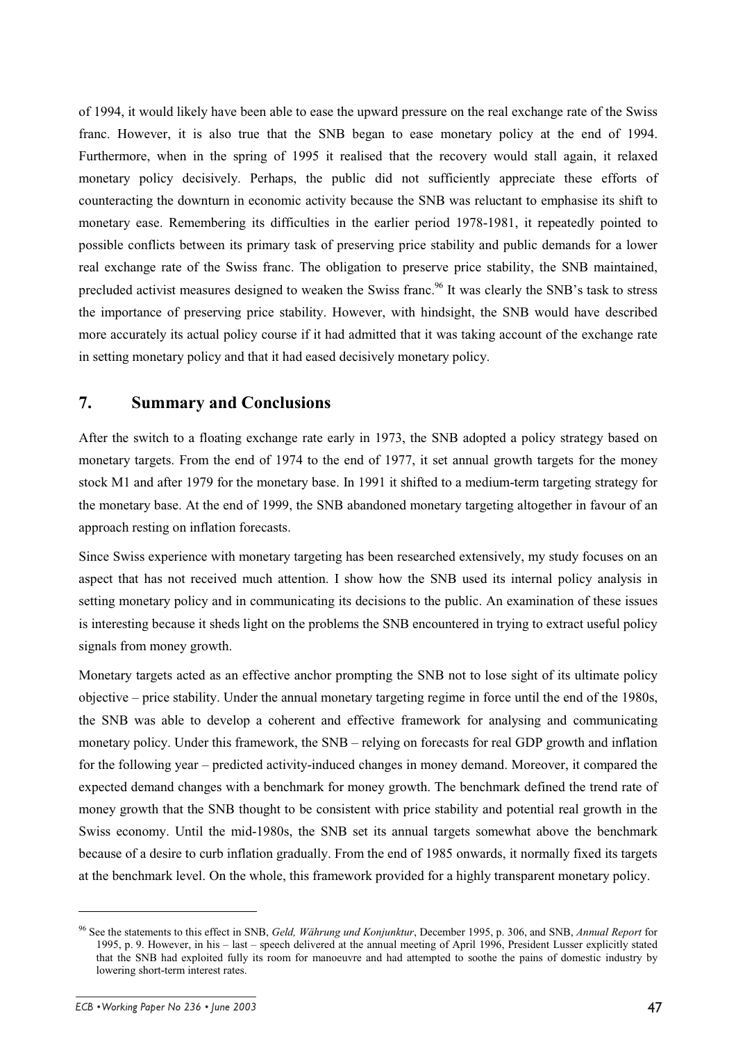of 1994, it would likely have been able to ease the upward pressure on the real exchange rate of the Swiss franc. However, it is also true that the SNB began to ease monetary policy at the end of 1994. Furthermore, when in the spring of 1995 it realised that the recovery would stall again, it relaxed monetary policy decisively. Perhaps, the public did not sufficiently appreciate these efforts of counteracting the downturn in economic activity because the SNB was reluctant to emphasise its shift to monetary ease. Remembering its difficulties in the earlier period 1978-1981, it repeatedly pointed to possible conflicts between its primary task of preserving price stability and public demands for a lower real exchange rate of the Swiss franc. The obligation to preserve price stability, the SNB maintained, precluded activist measures designed to weaken the Swiss franc.[96] It was clearly the SNB's task to stress the importance of preserving price stability. However, with hindsight, the SNB would have described more accurately its actual policy course if it had admitted that it was taking account of the exchange rate in setting monetary policy and that it had eased decisively monetary policy.

## 7. Summary and Conclusions

After the switch to a floating exchange rate early in 1973, the SNB adopted a policy strategy based on monetary targets. From the end of 1974 to the end of 1977, it set annual growth targets for the money stock M1 and after 1979 for the monetary base. In 1991 it shifted to a medium-term targeting strategy for the monetary base. At the end of 1999, the SNB abandoned monetary targeting altogether in favour of an approach resting on inflation forecasts.

Since Swiss experience with monetary targeting has been researched extensively, my study focuses on an aspect that has not received much attention. I show how the SNB used its internal policy analysis in setting monetary policy and in communicating its decisions to the public. An examination of these issues is interesting because it sheds light on the problems the SNB encountered in trying to extract useful policy signals from money growth.

Monetary targets acted as an effective anchor prompting the SNB not to lose sight of its ultimate policy objective – price stability. Under the annual monetary targeting regime in force until the end of the 1980s, the SNB was able to develop a coherent and effective framework for analysing and communicating monetary policy. Under this framework, the SNB – relying on forecasts for real GDP growth and inflation for the following year – predicted activity-induced changes in money demand. Moreover, it compared the expected demand changes with a benchmark for money growth. The benchmark defined the trend rate of money growth that the SNB thought to be consistent with price stability and potential real growth in the Swiss economy. Until the mid-1980s, the SNB set its annual targets somewhat above the benchmark because of a desire to curb inflation gradually. From the end of 1985 onwards, it normally fixed its targets at the benchmark level. On the whole, this framework provided for a highly transparent monetary policy.

---

[96] See the statements to this effect in SNB, *Geld, Währung und Konjunktur*, December 1995, p. 306, and SNB, *Annual Report* for 1995, p. 9. However, in his – last – speech delivered at the annual meeting of April 1996, President Lusser explicitly stated that the SNB had exploited fully its room for manoeuvre and had attempted to soothe the pains of domestic industry by lowering short-term interest rates.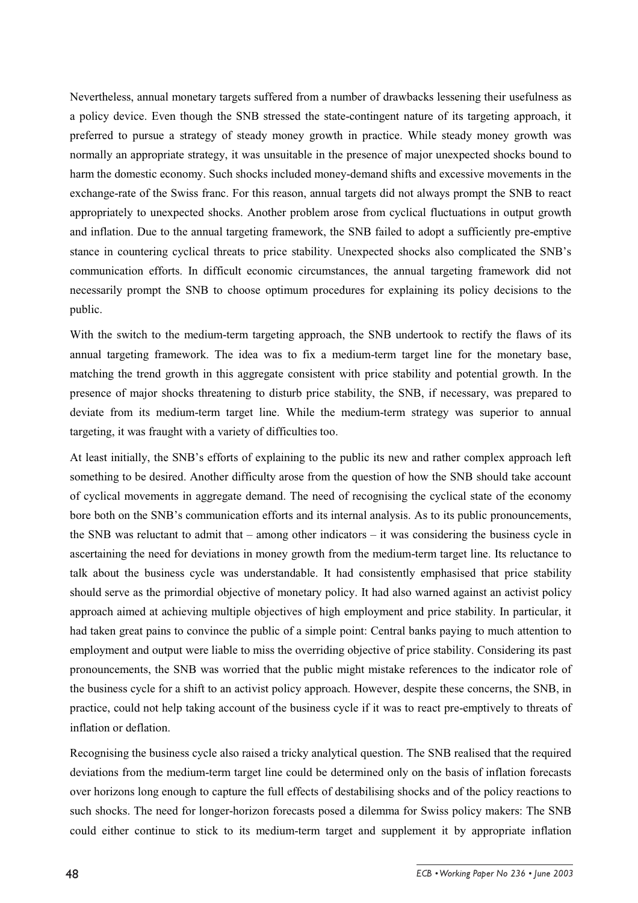Nevertheless, annual monetary targets suffered from a number of drawbacks lessening their usefulness as a policy device. Even though the SNB stressed the state-contingent nature of its targeting approach, it preferred to pursue a strategy of steady money growth in practice. While steady money growth was normally an appropriate strategy, it was unsuitable in the presence of major unexpected shocks bound to harm the domestic economy. Such shocks included money-demand shifts and excessive movements in the exchange-rate of the Swiss franc. For this reason, annual targets did not always prompt the SNB to react appropriately to unexpected shocks. Another problem arose from cyclical fluctuations in output growth and inflation. Due to the annual targeting framework, the SNB failed to adopt a sufficiently pre-emptive stance in countering cyclical threats to price stability. Unexpected shocks also complicated the SNB's communication efforts. In difficult economic circumstances, the annual targeting framework did not necessarily prompt the SNB to choose optimum procedures for explaining its policy decisions to the public.

With the switch to the medium-term targeting approach, the SNB undertook to rectify the flaws of its annual targeting framework. The idea was to fix a medium-term target line for the monetary base, matching the trend growth in this aggregate consistent with price stability and potential growth. In the presence of major shocks threatening to disturb price stability, the SNB, if necessary, was prepared to deviate from its medium-term target line. While the medium-term strategy was superior to annual targeting, it was fraught with a variety of difficulties too.

At least initially, the SNB's efforts of explaining to the public its new and rather complex approach left something to be desired. Another difficulty arose from the question of how the SNB should take account of cyclical movements in aggregate demand. The need of recognising the cyclical state of the economy bore both on the SNB's communication efforts and its internal analysis. As to its public pronouncements, the SNB was reluctant to admit that – among other indicators – it was considering the business cycle in ascertaining the need for deviations in money growth from the medium-term target line. Its reluctance to talk about the business cycle was understandable. It had consistently emphasised that price stability should serve as the primordial objective of monetary policy. It had also warned against an activist policy approach aimed at achieving multiple objectives of high employment and price stability. In particular, it had taken great pains to convince the public of a simple point: Central banks paying to much attention to employment and output were liable to miss the overriding objective of price stability. Considering its past pronouncements, the SNB was worried that the public might mistake references to the indicator role of the business cycle for a shift to an activist policy approach. However, despite these concerns, the SNB, in practice, could not help taking account of the business cycle if it was to react pre-emptively to threats of inflation or deflation.

Recognising the business cycle also raised a tricky analytical question. The SNB realised that the required deviations from the medium-term target line could be determined only on the basis of inflation forecasts over horizons long enough to capture the full effects of destabilising shocks and of the policy reactions to such shocks. The need for longer-horizon forecasts posed a dilemma for Swiss policy makers: The SNB could either continue to stick to its medium-term target and supplement it by appropriate inflation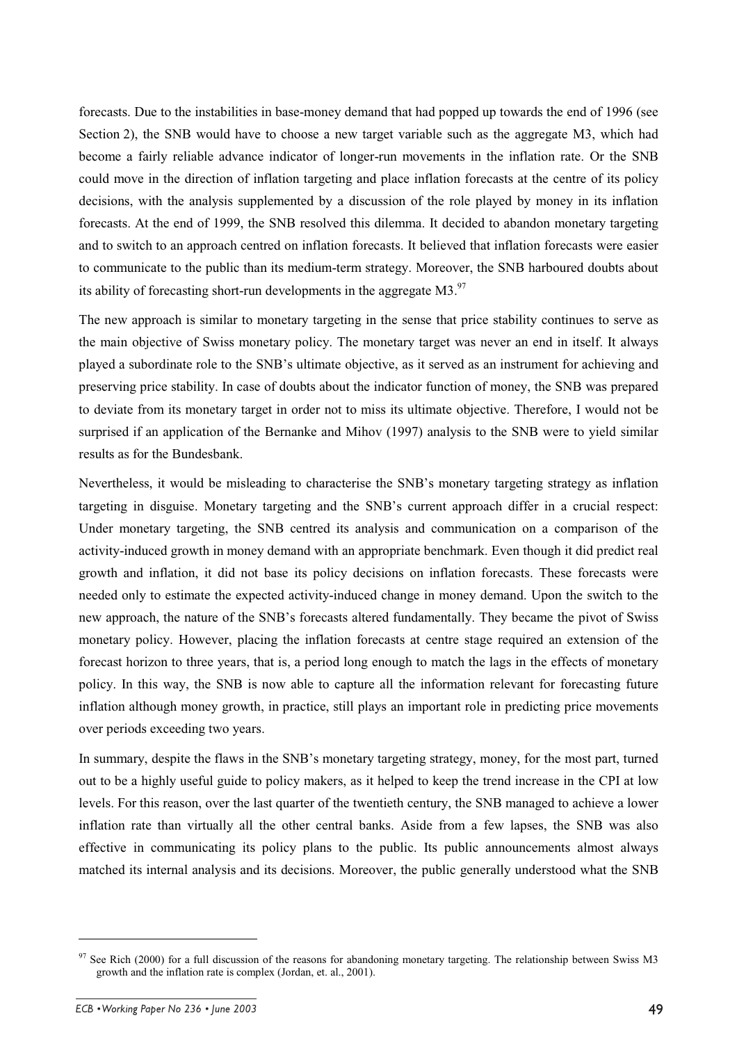forecasts. Due to the instabilities in base-money demand that had popped up towards the end of 1996 (see Section 2), the SNB would have to choose a new target variable such as the aggregate M3, which had become a fairly reliable advance indicator of longer-run movements in the inflation rate. Or the SNB could move in the direction of inflation targeting and place inflation forecasts at the centre of its policy decisions, with the analysis supplemented by a discussion of the role played by money in its inflation forecasts. At the end of 1999, the SNB resolved this dilemma. It decided to abandon monetary targeting and to switch to an approach centred on inflation forecasts. It believed that inflation forecasts were easier to communicate to the public than its medium-term strategy. Moreover, the SNB harboured doubts about its ability of forecasting short-run developments in the aggregate M3.[97]

The new approach is similar to monetary targeting in the sense that price stability continues to serve as the main objective of Swiss monetary policy. The monetary target was never an end in itself. It always played a subordinate role to the SNB's ultimate objective, as it served as an instrument for achieving and preserving price stability. In case of doubts about the indicator function of money, the SNB was prepared to deviate from its monetary target in order not to miss its ultimate objective. Therefore, I would not be surprised if an application of the Bernanke and Mihov (1997) analysis to the SNB were to yield similar results as for the Bundesbank.

Nevertheless, it would be misleading to characterise the SNB's monetary targeting strategy as inflation targeting in disguise. Monetary targeting and the SNB's current approach differ in a crucial respect: Under monetary targeting, the SNB centred its analysis and communication on a comparison of the activity-induced growth in money demand with an appropriate benchmark. Even though it did predict real growth and inflation, it did not base its policy decisions on inflation forecasts. These forecasts were needed only to estimate the expected activity-induced change in money demand. Upon the switch to the new approach, the nature of the SNB's forecasts altered fundamentally. They became the pivot of Swiss monetary policy. However, placing the inflation forecasts at centre stage required an extension of the forecast horizon to three years, that is, a period long enough to match the lags in the effects of monetary policy. In this way, the SNB is now able to capture all the information relevant for forecasting future inflation although money growth, in practice, still plays an important role in predicting price movements over periods exceeding two years.

In summary, despite the flaws in the SNB's monetary targeting strategy, money, for the most part, turned out to be a highly useful guide to policy makers, as it helped to keep the trend increase in the CPI at low levels. For this reason, over the last quarter of the twentieth century, the SNB managed to achieve a lower inflation rate than virtually all the other central banks. Aside from a few lapses, the SNB was also effective in communicating its policy plans to the public. Its public announcements almost always matched its internal analysis and its decisions. Moreover, the public generally understood what the SNB

---

[97] See Rich (2000) for a full discussion of the reasons for abandoning monetary targeting. The relationship between Swiss M3 growth and the inflation rate is complex (Jordan, et. al., 2001).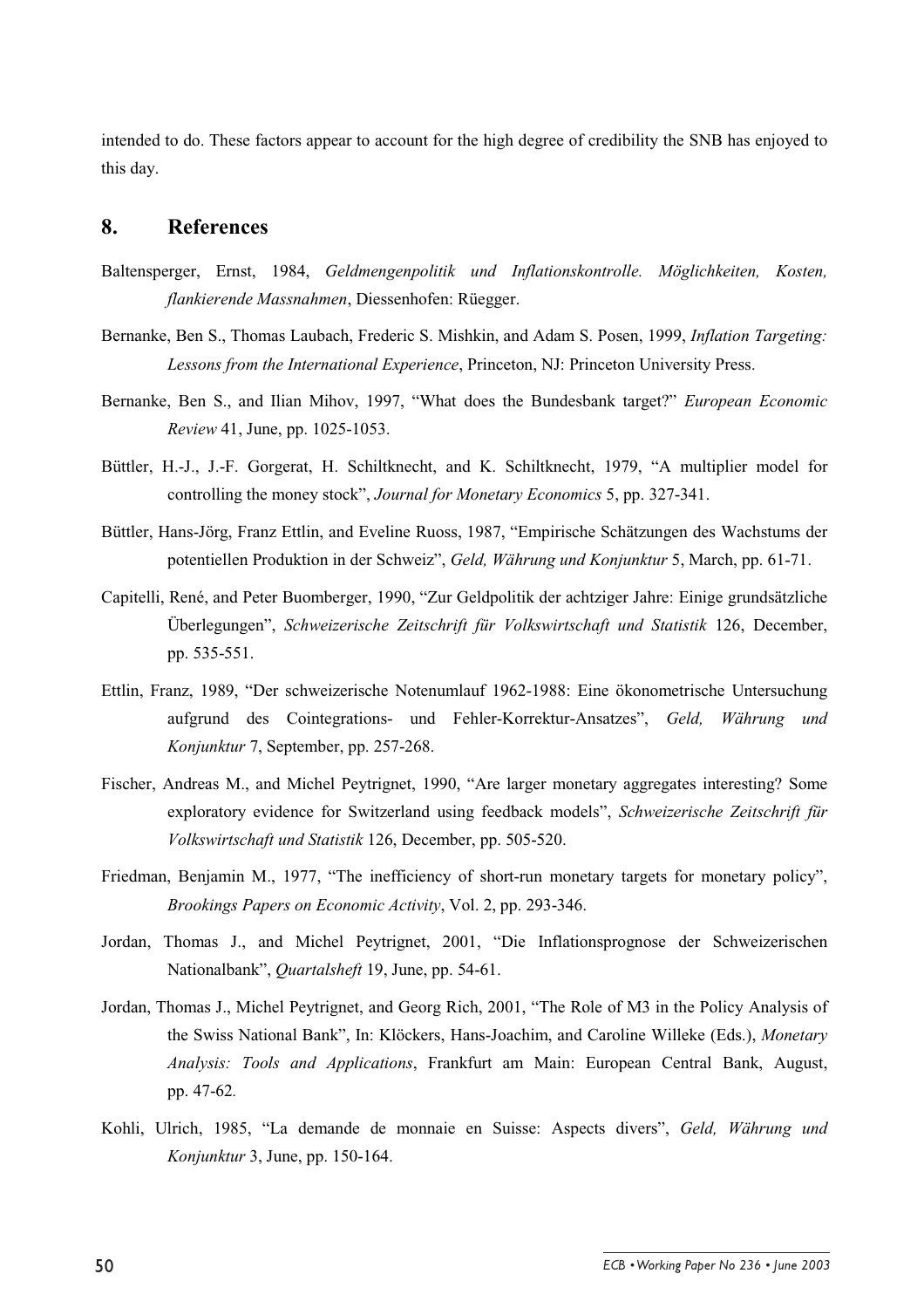intended to do. These factors appear to account for the high degree of credibility the SNB has enjoyed to this day.

## 8. References

Baltensperger, Ernst, 1984, *Geldmengenpolitik und Inflationskontrolle. Möglichkeiten, Kosten, flankierende Massnahmen*, Diessenhofen: Rüegger.

Bernanke, Ben S., Thomas Laubach, Frederic S. Mishkin, and Adam S. Posen, 1999, *Inflation Targeting: Lessons from the International Experience*, Princeton, NJ: Princeton University Press.

Bernanke, Ben S., and Ilian Mihov, 1997, "What does the Bundesbank target?" *European Economic Review* 41, June, pp. 1025-1053.

Büttler, H.-J., J.-F. Gorgerat, H. Schiltknecht, and K. Schiltknecht, 1979, "A multiplier model for controlling the money stock", *Journal for Monetary Economics* 5, pp. 327-341.

Büttler, Hans-Jörg, Franz Ettlin, and Eveline Ruoss, 1987, "Empirische Schätzungen des Wachstums der potentiellen Produktion in der Schweiz", *Geld, Währung und Konjunktur* 5, March, pp. 61-71.

Capitelli, René, and Peter Buomberger, 1990, "Zur Geldpolitik der achtziger Jahre: Einige grundsätzliche Überlegungen", *Schweizerische Zeitschrift für Volkswirtschaft und Statistik* 126, December, pp. 535-551.

Ettlin, Franz, 1989, "Der schweizerische Notenumlauf 1962-1988: Eine ökonometrische Untersuchung aufgrund des Cointegrations- und Fehler-Korrektur-Ansatzes", *Geld, Währung und Konjunktur* 7, September, pp. 257-268.

Fischer, Andreas M., and Michel Peytrignet, 1990, "Are larger monetary aggregates interesting? Some exploratory evidence for Switzerland using feedback models", *Schweizerische Zeitschrift für Volkswirtschaft und Statistik* 126, December, pp. 505-520.

Friedman, Benjamin M., 1977, "The inefficiency of short-run monetary targets for monetary policy", *Brookings Papers on Economic Activity*, Vol. 2, pp. 293-346.

Jordan, Thomas J., and Michel Peytrignet, 2001, "Die Inflationsprognose der Schweizerischen Nationalbank", *Quartalsheft* 19, June, pp. 54-61.

Jordan, Thomas J., Michel Peytrignet, and Georg Rich, 2001, "The Role of M3 in the Policy Analysis of the Swiss National Bank", In: Klöckers, Hans-Joachim, and Caroline Willeke (Eds.), *Monetary Analysis: Tools and Applications*, Frankfurt am Main: European Central Bank, August, pp. 47-62.

Kohli, Ulrich, 1985, "La demande de monnaie en Suisse: Aspects divers", *Geld, Währung und Konjunktur* 3, June, pp. 150-164.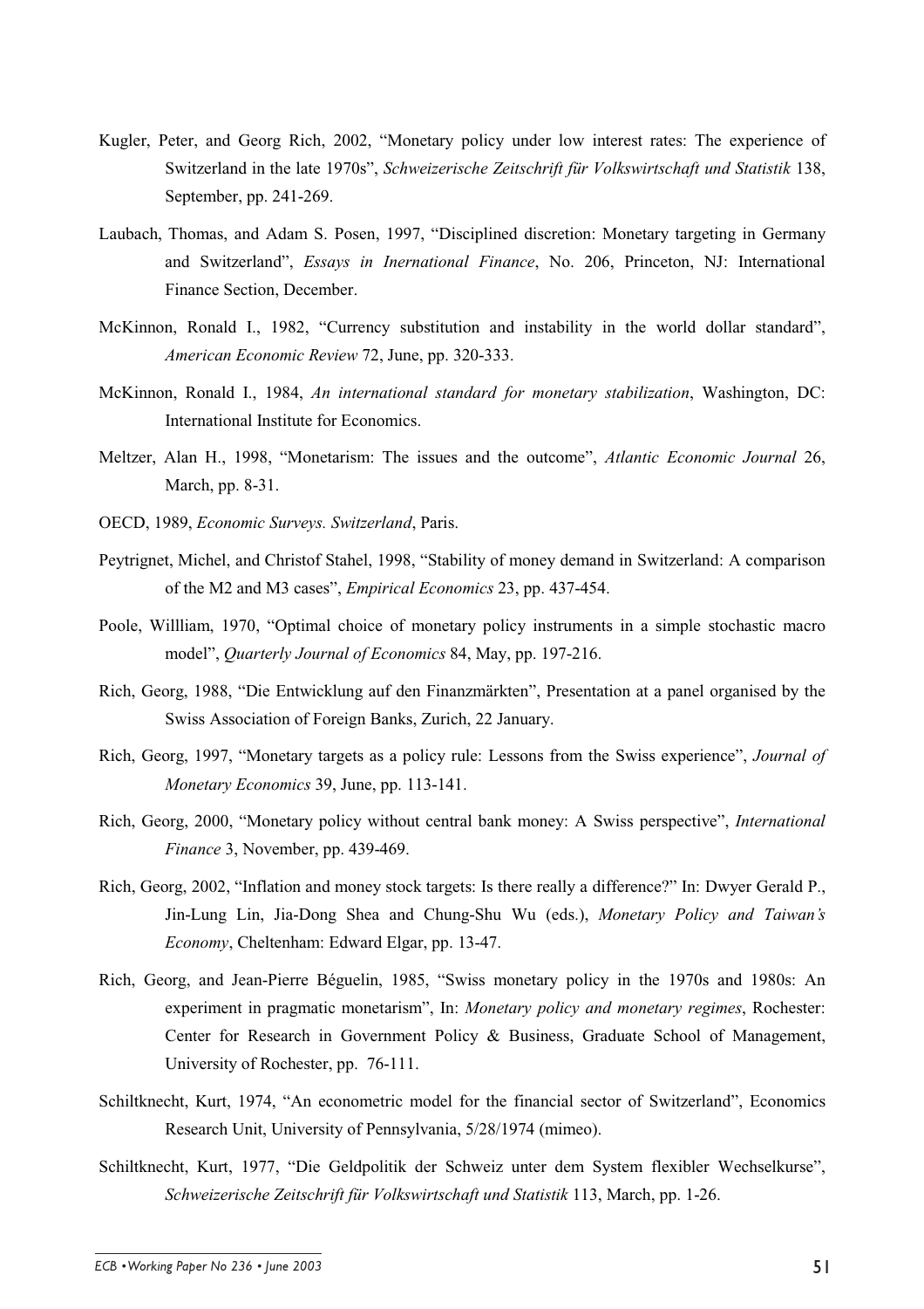Kugler, Peter, and Georg Rich, 2002, "Monetary policy under low interest rates: The experience of Switzerland in the late 1970s", *Schweizerische Zeitschrift für Volkswirtschaft und Statistik* 138, September, pp. 241-269.

Laubach, Thomas, and Adam S. Posen, 1997, "Disciplined discretion: Monetary targeting in Germany and Switzerland", *Essays in Inernational Finance*, No. 206, Princeton, NJ: International Finance Section, December.

McKinnon, Ronald I., 1982, "Currency substitution and instability in the world dollar standard", *American Economic Review* 72, June, pp. 320-333.

McKinnon, Ronald I., 1984, *An international standard for monetary stabilization*, Washington, DC: International Institute for Economics.

Meltzer, Alan H., 1998, "Monetarism: The issues and the outcome", *Atlantic Economic Journal* 26, March, pp. 8-31.

OECD, 1989, *Economic Surveys. Switzerland*, Paris.

Peytrignet, Michel, and Christof Stahel, 1998, "Stability of money demand in Switzerland: A comparison of the M2 and M3 cases", *Empirical Economics* 23, pp. 437-454.

Poole, Willliam, 1970, "Optimal choice of monetary policy instruments in a simple stochastic macro model", *Quarterly Journal of Economics* 84, May, pp. 197-216.

Rich, Georg, 1988, "Die Entwicklung auf den Finanzmärkten", Presentation at a panel organised by the Swiss Association of Foreign Banks, Zurich, 22 January.

Rich, Georg, 1997, "Monetary targets as a policy rule: Lessons from the Swiss experience", *Journal of Monetary Economics* 39, June, pp. 113-141.

Rich, Georg, 2000, "Monetary policy without central bank money: A Swiss perspective", *International Finance* 3, November, pp. 439-469.

Rich, Georg, 2002, "Inflation and money stock targets: Is there really a difference?" In: Dwyer Gerald P., Jin-Lung Lin, Jia-Dong Shea and Chung-Shu Wu (eds.), *Monetary Policy and Taiwan's Economy*, Cheltenham: Edward Elgar, pp. 13-47.

Rich, Georg, and Jean-Pierre Béguelin, 1985, "Swiss monetary policy in the 1970s and 1980s: An experiment in pragmatic monetarism", In: *Monetary policy and monetary regimes*, Rochester: Center for Research in Government Policy & Business, Graduate School of Management, University of Rochester, pp. 76-111.

Schiltknecht, Kurt, 1974, "An econometric model for the financial sector of Switzerland", Economics Research Unit, University of Pennsylvania, 5/28/1974 (mimeo).

Schiltknecht, Kurt, 1977, "Die Geldpolitik der Schweiz unter dem System flexibler Wechselkurse", *Schweizerische Zeitschrift für Volkswirtschaft und Statistik* 113, March, pp. 1-26.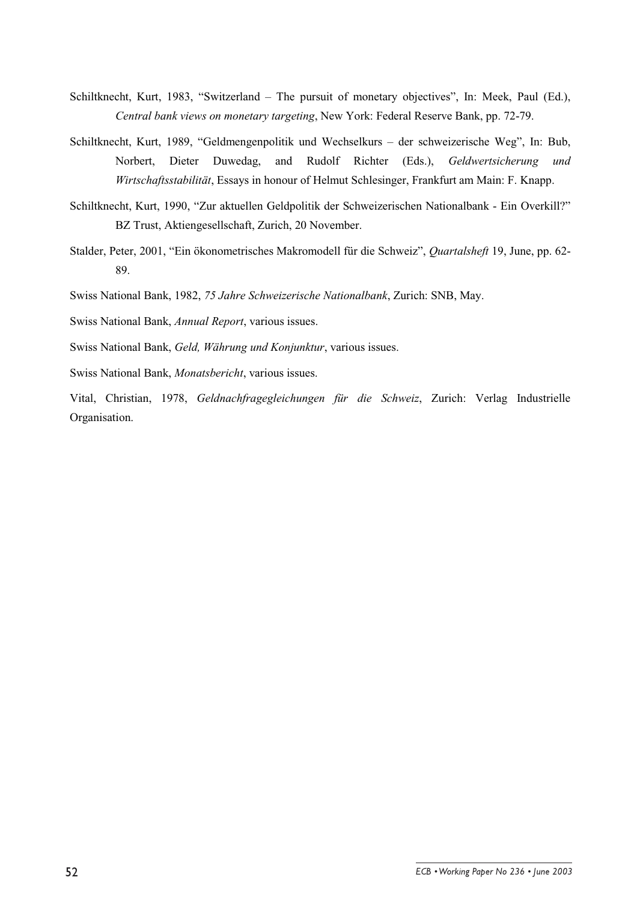Schiltknecht, Kurt, 1983, "Switzerland – The pursuit of monetary objectives", In: Meek, Paul (Ed.), *Central bank views on monetary targeting*, New York: Federal Reserve Bank, pp. 72-79.

Schiltknecht, Kurt, 1989, "Geldmengenpolitik und Wechselkurs – der schweizerische Weg", In: Bub, Norbert, Dieter Duwedag, and Rudolf Richter (Eds.), *Geldwertsicherung und Wirtschaftsstabilität*, Essays in honour of Helmut Schlesinger, Frankfurt am Main: F. Knapp.

Schiltknecht, Kurt, 1990, "Zur aktuellen Geldpolitik der Schweizerischen Nationalbank - Ein Overkill?" BZ Trust, Aktiengesellschaft, Zurich, 20 November.

Stalder, Peter, 2001, "Ein ökonometrisches Makromodell für die Schweiz", *Quartalsheft* 19, June, pp. 62-89.

Swiss National Bank, 1982, *75 Jahre Schweizerische Nationalbank*, Zurich: SNB, May.

Swiss National Bank, *Annual Report*, various issues.

Swiss National Bank, *Geld, Währung und Konjunktur*, various issues.

Swiss National Bank, *Monatsbericht*, various issues.

Vital, Christian, 1978, *Geldnachfragegleichungen für die Schweiz*, Zurich: Verlag Industrielle Organisation.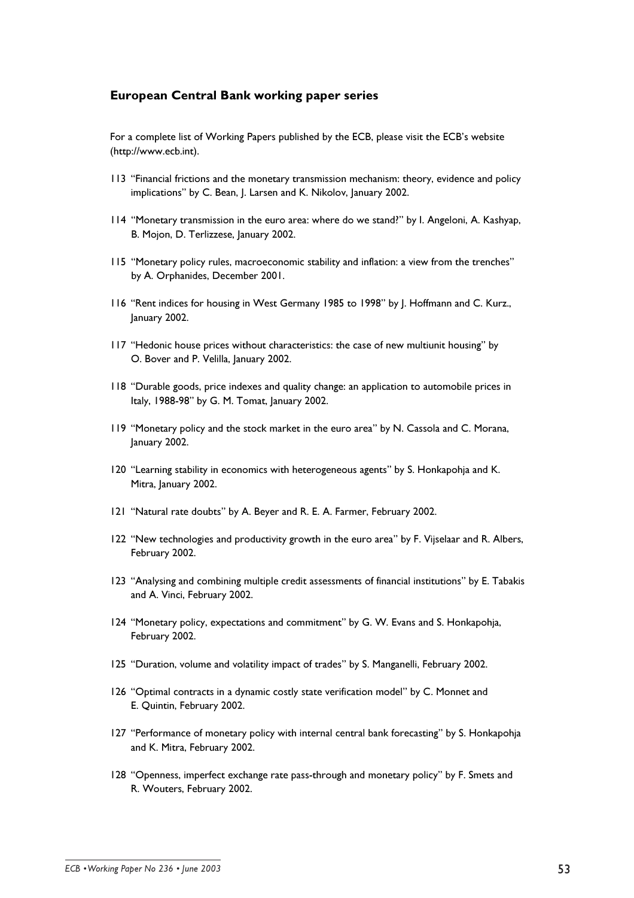## European Central Bank working paper series

For a complete list of Working Papers published by the ECB, please visit the ECB's website (http://www.ecb.int).

113 "Financial frictions and the monetary transmission mechanism: theory, evidence and policy implications" by C. Bean, J. Larsen and K. Nikolov, January 2002.

114 "Monetary transmission in the euro area: where do we stand?" by I. Angeloni, A. Kashyap, B. Mojon, D. Terlizzese, January 2002.

115 "Monetary policy rules, macroeconomic stability and inflation: a view from the trenches" by A. Orphanides, December 2001.

116 "Rent indices for housing in West Germany 1985 to 1998" by J. Hoffmann and C. Kurz., January 2002.

117 "Hedonic house prices without characteristics: the case of new multiunit housing" by O. Bover and P. Velilla, January 2002.

118 "Durable goods, price indexes and quality change: an application to automobile prices in Italy, 1988-98" by G. M. Tomat, January 2002.

119 "Monetary policy and the stock market in the euro area" by N. Cassola and C. Morana, January 2002.

120 "Learning stability in economics with heterogeneous agents" by S. Honkapohja and K. Mitra, January 2002.

121 "Natural rate doubts" by A. Beyer and R. E. A. Farmer, February 2002.

122 "New technologies and productivity growth in the euro area" by F. Vijselaar and R. Albers, February 2002.

123 "Analysing and combining multiple credit assessments of financial institutions" by E. Tabakis and A. Vinci, February 2002.

124 "Monetary policy, expectations and commitment" by G. W. Evans and S. Honkapohja, February 2002.

125 "Duration, volume and volatility impact of trades" by S. Manganelli, February 2002.

126 "Optimal contracts in a dynamic costly state verification model" by C. Monnet and E. Quintin, February 2002.

127 "Performance of monetary policy with internal central bank forecasting" by S. Honkapohja and K. Mitra, February 2002.

128 "Openness, imperfect exchange rate pass-through and monetary policy" by F. Smets and R. Wouters, February 2002.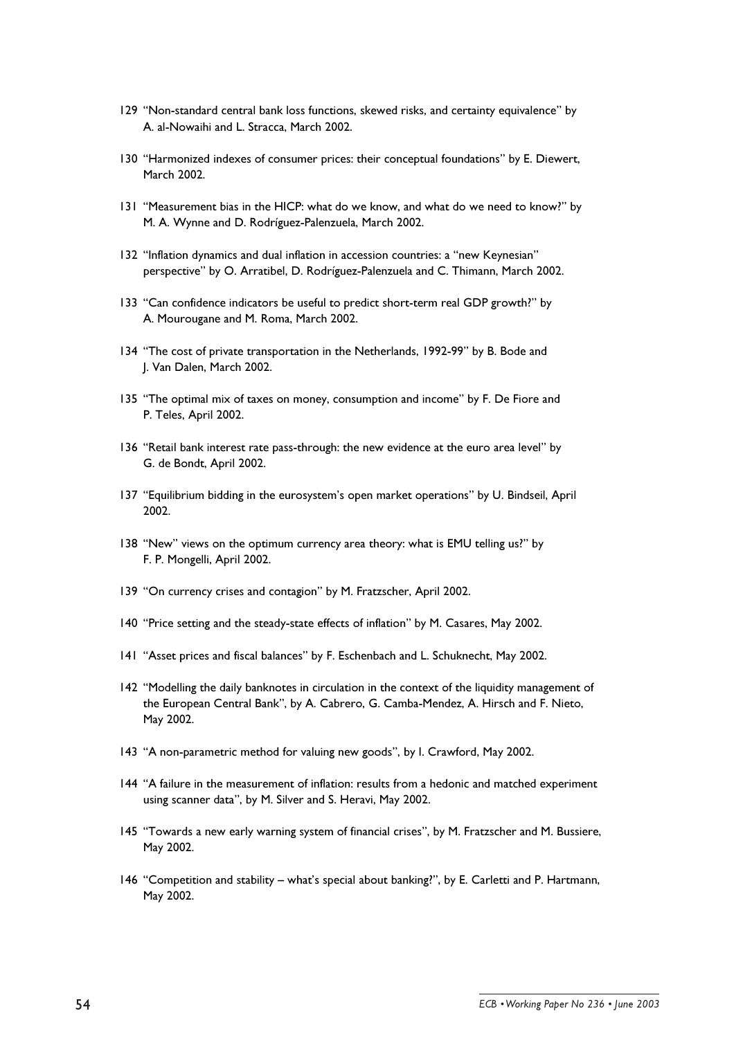129 "Non-standard central bank loss functions, skewed risks, and certainty equivalence" by A. al-Nowaihi and L. Stracca, March 2002.

130 "Harmonized indexes of consumer prices: their conceptual foundations" by E. Diewert, March 2002.

131 "Measurement bias in the HICP: what do we know, and what do we need to know?" by M. A. Wynne and D. Rodríguez-Palenzuela, March 2002.

132 "Inflation dynamics and dual inflation in accession countries: a "new Keynesian" perspective" by O. Arratibel, D. Rodríguez-Palenzuela and C. Thimann, March 2002.

133 "Can confidence indicators be useful to predict short-term real GDP growth?" by A. Mourougane and M. Roma, March 2002.

134 "The cost of private transportation in the Netherlands, 1992-99" by B. Bode and J. Van Dalen, March 2002.

135 "The optimal mix of taxes on money, consumption and income" by F. De Fiore and P. Teles, April 2002.

136 "Retail bank interest rate pass-through: the new evidence at the euro area level" by G. de Bondt, April 2002.

137 "Equilibrium bidding in the eurosystem's open market operations" by U. Bindseil, April 2002.

138 "New" views on the optimum currency area theory: what is EMU telling us?" by F. P. Mongelli, April 2002.

139 "On currency crises and contagion" by M. Fratzscher, April 2002.

140 "Price setting and the steady-state effects of inflation" by M. Casares, May 2002.

141 "Asset prices and fiscal balances" by F. Eschenbach and L. Schuknecht, May 2002.

142 "Modelling the daily banknotes in circulation in the context of the liquidity management of the European Central Bank", by A. Cabrero, G. Camba-Mendez, A. Hirsch and F. Nieto, May 2002.

143 "A non-parametric method for valuing new goods", by I. Crawford, May 2002.

144 "A failure in the measurement of inflation: results from a hedonic and matched experiment using scanner data", by M. Silver and S. Heravi, May 2002.

145 "Towards a new early warning system of financial crises", by M. Fratzscher and M. Bussiere, May 2002.

146 "Competition and stability – what's special about banking?", by E. Carletti and P. Hartmann, May 2002.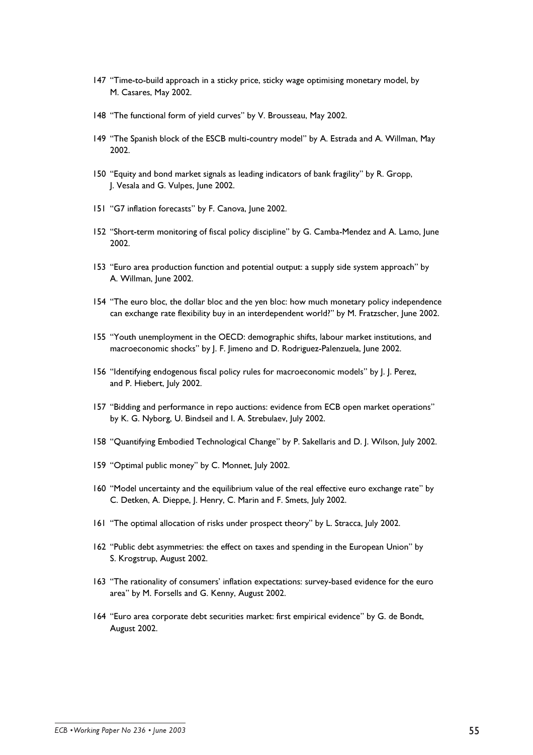147 "Time-to-build approach in a sticky price, sticky wage optimising monetary model, by M. Casares, May 2002.

148 "The functional form of yield curves" by V. Brousseau, May 2002.

149 "The Spanish block of the ESCB multi-country model" by A. Estrada and A. Willman, May 2002.

150 "Equity and bond market signals as leading indicators of bank fragility" by R. Gropp, J. Vesala and G. Vulpes, June 2002.

151 "G7 inflation forecasts" by F. Canova, June 2002.

152 "Short-term monitoring of fiscal policy discipline" by G. Camba-Mendez and A. Lamo, June 2002.

153 "Euro area production function and potential output: a supply side system approach" by A. Willman, June 2002.

154 "The euro bloc, the dollar bloc and the yen bloc: how much monetary policy independence can exchange rate flexibility buy in an interdependent world?" by M. Fratzscher, June 2002.

155 "Youth unemployment in the OECD: demographic shifts, labour market institutions, and macroeconomic shocks" by J. F. Jimeno and D. Rodriguez-Palenzuela, June 2002.

156 "Identifying endogenous fiscal policy rules for macroeconomic models" by J. J. Perez, and P. Hiebert, July 2002.

157 "Bidding and performance in repo auctions: evidence from ECB open market operations" by K. G. Nyborg, U. Bindseil and I. A. Strebulaev, July 2002.

158 "Quantifying Embodied Technological Change" by P. Sakellaris and D. J. Wilson, July 2002.

159 "Optimal public money" by C. Monnet, July 2002.

160 "Model uncertainty and the equilibrium value of the real effective euro exchange rate" by C. Detken, A. Dieppe, J. Henry, C. Marin and F. Smets, July 2002.

161 "The optimal allocation of risks under prospect theory" by L. Stracca, July 2002.

162 "Public debt asymmetries: the effect on taxes and spending in the European Union" by S. Krogstrup, August 2002.

163 "The rationality of consumers' inflation expectations: survey-based evidence for the euro area" by M. Forsells and G. Kenny, August 2002.

164 "Euro area corporate debt securities market: first empirical evidence" by G. de Bondt, August 2002.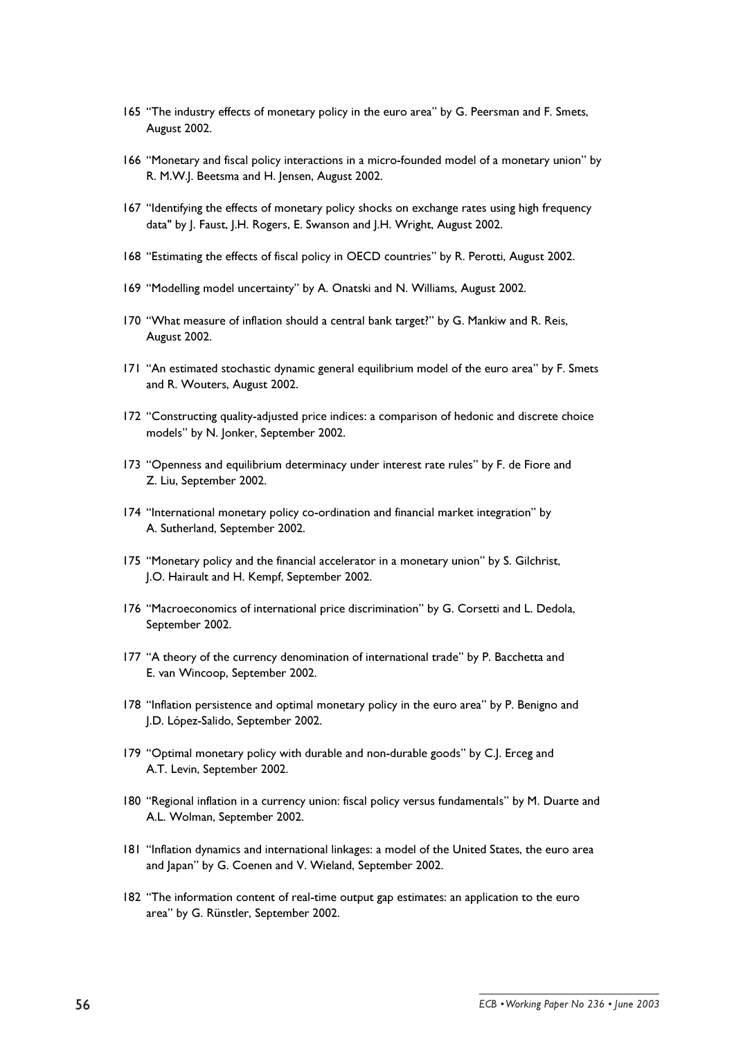165 "The industry effects of monetary policy in the euro area" by G. Peersman and F. Smets, August 2002.

166 "Monetary and fiscal policy interactions in a micro-founded model of a monetary union" by R. M.W.J. Beetsma and H. Jensen, August 2002.

167 "Identifying the effects of monetary policy shocks on exchange rates using high frequency data" by J. Faust, J.H. Rogers, E. Swanson and J.H. Wright, August 2002.

168 "Estimating the effects of fiscal policy in OECD countries" by R. Perotti, August 2002.

169 "Modelling model uncertainty" by A. Onatski and N. Williams, August 2002.

170 "What measure of inflation should a central bank target?" by G. Mankiw and R. Reis, August 2002.

171 "An estimated stochastic dynamic general equilibrium model of the euro area" by F. Smets and R. Wouters, August 2002.

172 "Constructing quality-adjusted price indices: a comparison of hedonic and discrete choice models" by N. Jonker, September 2002.

173 "Openness and equilibrium determinacy under interest rate rules" by F. de Fiore and Z. Liu, September 2002.

174 "International monetary policy co-ordination and financial market integration" by A. Sutherland, September 2002.

175 "Monetary policy and the financial accelerator in a monetary union" by S. Gilchrist, J.O. Hairault and H. Kempf, September 2002.

176 "Macroeconomics of international price discrimination" by G. Corsetti and L. Dedola, September 2002.

177 "A theory of the currency denomination of international trade" by P. Bacchetta and E. van Wincoop, September 2002.

178 "Inflation persistence and optimal monetary policy in the euro area" by P. Benigno and J.D. López-Salido, September 2002.

179 "Optimal monetary policy with durable and non-durable goods" by C.J. Erceg and A.T. Levin, September 2002.

180 "Regional inflation in a currency union: fiscal policy versus fundamentals" by M. Duarte and A.L. Wolman, September 2002.

181 "Inflation dynamics and international linkages: a model of the United States, the euro area and Japan" by G. Coenen and V. Wieland, September 2002.

182 "The information content of real-time output gap estimates: an application to the euro area" by G. Rünstler, September 2002.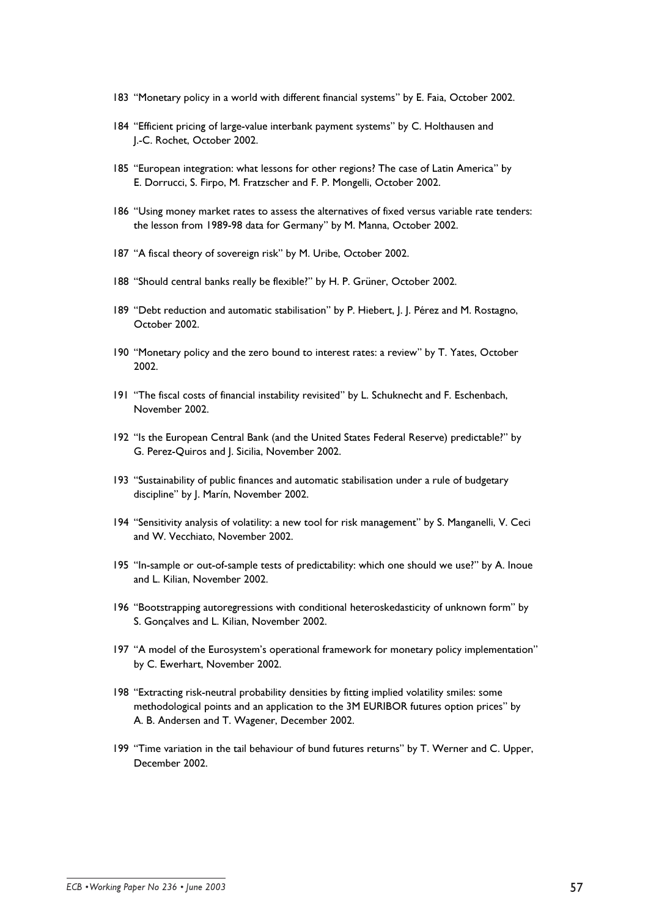183 "Monetary policy in a world with different financial systems" by E. Faia, October 2002.

184 "Efficient pricing of large-value interbank payment systems" by C. Holthausen and J.-C. Rochet, October 2002.

185 "European integration: what lessons for other regions? The case of Latin America" by E. Dorrucci, S. Firpo, M. Fratzscher and F. P. Mongelli, October 2002.

186 "Using money market rates to assess the alternatives of fixed versus variable rate tenders: the lesson from 1989-98 data for Germany" by M. Manna, October 2002.

187 "A fiscal theory of sovereign risk" by M. Uribe, October 2002.

188 "Should central banks really be flexible?" by H. P. Grüner, October 2002.

189 "Debt reduction and automatic stabilisation" by P. Hiebert, J. J. Pérez and M. Rostagno, October 2002.

190 "Monetary policy and the zero bound to interest rates: a review" by T. Yates, October 2002.

191 "The fiscal costs of financial instability revisited" by L. Schuknecht and F. Eschenbach, November 2002.

192 "Is the European Central Bank (and the United States Federal Reserve) predictable?" by G. Perez-Quiros and J. Sicilia, November 2002.

193 "Sustainability of public finances and automatic stabilisation under a rule of budgetary discipline" by J. Marín, November 2002.

194 "Sensitivity analysis of volatility: a new tool for risk management" by S. Manganelli, V. Ceci and W. Vecchiato, November 2002.

195 "In-sample or out-of-sample tests of predictability: which one should we use?" by A. Inoue and L. Kilian, November 2002.

196 "Bootstrapping autoregressions with conditional heteroskedasticity of unknown form" by S. Gonçalves and L. Kilian, November 2002.

197 "A model of the Eurosystem's operational framework for monetary policy implementation" by C. Ewerhart, November 2002.

198 "Extracting risk-neutral probability densities by fitting implied volatility smiles: some methodological points and an application to the 3M EURIBOR futures option prices" by A. B. Andersen and T. Wagener, December 2002.

199 "Time variation in the tail behaviour of bund futures returns" by T. Werner and C. Upper, December 2002.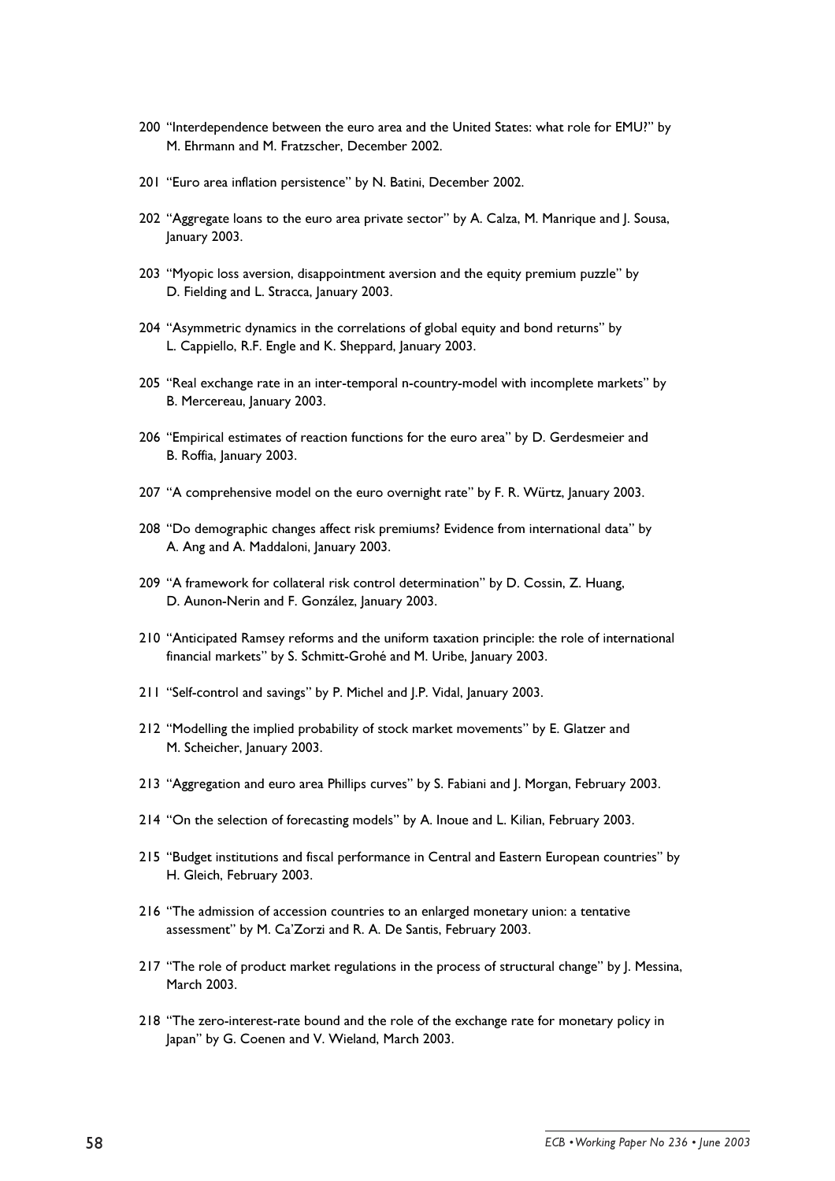200 "Interdependence between the euro area and the United States: what role for EMU?" by M. Ehrmann and M. Fratzscher, December 2002.

201 "Euro area inflation persistence" by N. Batini, December 2002.

202 "Aggregate loans to the euro area private sector" by A. Calza, M. Manrique and J. Sousa, January 2003.

203 "Myopic loss aversion, disappointment aversion and the equity premium puzzle" by D. Fielding and L. Stracca, January 2003.

204 "Asymmetric dynamics in the correlations of global equity and bond returns" by L. Cappiello, R.F. Engle and K. Sheppard, January 2003.

205 "Real exchange rate in an inter-temporal n-country-model with incomplete markets" by B. Mercereau, January 2003.

206 "Empirical estimates of reaction functions for the euro area" by D. Gerdesmeier and B. Roffia, January 2003.

207 "A comprehensive model on the euro overnight rate" by F. R. Würtz, January 2003.

208 "Do demographic changes affect risk premiums? Evidence from international data" by A. Ang and A. Maddaloni, January 2003.

209 "A framework for collateral risk control determination" by D. Cossin, Z. Huang, D. Aunon-Nerin and F. González, January 2003.

210 "Anticipated Ramsey reforms and the uniform taxation principle: the role of international financial markets" by S. Schmitt-Grohé and M. Uribe, January 2003.

211 "Self-control and savings" by P. Michel and J.P. Vidal, January 2003.

212 "Modelling the implied probability of stock market movements" by E. Glatzer and M. Scheicher, January 2003.

213 "Aggregation and euro area Phillips curves" by S. Fabiani and J. Morgan, February 2003.

214 "On the selection of forecasting models" by A. Inoue and L. Kilian, February 2003.

215 "Budget institutions and fiscal performance in Central and Eastern European countries" by H. Gleich, February 2003.

216 "The admission of accession countries to an enlarged monetary union: a tentative assessment" by M. Ca'Zorzi and R. A. De Santis, February 2003.

217 "The role of product market regulations in the process of structural change" by J. Messina, March 2003.

218 "The zero-interest-rate bound and the role of the exchange rate for monetary policy in Japan" by G. Coenen and V. Wieland, March 2003.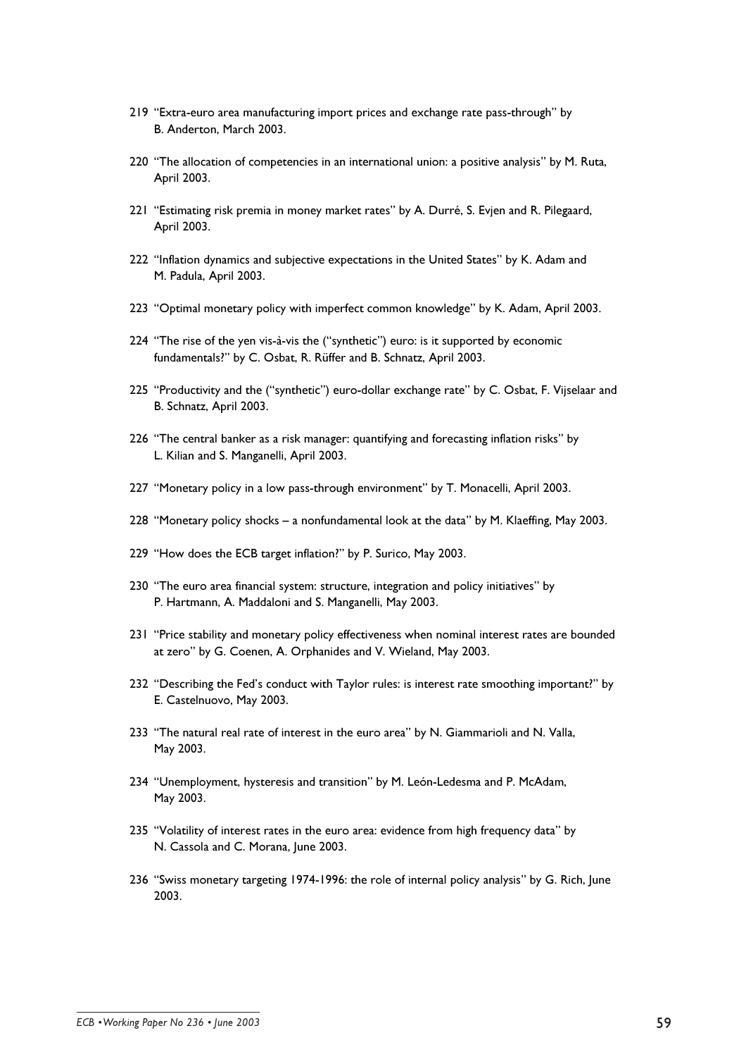219 "Extra-euro area manufacturing import prices and exchange rate pass-through" by B. Anderton, March 2003.

220 "The allocation of competencies in an international union: a positive analysis" by M. Ruta, April 2003.

221 "Estimating risk premia in money market rates" by A. Durré, S. Evjen and R. Pilegaard, April 2003.

222 "Inflation dynamics and subjective expectations in the United States" by K. Adam and M. Padula, April 2003.

223 "Optimal monetary policy with imperfect common knowledge" by K. Adam, April 2003.

224 "The rise of the yen vis-à-vis the ("synthetic") euro: is it supported by economic fundamentals?" by C. Osbat, R. Rüffer and B. Schnatz, April 2003.

225 "Productivity and the ("synthetic") euro-dollar exchange rate" by C. Osbat, F. Vijselaar and B. Schnatz, April 2003.

226 "The central banker as a risk manager: quantifying and forecasting inflation risks" by L. Kilian and S. Manganelli, April 2003.

227 "Monetary policy in a low pass-through environment" by T. Monacelli, April 2003.

228 "Monetary policy shocks – a nonfundamental look at the data" by M. Klaeffing, May 2003.

229 "How does the ECB target inflation?" by P. Surico, May 2003.

230 "The euro area financial system: structure, integration and policy initiatives" by P. Hartmann, A. Maddaloni and S. Manganelli, May 2003.

231 "Price stability and monetary policy effectiveness when nominal interest rates are bounded at zero" by G. Coenen, A. Orphanides and V. Wieland, May 2003.

232 "Describing the Fed's conduct with Taylor rules: is interest rate smoothing important?" by E. Castelnuovo, May 2003.

233 "The natural real rate of interest in the euro area" by N. Giammarioli and N. Valla, May 2003.

234 "Unemployment, hysteresis and transition" by M. León-Ledesma and P. McAdam, May 2003.

235 "Volatility of interest rates in the euro area: evidence from high frequency data" by N. Cassola and C. Morana, June 2003.

236 "Swiss monetary targeting 1974-1996: the role of internal policy analysis" by G. Rich, June 2003.